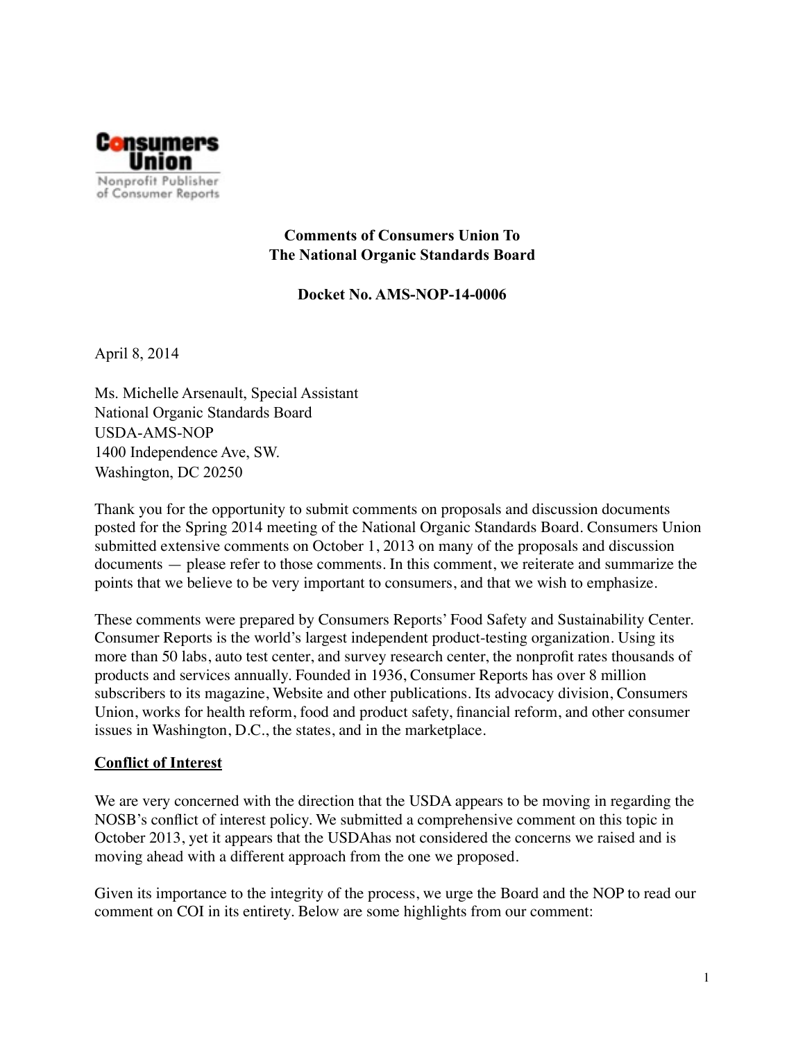Consumers Union

Nonprofit Publisher of Consumer Reports

**Comments of Consumers Union To**
**The National Organic Standards Board**

**Docket No. AMS-NOP-14-0006**

April 8, 2014

Ms. Michelle Arsenault, Special Assistant
National Organic Standards Board
USDA-AMS-NOP
1400 Independence Ave, SW.
Washington, DC 20250

Thank you for the opportunity to submit comments on proposals and discussion documents posted for the Spring 2014 meeting of the National Organic Standards Board. Consumers Union submitted extensive comments on October 1, 2013 on many of the proposals and discussion documents — please refer to those comments. In this comment, we reiterate and summarize the points that we believe to be very important to consumers, and that we wish to emphasize.

These comments were prepared by Consumers Reports' Food Safety and Sustainability Center. Consumer Reports is the world's largest independent product-testing organization. Using its more than 50 labs, auto test center, and survey research center, the nonprofit rates thousands of products and services annually. Founded in 1936, Consumer Reports has over 8 million subscribers to its magazine, Website and other publications. Its advocacy division, Consumers Union, works for health reform, food and product safety, financial reform, and other consumer issues in Washington, D.C., the states, and in the marketplace.

**Conflict of Interest**

We are very concerned with the direction that the USDA appears to be moving in regarding the NOSB's conflict of interest policy. We submitted a comprehensive comment on this topic in October 2013, yet it appears that the USDAhas not considered the concerns we raised and is moving ahead with a different approach from the one we proposed.

Given its importance to the integrity of the process, we urge the Board and the NOP to read our comment on COI in its entirety. Below are some highlights from our comment: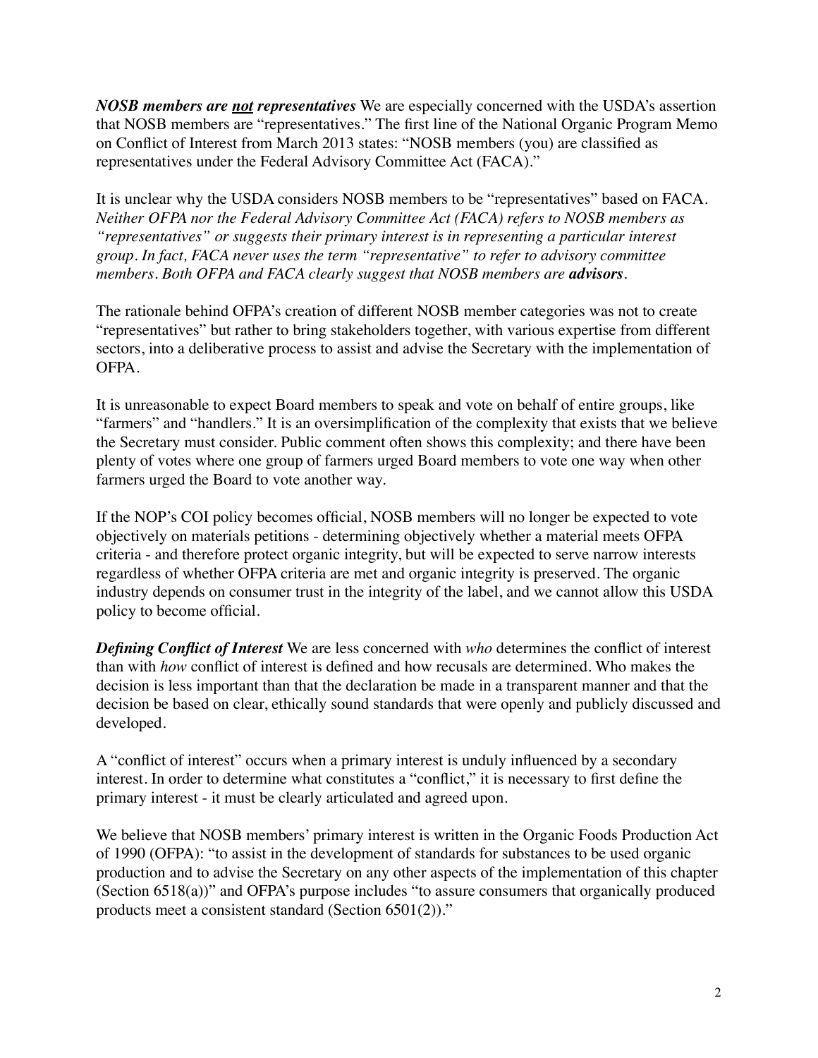***NOSB members are <u>not</u> representatives*** We are especially concerned with the USDA's assertion that NOSB members are "representatives." The first line of the National Organic Program Memo on Conflict of Interest from March 2013 states: "NOSB members (you) are classified as representatives under the Federal Advisory Committee Act (FACA)."

It is unclear why the USDA considers NOSB members to be "representatives" based on FACA. *Neither OFPA nor the Federal Advisory Committee Act (FACA) refers to NOSB members as "representatives" or suggests their primary interest is in representing a particular interest group. In fact, FACA never uses the term "representative" to refer to advisory committee members. Both OFPA and FACA clearly suggest that NOSB members are **advisors**.*

The rationale behind OFPA's creation of different NOSB member categories was not to create "representatives" but rather to bring stakeholders together, with various expertise from different sectors, into a deliberative process to assist and advise the Secretary with the implementation of OFPA.

It is unreasonable to expect Board members to speak and vote on behalf of entire groups, like "farmers" and "handlers." It is an oversimplification of the complexity that exists that we believe the Secretary must consider. Public comment often shows this complexity; and there have been plenty of votes where one group of farmers urged Board members to vote one way when other farmers urged the Board to vote another way.

If the NOP's COI policy becomes official, NOSB members will no longer be expected to vote objectively on materials petitions - determining objectively whether a material meets OFPA criteria - and therefore protect organic integrity, but will be expected to serve narrow interests regardless of whether OFPA criteria are met and organic integrity is preserved. The organic industry depends on consumer trust in the integrity of the label, and we cannot allow this USDA policy to become official.

***Defining Conflict of Interest*** We are less concerned with *who* determines the conflict of interest than with *how* conflict of interest is defined and how recusals are determined. Who makes the decision is less important than that the declaration be made in a transparent manner and that the decision be based on clear, ethically sound standards that were openly and publicly discussed and developed.

A "conflict of interest" occurs when a primary interest is unduly influenced by a secondary interest. In order to determine what constitutes a "conflict," it is necessary to first define the primary interest - it must be clearly articulated and agreed upon.

We believe that NOSB members' primary interest is written in the Organic Foods Production Act of 1990 (OFPA): "to assist in the development of standards for substances to be used organic production and to advise the Secretary on any other aspects of the implementation of this chapter (Section 6518(a))" and OFPA's purpose includes "to assure consumers that organically produced products meet a consistent standard (Section 6501(2))."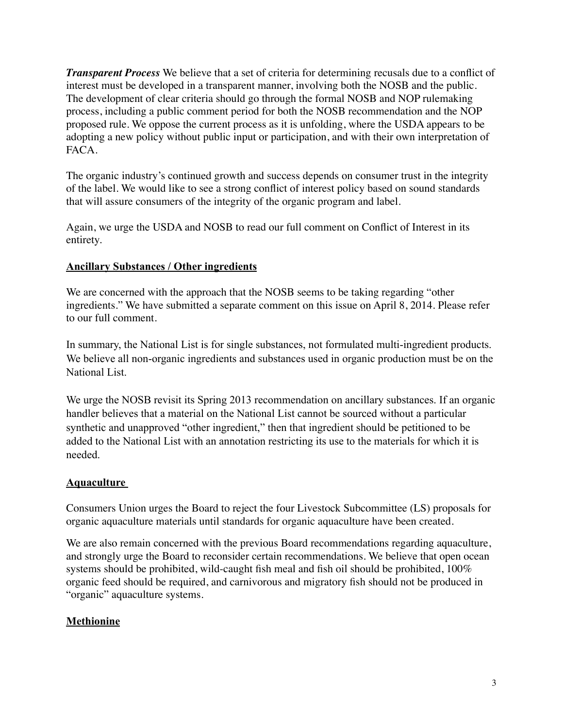***Transparent Process*** We believe that a set of criteria for determining recusals due to a conflict of interest must be developed in a transparent manner, involving both the NOSB and the public. The development of clear criteria should go through the formal NOSB and NOP rulemaking process, including a public comment period for both the NOSB recommendation and the NOP proposed rule. We oppose the current process as it is unfolding, where the USDA appears to be adopting a new policy without public input or participation, and with their own interpretation of FACA.

The organic industry's continued growth and success depends on consumer trust in the integrity of the label. We would like to see a strong conflict of interest policy based on sound standards that will assure consumers of the integrity of the organic program and label.

Again, we urge the USDA and NOSB to read our full comment on Conflict of Interest in its entirety.

**Ancillary Substances / Other ingredients**

We are concerned with the approach that the NOSB seems to be taking regarding "other ingredients." We have submitted a separate comment on this issue on April 8, 2014. Please refer to our full comment.

In summary, the National List is for single substances, not formulated multi-ingredient products. We believe all non-organic ingredients and substances used in organic production must be on the National List.

We urge the NOSB revisit its Spring 2013 recommendation on ancillary substances. If an organic handler believes that a material on the National List cannot be sourced without a particular synthetic and unapproved "other ingredient," then that ingredient should be petitioned to be added to the National List with an annotation restricting its use to the materials for which it is needed.

**Aquaculture**

Consumers Union urges the Board to reject the four Livestock Subcommittee (LS) proposals for organic aquaculture materials until standards for organic aquaculture have been created.

We are also remain concerned with the previous Board recommendations regarding aquaculture, and strongly urge the Board to reconsider certain recommendations. We believe that open ocean systems should be prohibited, wild-caught fish meal and fish oil should be prohibited, 100% organic feed should be required, and carnivorous and migratory fish should not be produced in "organic" aquaculture systems.

**Methionine**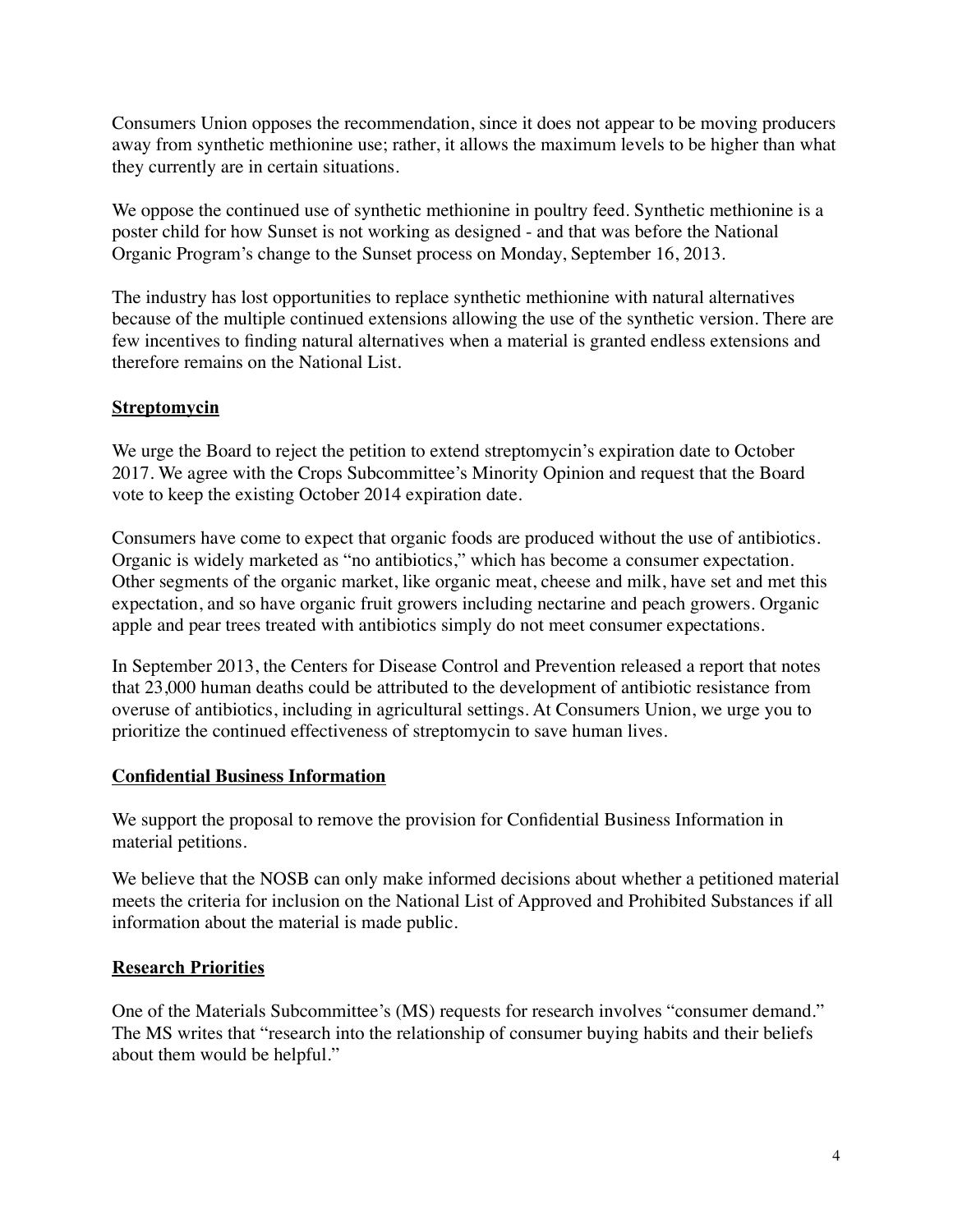Consumers Union opposes the recommendation, since it does not appear to be moving producers away from synthetic methionine use; rather, it allows the maximum levels to be higher than what they currently are in certain situations.

We oppose the continued use of synthetic methionine in poultry feed. Synthetic methionine is a poster child for how Sunset is not working as designed - and that was before the National Organic Program's change to the Sunset process on Monday, September 16, 2013.

The industry has lost opportunities to replace synthetic methionine with natural alternatives because of the multiple continued extensions allowing the use of the synthetic version. There are few incentives to finding natural alternatives when a material is granted endless extensions and therefore remains on the National List.

## Streptomycin

We urge the Board to reject the petition to extend streptomycin's expiration date to October 2017. We agree with the Crops Subcommittee's Minority Opinion and request that the Board vote to keep the existing October 2014 expiration date.

Consumers have come to expect that organic foods are produced without the use of antibiotics. Organic is widely marketed as "no antibiotics," which has become a consumer expectation. Other segments of the organic market, like organic meat, cheese and milk, have set and met this expectation, and so have organic fruit growers including nectarine and peach growers. Organic apple and pear trees treated with antibiotics simply do not meet consumer expectations.

In September 2013, the Centers for Disease Control and Prevention released a report that notes that 23,000 human deaths could be attributed to the development of antibiotic resistance from overuse of antibiotics, including in agricultural settings. At Consumers Union, we urge you to prioritize the continued effectiveness of streptomycin to save human lives.

## Confidential Business Information

We support the proposal to remove the provision for Confidential Business Information in material petitions.

We believe that the NOSB can only make informed decisions about whether a petitioned material meets the criteria for inclusion on the National List of Approved and Prohibited Substances if all information about the material is made public.

## Research Priorities

One of the Materials Subcommittee's (MS) requests for research involves "consumer demand." The MS writes that "research into the relationship of consumer buying habits and their beliefs about them would be helpful."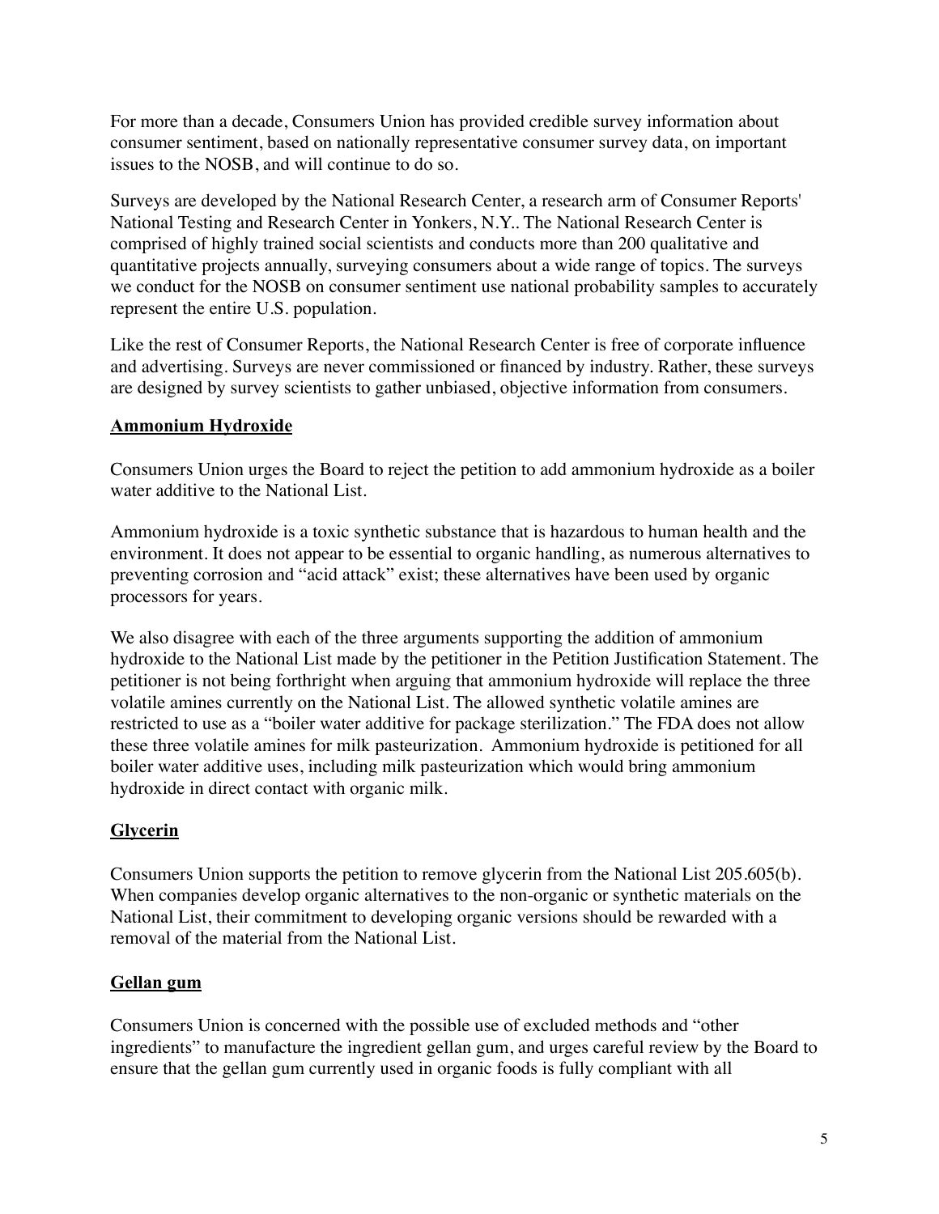For more than a decade, Consumers Union has provided credible survey information about consumer sentiment, based on nationally representative consumer survey data, on important issues to the NOSB, and will continue to do so.

Surveys are developed by the National Research Center, a research arm of Consumer Reports' National Testing and Research Center in Yonkers, N.Y.. The National Research Center is comprised of highly trained social scientists and conducts more than 200 qualitative and quantitative projects annually, surveying consumers about a wide range of topics. The surveys we conduct for the NOSB on consumer sentiment use national probability samples to accurately represent the entire U.S. population.

Like the rest of Consumer Reports, the National Research Center is free of corporate influence and advertising. Surveys are never commissioned or financed by industry. Rather, these surveys are designed by survey scientists to gather unbiased, objective information from consumers.

## Ammonium Hydroxide

Consumers Union urges the Board to reject the petition to add ammonium hydroxide as a boiler water additive to the National List.

Ammonium hydroxide is a toxic synthetic substance that is hazardous to human health and the environment. It does not appear to be essential to organic handling, as numerous alternatives to preventing corrosion and "acid attack" exist; these alternatives have been used by organic processors for years.

We also disagree with each of the three arguments supporting the addition of ammonium hydroxide to the National List made by the petitioner in the Petition Justification Statement. The petitioner is not being forthright when arguing that ammonium hydroxide will replace the three volatile amines currently on the National List. The allowed synthetic volatile amines are restricted to use as a "boiler water additive for package sterilization." The FDA does not allow these three volatile amines for milk pasteurization. Ammonium hydroxide is petitioned for all boiler water additive uses, including milk pasteurization which would bring ammonium hydroxide in direct contact with organic milk.

## Glycerin

Consumers Union supports the petition to remove glycerin from the National List 205.605(b). When companies develop organic alternatives to the non-organic or synthetic materials on the National List, their commitment to developing organic versions should be rewarded with a removal of the material from the National List.

## Gellan gum

Consumers Union is concerned with the possible use of excluded methods and "other ingredients" to manufacture the ingredient gellan gum, and urges careful review by the Board to ensure that the gellan gum currently used in organic foods is fully compliant with all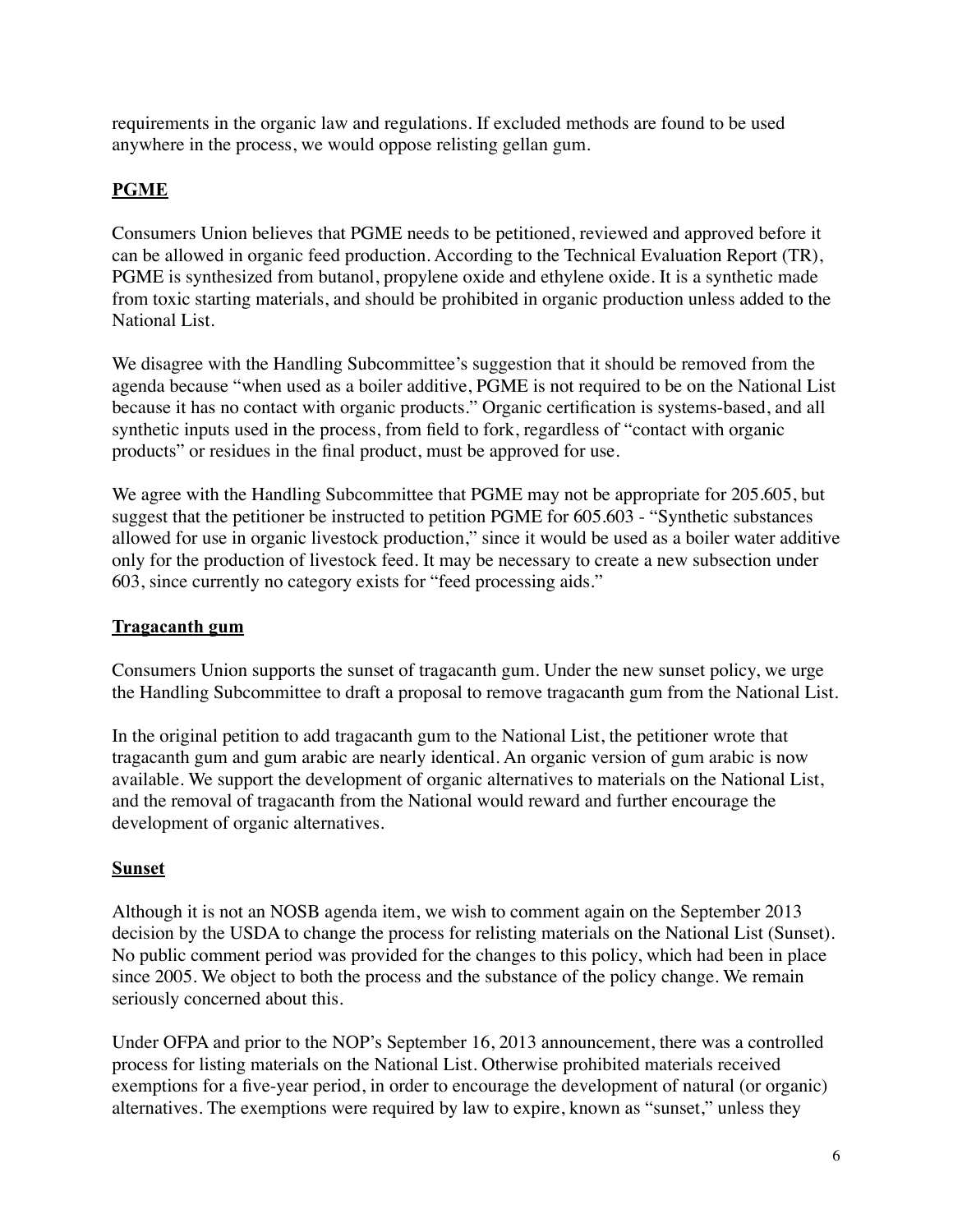requirements in the organic law and regulations. If excluded methods are found to be used anywhere in the process, we would oppose relisting gellan gum.

## PGME

Consumers Union believes that PGME needs to be petitioned, reviewed and approved before it can be allowed in organic feed production. According to the Technical Evaluation Report (TR), PGME is synthesized from butanol, propylene oxide and ethylene oxide. It is a synthetic made from toxic starting materials, and should be prohibited in organic production unless added to the National List.

We disagree with the Handling Subcommittee's suggestion that it should be removed from the agenda because "when used as a boiler additive, PGME is not required to be on the National List because it has no contact with organic products." Organic certification is systems-based, and all synthetic inputs used in the process, from field to fork, regardless of "contact with organic products" or residues in the final product, must be approved for use.

We agree with the Handling Subcommittee that PGME may not be appropriate for 205.605, but suggest that the petitioner be instructed to petition PGME for 605.603 - "Synthetic substances allowed for use in organic livestock production," since it would be used as a boiler water additive only for the production of livestock feed. It may be necessary to create a new subsection under 603, since currently no category exists for "feed processing aids."

## Tragacanth gum

Consumers Union supports the sunset of tragacanth gum. Under the new sunset policy, we urge the Handling Subcommittee to draft a proposal to remove tragacanth gum from the National List.

In the original petition to add tragacanth gum to the National List, the petitioner wrote that tragacanth gum and gum arabic are nearly identical. An organic version of gum arabic is now available. We support the development of organic alternatives to materials on the National List, and the removal of tragacanth from the National would reward and further encourage the development of organic alternatives.

## Sunset

Although it is not an NOSB agenda item, we wish to comment again on the September 2013 decision by the USDA to change the process for relisting materials on the National List (Sunset). No public comment period was provided for the changes to this policy, which had been in place since 2005. We object to both the process and the substance of the policy change. We remain seriously concerned about this.

Under OFPA and prior to the NOP's September 16, 2013 announcement, there was a controlled process for listing materials on the National List. Otherwise prohibited materials received exemptions for a five-year period, in order to encourage the development of natural (or organic) alternatives. The exemptions were required by law to expire, known as "sunset," unless they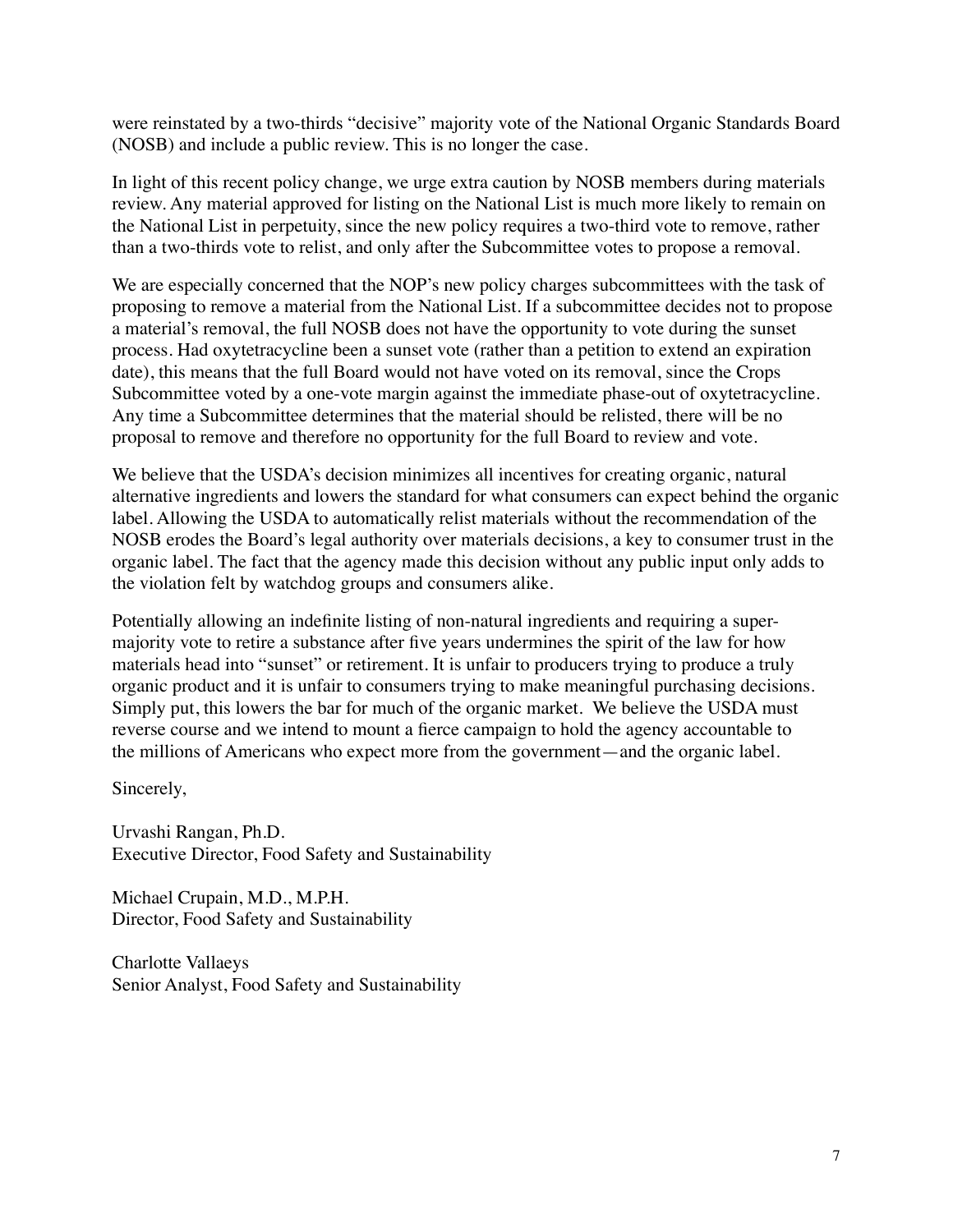were reinstated by a two-thirds "decisive" majority vote of the National Organic Standards Board (NOSB) and include a public review. This is no longer the case.

In light of this recent policy change, we urge extra caution by NOSB members during materials review. Any material approved for listing on the National List is much more likely to remain on the National List in perpetuity, since the new policy requires a two-third vote to remove, rather than a two-thirds vote to relist, and only after the Subcommittee votes to propose a removal.

We are especially concerned that the NOP's new policy charges subcommittees with the task of proposing to remove a material from the National List. If a subcommittee decides not to propose a material's removal, the full NOSB does not have the opportunity to vote during the sunset process. Had oxytetracycline been a sunset vote (rather than a petition to extend an expiration date), this means that the full Board would not have voted on its removal, since the Crops Subcommittee voted by a one-vote margin against the immediate phase-out of oxytetracycline. Any time a Subcommittee determines that the material should be relisted, there will be no proposal to remove and therefore no opportunity for the full Board to review and vote.

We believe that the USDA's decision minimizes all incentives for creating organic, natural alternative ingredients and lowers the standard for what consumers can expect behind the organic label. Allowing the USDA to automatically relist materials without the recommendation of the NOSB erodes the Board's legal authority over materials decisions, a key to consumer trust in the organic label. The fact that the agency made this decision without any public input only adds to the violation felt by watchdog groups and consumers alike.

Potentially allowing an indefinite listing of non-natural ingredients and requiring a super-majority vote to retire a substance after five years undermines the spirit of the law for how materials head into "sunset" or retirement. It is unfair to producers trying to produce a truly organic product and it is unfair to consumers trying to make meaningful purchasing decisions. Simply put, this lowers the bar for much of the organic market. We believe the USDA must reverse course and we intend to mount a fierce campaign to hold the agency accountable to the millions of Americans who expect more from the government—and the organic label.

Sincerely,

Urvashi Rangan, Ph.D.
Executive Director, Food Safety and Sustainability

Michael Crupain, M.D., M.P.H.
Director, Food Safety and Sustainability

Charlotte Vallaeys
Senior Analyst, Food Safety and Sustainability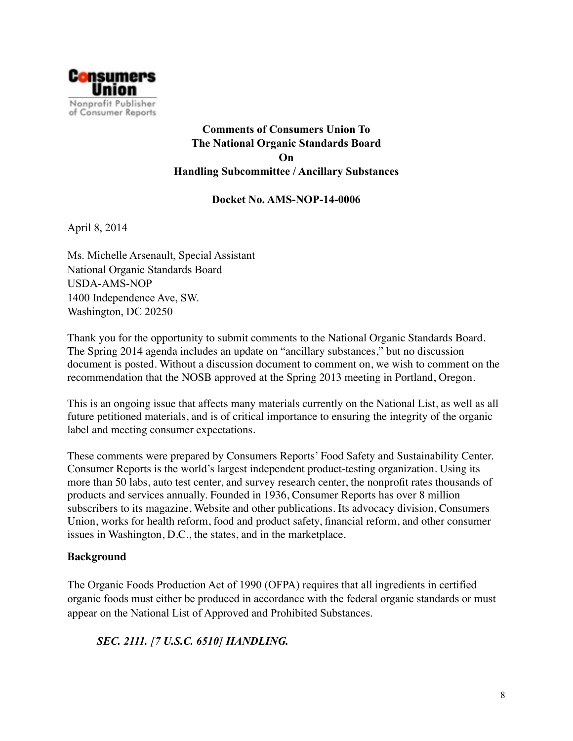**Comments of Consumers Union To**
**The National Organic Standards Board**
**On**
**Handling Subcommittee / Ancillary Substances**

**Docket No. AMS-NOP-14-0006**

April 8, 2014

Ms. Michelle Arsenault, Special Assistant
National Organic Standards Board
USDA-AMS-NOP
1400 Independence Ave, SW.
Washington, DC 20250

Thank you for the opportunity to submit comments to the National Organic Standards Board. The Spring 2014 agenda includes an update on "ancillary substances," but no discussion document is posted. Without a discussion document to comment on, we wish to comment on the recommendation that the NOSB approved at the Spring 2013 meeting in Portland, Oregon.

This is an ongoing issue that affects many materials currently on the National List, as well as all future petitioned materials, and is of critical importance to ensuring the integrity of the organic label and meeting consumer expectations.

These comments were prepared by Consumers Reports' Food Safety and Sustainability Center. Consumer Reports is the world's largest independent product-testing organization. Using its more than 50 labs, auto test center, and survey research center, the nonprofit rates thousands of products and services annually. Founded in 1936, Consumer Reports has over 8 million subscribers to its magazine, Website and other publications. Its advocacy division, Consumers Union, works for health reform, food and product safety, financial reform, and other consumer issues in Washington, D.C., the states, and in the marketplace.

**Background**

The Organic Foods Production Act of 1990 (OFPA) requires that all ingredients in certified organic foods must either be produced in accordance with the federal organic standards or must appear on the National List of Approved and Prohibited Substances.

> ***SEC. 2111. [7 U.S.C. 6510] HANDLING.***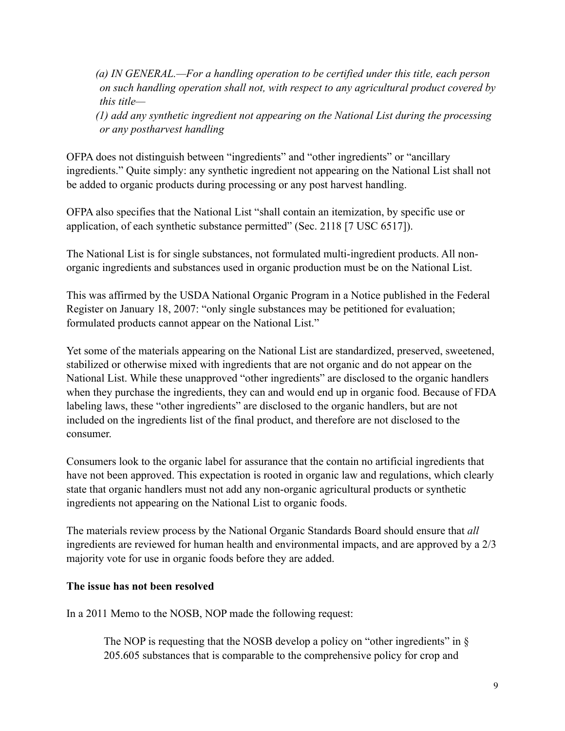> *(a) IN GENERAL.—For a handling operation to be certified under this title, each person on such handling operation shall not, with respect to any agricultural product covered by this title—*
>
> *(1) add any synthetic ingredient not appearing on the National List during the processing or any postharvest handling*

OFPA does not distinguish between "ingredients" and "other ingredients" or "ancillary ingredients." Quite simply: any synthetic ingredient not appearing on the National List shall not be added to organic products during processing or any post harvest handling.

OFPA also specifies that the National List "shall contain an itemization, by specific use or application, of each synthetic substance permitted" (Sec. 2118 [7 USC 6517]).

The National List is for single substances, not formulated multi-ingredient products. All non-organic ingredients and substances used in organic production must be on the National List.

This was affirmed by the USDA National Organic Program in a Notice published in the Federal Register on January 18, 2007: "only single substances may be petitioned for evaluation; formulated products cannot appear on the National List."

Yet some of the materials appearing on the National List are standardized, preserved, sweetened, stabilized or otherwise mixed with ingredients that are not organic and do not appear on the National List. While these unapproved "other ingredients" are disclosed to the organic handlers when they purchase the ingredients, they can and would end up in organic food. Because of FDA labeling laws, these "other ingredients" are disclosed to the organic handlers, but are not included on the ingredients list of the final product, and therefore are not disclosed to the consumer.

Consumers look to the organic label for assurance that the contain no artificial ingredients that have not been approved. This expectation is rooted in organic law and regulations, which clearly state that organic handlers must not add any non-organic agricultural products or synthetic ingredients not appearing on the National List to organic foods.

The materials review process by the National Organic Standards Board should ensure that *all* ingredients are reviewed for human health and environmental impacts, and are approved by a 2/3 majority vote for use in organic foods before they are added.

**The issue has not been resolved**

In a 2011 Memo to the NOSB, NOP made the following request:

> The NOP is requesting that the NOSB develop a policy on "other ingredients" in § 205.605 substances that is comparable to the comprehensive policy for crop and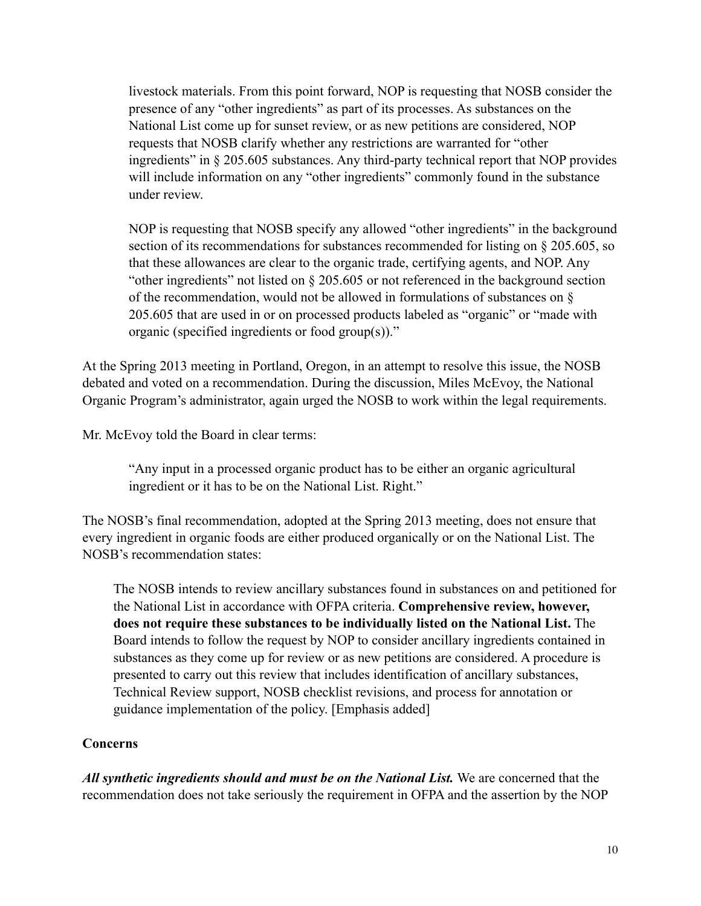> livestock materials. From this point forward, NOP is requesting that NOSB consider the presence of any "other ingredients" as part of its processes. As substances on the National List come up for sunset review, or as new petitions are considered, NOP requests that NOSB clarify whether any restrictions are warranted for "other ingredients" in § 205.605 substances. Any third-party technical report that NOP provides will include information on any "other ingredients" commonly found in the substance under review.
>
> NOP is requesting that NOSB specify any allowed "other ingredients" in the background section of its recommendations for substances recommended for listing on § 205.605, so that these allowances are clear to the organic trade, certifying agents, and NOP. Any "other ingredients" not listed on § 205.605 or not referenced in the background section of the recommendation, would not be allowed in formulations of substances on § 205.605 that are used in or on processed products labeled as "organic" or "made with organic (specified ingredients or food group(s))."

At the Spring 2013 meeting in Portland, Oregon, in an attempt to resolve this issue, the NOSB debated and voted on a recommendation. During the discussion, Miles McEvoy, the National Organic Program's administrator, again urged the NOSB to work within the legal requirements.

Mr. McEvoy told the Board in clear terms:

> "Any input in a processed organic product has to be either an organic agricultural ingredient or it has to be on the National List. Right."

The NOSB's final recommendation, adopted at the Spring 2013 meeting, does not ensure that every ingredient in organic foods are either produced organically or on the National List. The NOSB's recommendation states:

> The NOSB intends to review ancillary substances found in substances on and petitioned for the National List in accordance with OFPA criteria. **Comprehensive review, however, does not require these substances to be individually listed on the National List.** The Board intends to follow the request by NOP to consider ancillary ingredients contained in substances as they come up for review or as new petitions are considered. A procedure is presented to carry out this review that includes identification of ancillary substances, Technical Review support, NOSB checklist revisions, and process for annotation or guidance implementation of the policy. [Emphasis added]

**Concerns**

***All synthetic ingredients should and must be on the National List.*** We are concerned that the recommendation does not take seriously the requirement in OFPA and the assertion by the NOP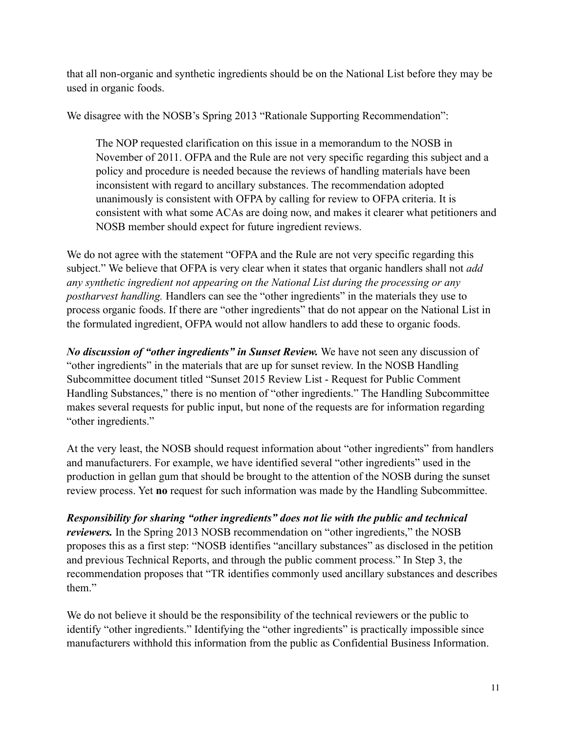that all non-organic and synthetic ingredients should be on the National List before they may be used in organic foods.

We disagree with the NOSB's Spring 2013 "Rationale Supporting Recommendation":

> The NOP requested clarification on this issue in a memorandum to the NOSB in November of 2011. OFPA and the Rule are not very specific regarding this subject and a policy and procedure is needed because the reviews of handling materials have been inconsistent with regard to ancillary substances. The recommendation adopted unanimously is consistent with OFPA by calling for review to OFPA criteria. It is consistent with what some ACAs are doing now, and makes it clearer what petitioners and NOSB member should expect for future ingredient reviews.

We do not agree with the statement "OFPA and the Rule are not very specific regarding this subject." We believe that OFPA is very clear when it states that organic handlers shall not *add any synthetic ingredient not appearing on the National List during the processing or any postharvest handling.* Handlers can see the "other ingredients" in the materials they use to process organic foods. If there are "other ingredients" that do not appear on the National List in the formulated ingredient, OFPA would not allow handlers to add these to organic foods.

***No discussion of "other ingredients" in Sunset Review.*** We have not seen any discussion of "other ingredients" in the materials that are up for sunset review. In the NOSB Handling Subcommittee document titled "Sunset 2015 Review List - Request for Public Comment Handling Substances," there is no mention of "other ingredients." The Handling Subcommittee makes several requests for public input, but none of the requests are for information regarding "other ingredients."

At the very least, the NOSB should request information about "other ingredients" from handlers and manufacturers. For example, we have identified several "other ingredients" used in the production in gellan gum that should be brought to the attention of the NOSB during the sunset review process. Yet **no** request for such information was made by the Handling Subcommittee.

***Responsibility for sharing "other ingredients" does not lie with the public and technical reviewers.*** In the Spring 2013 NOSB recommendation on "other ingredients," the NOSB proposes this as a first step: "NOSB identifies "ancillary substances" as disclosed in the petition and previous Technical Reports, and through the public comment process." In Step 3, the recommendation proposes that "TR identifies commonly used ancillary substances and describes them."

We do not believe it should be the responsibility of the technical reviewers or the public to identify "other ingredients." Identifying the "other ingredients" is practically impossible since manufacturers withhold this information from the public as Confidential Business Information.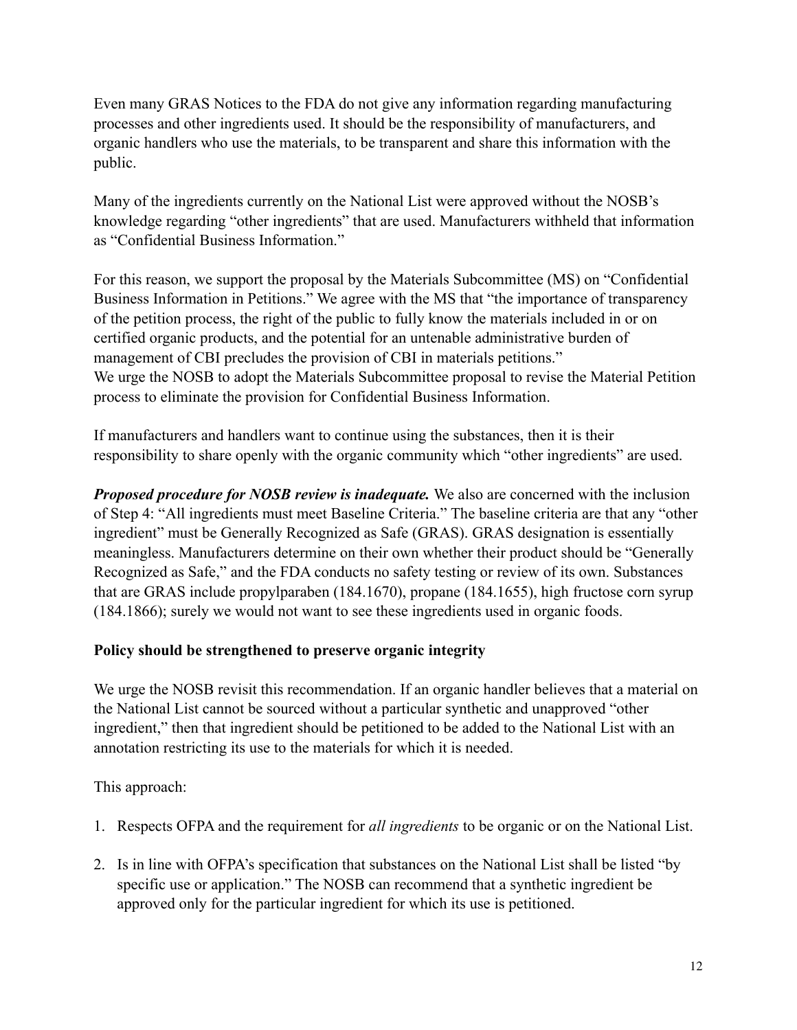Even many GRAS Notices to the FDA do not give any information regarding manufacturing processes and other ingredients used. It should be the responsibility of manufacturers, and organic handlers who use the materials, to be transparent and share this information with the public.

Many of the ingredients currently on the National List were approved without the NOSB's knowledge regarding "other ingredients" that are used. Manufacturers withheld that information as "Confidential Business Information."

For this reason, we support the proposal by the Materials Subcommittee (MS) on "Confidential Business Information in Petitions." We agree with the MS that "the importance of transparency of the petition process, the right of the public to fully know the materials included in or on certified organic products, and the potential for an untenable administrative burden of management of CBI precludes the provision of CBI in materials petitions."
We urge the NOSB to adopt the Materials Subcommittee proposal to revise the Material Petition process to eliminate the provision for Confidential Business Information.

If manufacturers and handlers want to continue using the substances, then it is their responsibility to share openly with the organic community which "other ingredients" are used.

***Proposed procedure for NOSB review is inadequate.*** We also are concerned with the inclusion of Step 4: "All ingredients must meet Baseline Criteria." The baseline criteria are that any "other ingredient" must be Generally Recognized as Safe (GRAS). GRAS designation is essentially meaningless. Manufacturers determine on their own whether their product should be "Generally Recognized as Safe," and the FDA conducts no safety testing or review of its own. Substances that are GRAS include propylparaben (184.1670), propane (184.1655), high fructose corn syrup (184.1866); surely we would not want to see these ingredients used in organic foods.

**Policy should be strengthened to preserve organic integrity**

We urge the NOSB revisit this recommendation. If an organic handler believes that a material on the National List cannot be sourced without a particular synthetic and unapproved "other ingredient," then that ingredient should be petitioned to be added to the National List with an annotation restricting its use to the materials for which it is needed.

This approach:

1. Respects OFPA and the requirement for *all ingredients* to be organic or on the National List.

2. Is in line with OFPA's specification that substances on the National List shall be listed "by specific use or application." The NOSB can recommend that a synthetic ingredient be approved only for the particular ingredient for which its use is petitioned.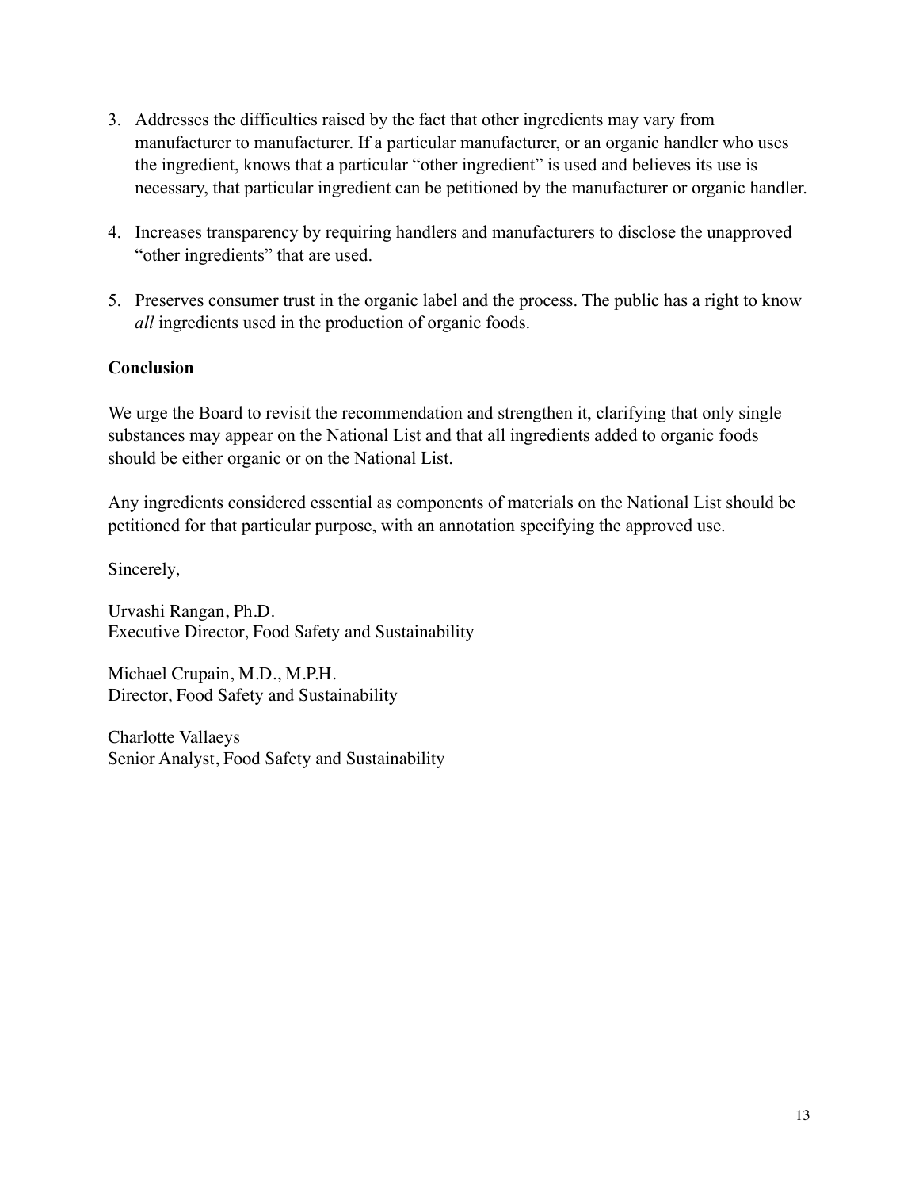3. Addresses the difficulties raised by the fact that other ingredients may vary from manufacturer to manufacturer. If a particular manufacturer, or an organic handler who uses the ingredient, knows that a particular "other ingredient" is used and believes its use is necessary, that particular ingredient can be petitioned by the manufacturer or organic handler.

4. Increases transparency by requiring handlers and manufacturers to disclose the unapproved "other ingredients" that are used.

5. Preserves consumer trust in the organic label and the process. The public has a right to know *all* ingredients used in the production of organic foods.

**Conclusion**

We urge the Board to revisit the recommendation and strengthen it, clarifying that only single substances may appear on the National List and that all ingredients added to organic foods should be either organic or on the National List.

Any ingredients considered essential as components of materials on the National List should be petitioned for that particular purpose, with an annotation specifying the approved use.

Sincerely,

Urvashi Rangan, Ph.D.
Executive Director, Food Safety and Sustainability

Michael Crupain, M.D., M.P.H.
Director, Food Safety and Sustainability

Charlotte Vallaeys
Senior Analyst, Food Safety and Sustainability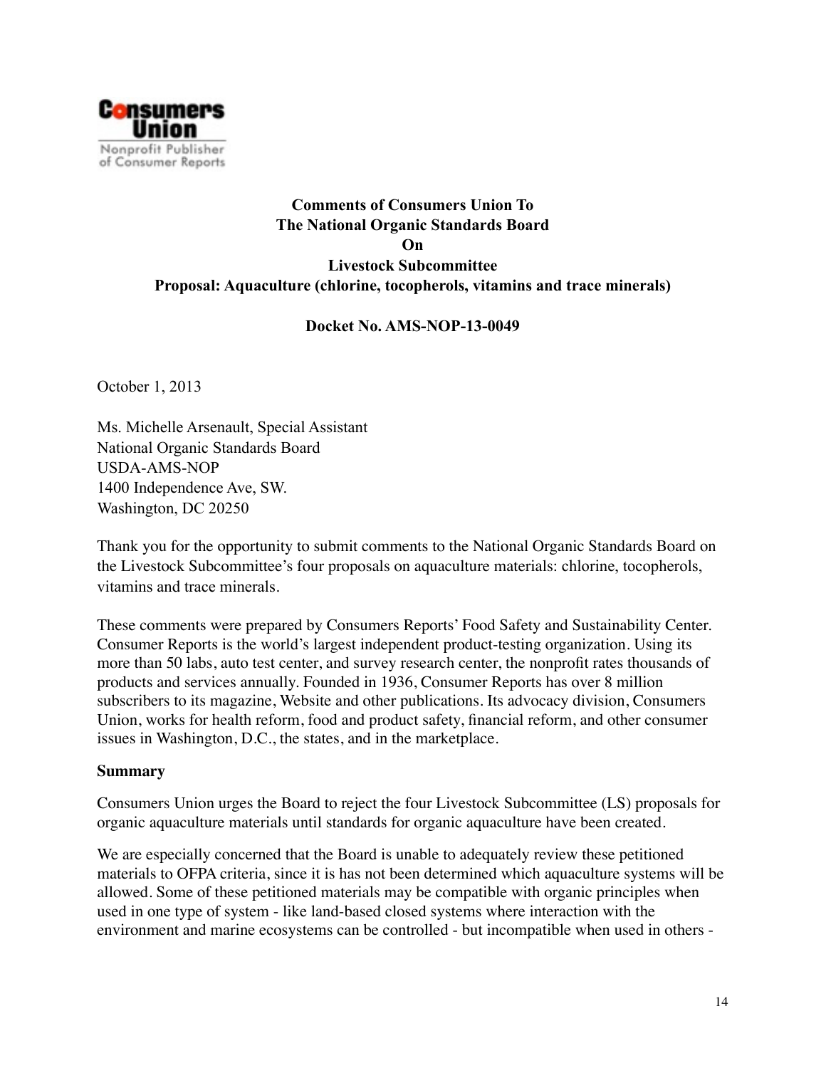**Comments of Consumers Union To**
**The National Organic Standards Board**
**On**
**Livestock Subcommittee**
**Proposal: Aquaculture (chlorine, tocopherols, vitamins and trace minerals)**

**Docket No. AMS-NOP-13-0049**

October 1, 2013

Ms. Michelle Arsenault, Special Assistant
National Organic Standards Board
USDA-AMS-NOP
1400 Independence Ave, SW.
Washington, DC 20250

Thank you for the opportunity to submit comments to the National Organic Standards Board on the Livestock Subcommittee's four proposals on aquaculture materials: chlorine, tocopherols, vitamins and trace minerals.

These comments were prepared by Consumers Reports' Food Safety and Sustainability Center. Consumer Reports is the world's largest independent product-testing organization. Using its more than 50 labs, auto test center, and survey research center, the nonprofit rates thousands of products and services annually. Founded in 1936, Consumer Reports has over 8 million subscribers to its magazine, Website and other publications. Its advocacy division, Consumers Union, works for health reform, food and product safety, financial reform, and other consumer issues in Washington, D.C., the states, and in the marketplace.

**Summary**

Consumers Union urges the Board to reject the four Livestock Subcommittee (LS) proposals for organic aquaculture materials until standards for organic aquaculture have been created.

We are especially concerned that the Board is unable to adequately review these petitioned materials to OFPA criteria, since it is has not been determined which aquaculture systems will be allowed. Some of these petitioned materials may be compatible with organic principles when used in one type of system - like land-based closed systems where interaction with the environment and marine ecosystems can be controlled - but incompatible when used in others -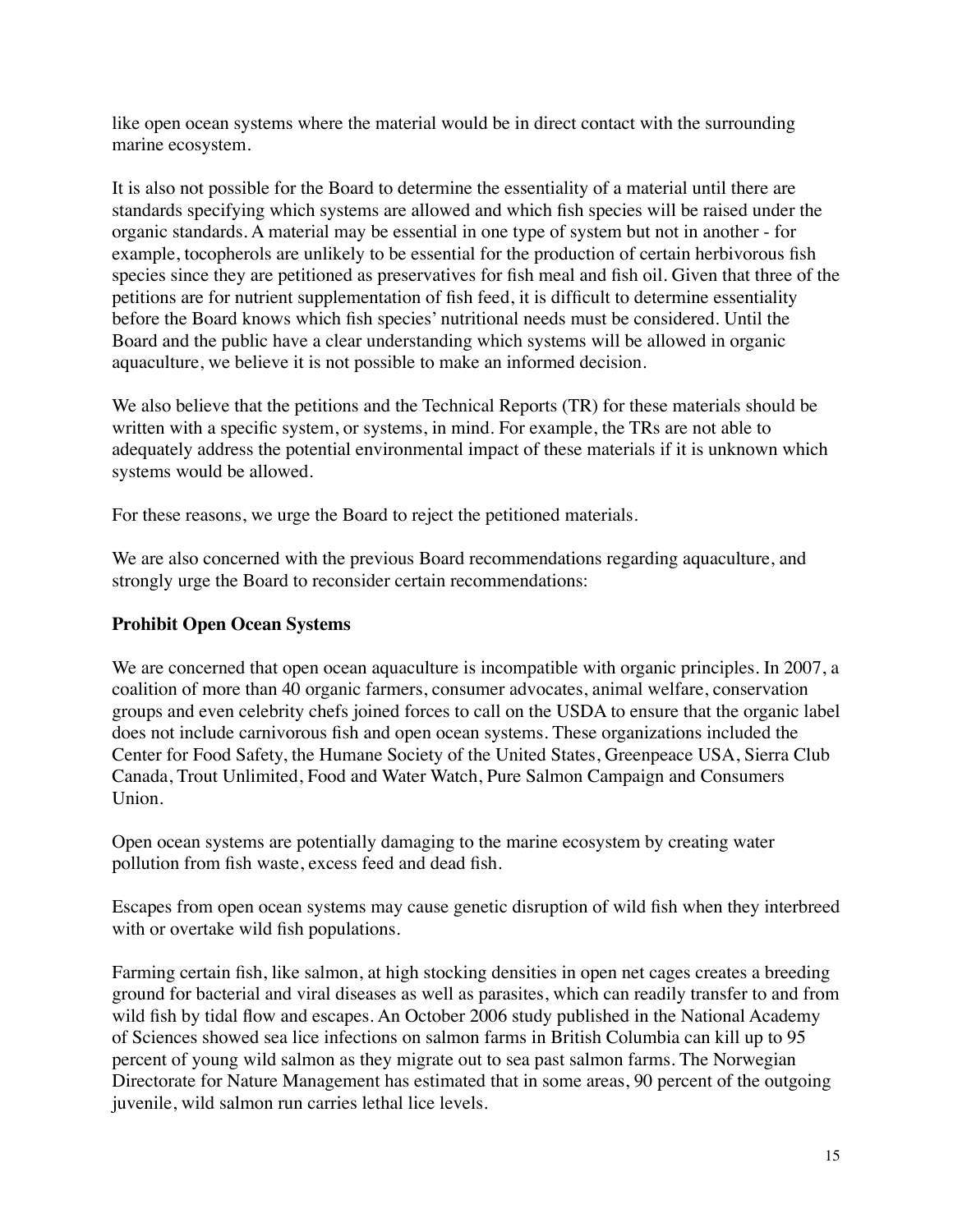like open ocean systems where the material would be in direct contact with the surrounding marine ecosystem.

It is also not possible for the Board to determine the essentiality of a material until there are standards specifying which systems are allowed and which fish species will be raised under the organic standards. A material may be essential in one type of system but not in another - for example, tocopherols are unlikely to be essential for the production of certain herbivorous fish species since they are petitioned as preservatives for fish meal and fish oil. Given that three of the petitions are for nutrient supplementation of fish feed, it is difficult to determine essentiality before the Board knows which fish species' nutritional needs must be considered. Until the Board and the public have a clear understanding which systems will be allowed in organic aquaculture, we believe it is not possible to make an informed decision.

We also believe that the petitions and the Technical Reports (TR) for these materials should be written with a specific system, or systems, in mind. For example, the TRs are not able to adequately address the potential environmental impact of these materials if it is unknown which systems would be allowed.

For these reasons, we urge the Board to reject the petitioned materials.

We are also concerned with the previous Board recommendations regarding aquaculture, and strongly urge the Board to reconsider certain recommendations:

**Prohibit Open Ocean Systems**

We are concerned that open ocean aquaculture is incompatible with organic principles. In 2007, a coalition of more than 40 organic farmers, consumer advocates, animal welfare, conservation groups and even celebrity chefs joined forces to call on the USDA to ensure that the organic label does not include carnivorous fish and open ocean systems. These organizations included the Center for Food Safety, the Humane Society of the United States, Greenpeace USA, Sierra Club Canada, Trout Unlimited, Food and Water Watch, Pure Salmon Campaign and Consumers Union.

Open ocean systems are potentially damaging to the marine ecosystem by creating water pollution from fish waste, excess feed and dead fish.

Escapes from open ocean systems may cause genetic disruption of wild fish when they interbreed with or overtake wild fish populations.

Farming certain fish, like salmon, at high stocking densities in open net cages creates a breeding ground for bacterial and viral diseases as well as parasites, which can readily transfer to and from wild fish by tidal flow and escapes. An October 2006 study published in the National Academy of Sciences showed sea lice infections on salmon farms in British Columbia can kill up to 95 percent of young wild salmon as they migrate out to sea past salmon farms. The Norwegian Directorate for Nature Management has estimated that in some areas, 90 percent of the outgoing juvenile, wild salmon run carries lethal lice levels.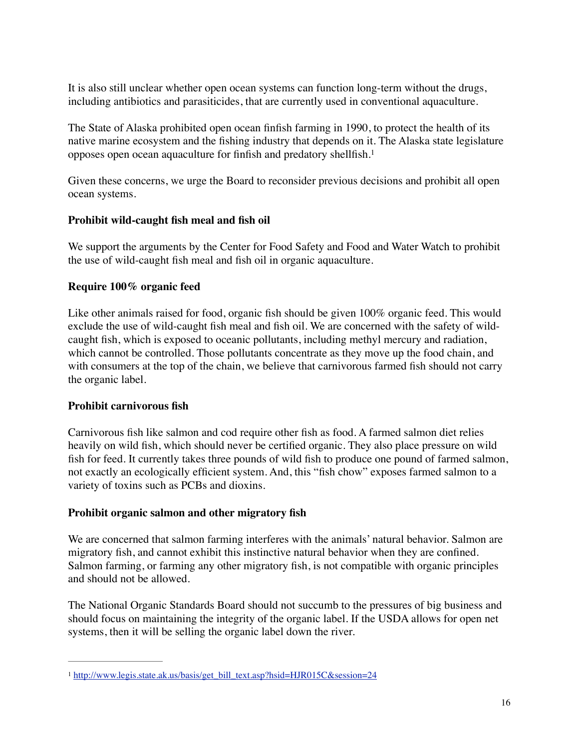It is also still unclear whether open ocean systems can function long-term without the drugs, including antibiotics and parasiticides, that are currently used in conventional aquaculture.

The State of Alaska prohibited open ocean finfish farming in 1990, to protect the health of its native marine ecosystem and the fishing industry that depends on it. The Alaska state legislature opposes open ocean aquaculture for finfish and predatory shellfish.[1]

Given these concerns, we urge the Board to reconsider previous decisions and prohibit all open ocean systems.

**Prohibit wild-caught fish meal and fish oil**

We support the arguments by the Center for Food Safety and Food and Water Watch to prohibit the use of wild-caught fish meal and fish oil in organic aquaculture.

**Require 100% organic feed**

Like other animals raised for food, organic fish should be given 100% organic feed. This would exclude the use of wild-caught fish meal and fish oil. We are concerned with the safety of wild-caught fish, which is exposed to oceanic pollutants, including methyl mercury and radiation, which cannot be controlled. Those pollutants concentrate as they move up the food chain, and with consumers at the top of the chain, we believe that carnivorous farmed fish should not carry the organic label.

**Prohibit carnivorous fish**

Carnivorous fish like salmon and cod require other fish as food. A farmed salmon diet relies heavily on wild fish, which should never be certified organic. They also place pressure on wild fish for feed. It currently takes three pounds of wild fish to produce one pound of farmed salmon, not exactly an ecologically efficient system. And, this "fish chow" exposes farmed salmon to a variety of toxins such as PCBs and dioxins.

**Prohibit organic salmon and other migratory fish**

We are concerned that salmon farming interferes with the animals' natural behavior. Salmon are migratory fish, and cannot exhibit this instinctive natural behavior when they are confined. Salmon farming, or farming any other migratory fish, is not compatible with organic principles and should not be allowed.

The National Organic Standards Board should not succumb to the pressures of big business and should focus on maintaining the integrity of the organic label. If the USDA allows for open net systems, then it will be selling the organic label down the river.

---

[1] http://www.legis.state.ak.us/basis/get_bill_text.asp?hsid=HJR015C&session=24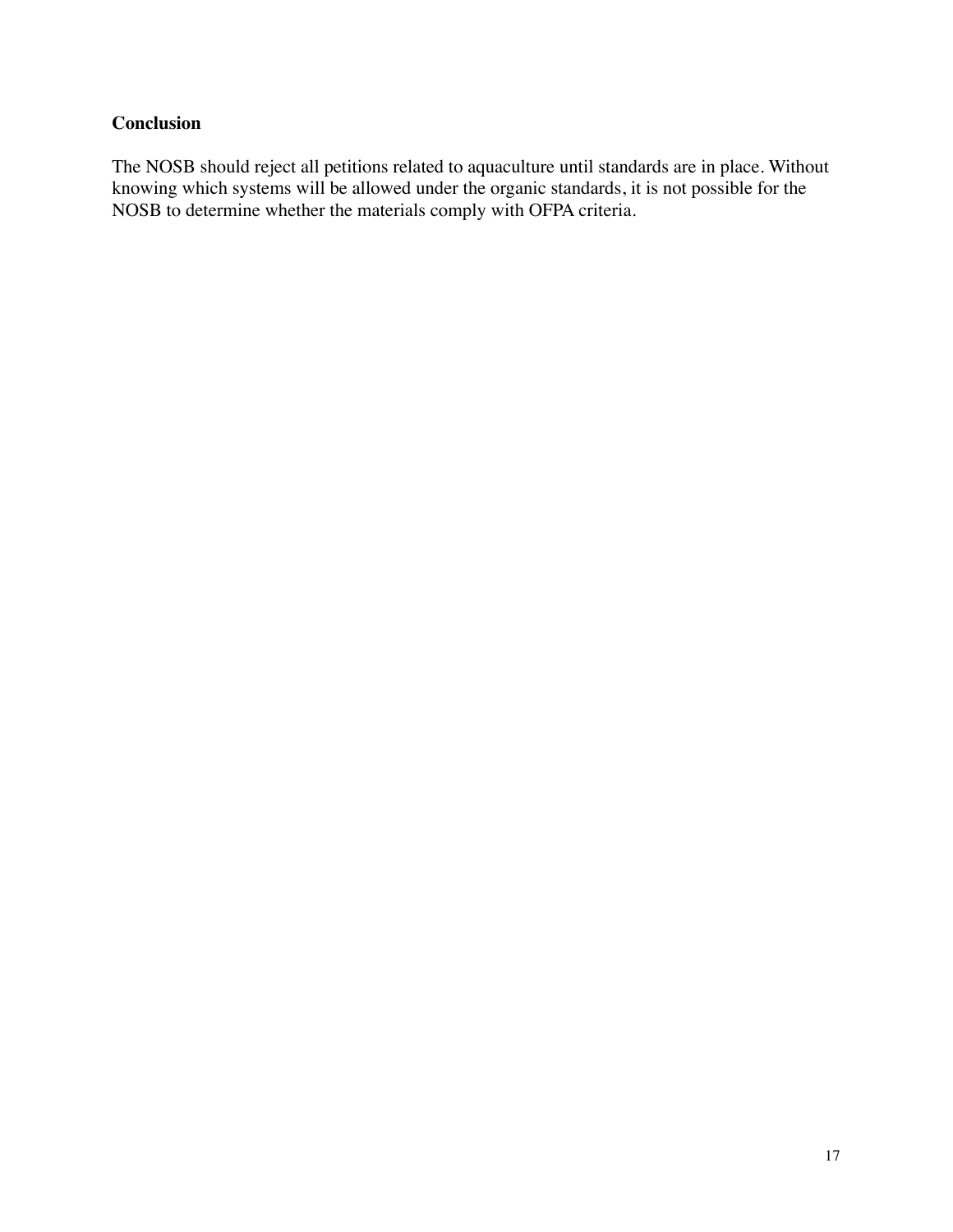**Conclusion**

The NOSB should reject all petitions related to aquaculture until standards are in place. Without knowing which systems will be allowed under the organic standards, it is not possible for the NOSB to determine whether the materials comply with OFPA criteria.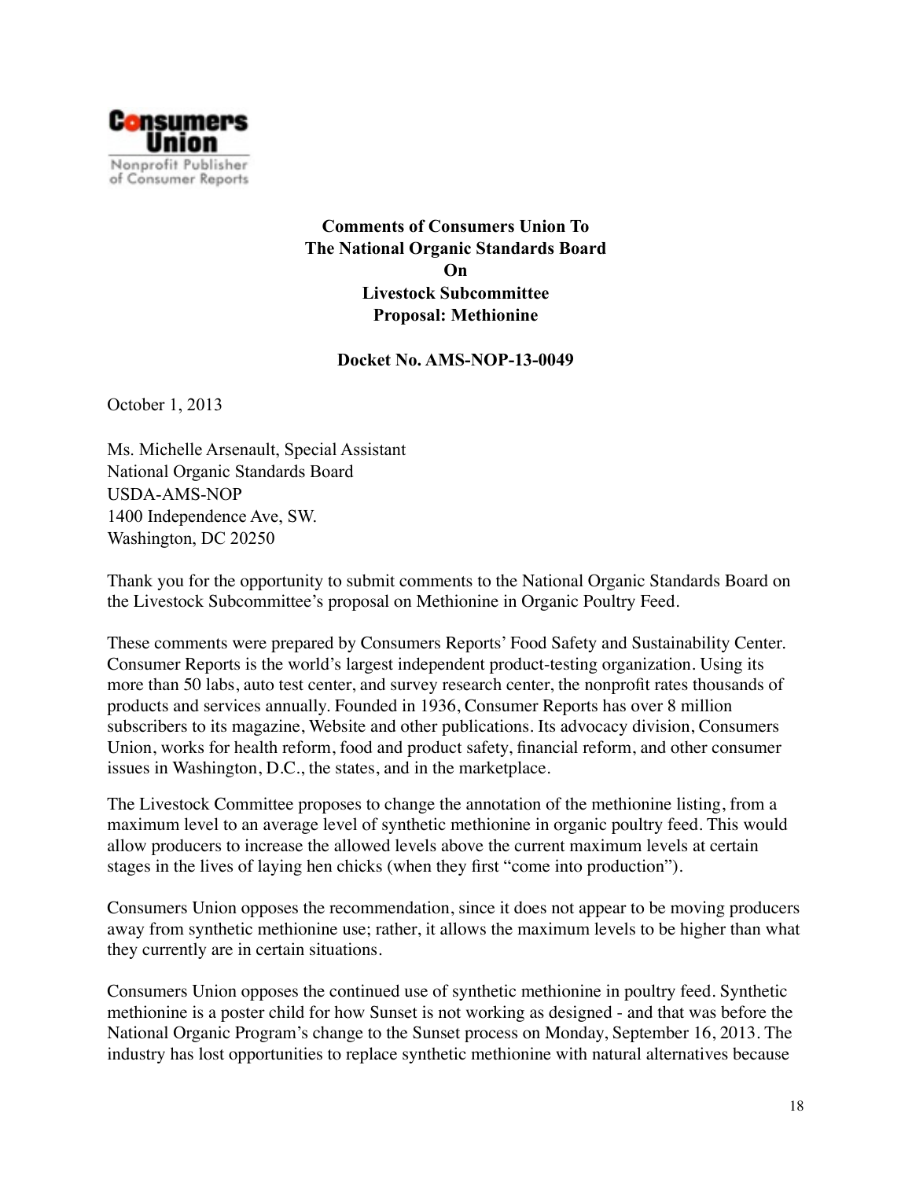**Consumers Union**
Nonprofit Publisher of Consumer Reports

**Comments of Consumers Union To**
**The National Organic Standards Board**
**On**
**Livestock Subcommittee**
**Proposal: Methionine**

**Docket No. AMS-NOP-13-0049**

October 1, 2013

Ms. Michelle Arsenault, Special Assistant
National Organic Standards Board
USDA-AMS-NOP
1400 Independence Ave, SW.
Washington, DC 20250

Thank you for the opportunity to submit comments to the National Organic Standards Board on the Livestock Subcommittee's proposal on Methionine in Organic Poultry Feed.

These comments were prepared by Consumers Reports' Food Safety and Sustainability Center. Consumer Reports is the world's largest independent product-testing organization. Using its more than 50 labs, auto test center, and survey research center, the nonprofit rates thousands of products and services annually. Founded in 1936, Consumer Reports has over 8 million subscribers to its magazine, Website and other publications. Its advocacy division, Consumers Union, works for health reform, food and product safety, financial reform, and other consumer issues in Washington, D.C., the states, and in the marketplace.

The Livestock Committee proposes to change the annotation of the methionine listing, from a maximum level to an average level of synthetic methionine in organic poultry feed. This would allow producers to increase the allowed levels above the current maximum levels at certain stages in the lives of laying hen chicks (when they first "come into production").

Consumers Union opposes the recommendation, since it does not appear to be moving producers away from synthetic methionine use; rather, it allows the maximum levels to be higher than what they currently are in certain situations.

Consumers Union opposes the continued use of synthetic methionine in poultry feed. Synthetic methionine is a poster child for how Sunset is not working as designed - and that was before the National Organic Program's change to the Sunset process on Monday, September 16, 2013. The industry has lost opportunities to replace synthetic methionine with natural alternatives because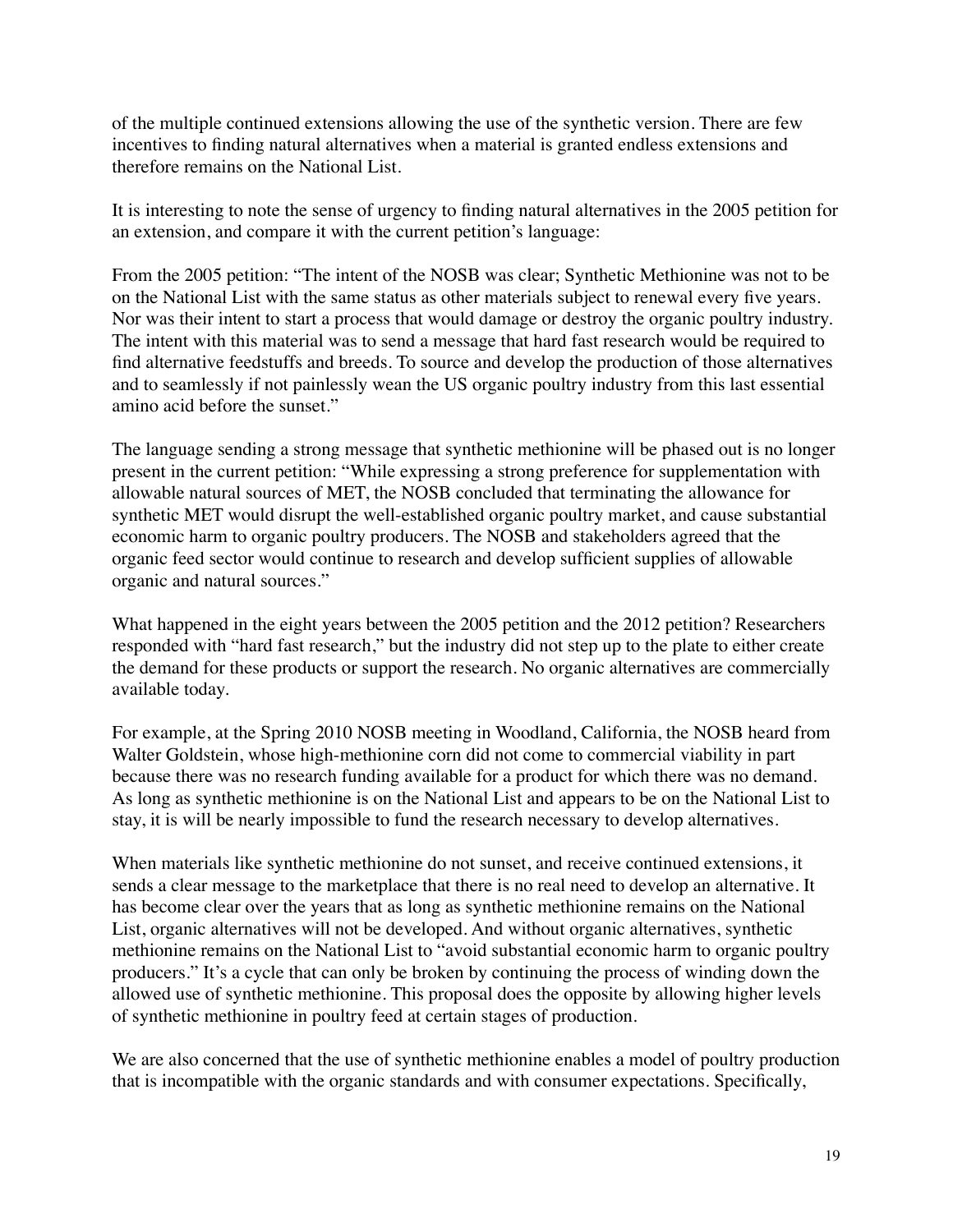of the multiple continued extensions allowing the use of the synthetic version. There are few incentives to finding natural alternatives when a material is granted endless extensions and therefore remains on the National List.

It is interesting to note the sense of urgency to finding natural alternatives in the 2005 petition for an extension, and compare it with the current petition's language:

From the 2005 petition: "The intent of the NOSB was clear; Synthetic Methionine was not to be on the National List with the same status as other materials subject to renewal every five years. Nor was their intent to start a process that would damage or destroy the organic poultry industry. The intent with this material was to send a message that hard fast research would be required to find alternative feedstuffs and breeds. To source and develop the production of those alternatives and to seamlessly if not painlessly wean the US organic poultry industry from this last essential amino acid before the sunset."

The language sending a strong message that synthetic methionine will be phased out is no longer present in the current petition: "While expressing a strong preference for supplementation with allowable natural sources of MET, the NOSB concluded that terminating the allowance for synthetic MET would disrupt the well-established organic poultry market, and cause substantial economic harm to organic poultry producers. The NOSB and stakeholders agreed that the organic feed sector would continue to research and develop sufficient supplies of allowable organic and natural sources."

What happened in the eight years between the 2005 petition and the 2012 petition? Researchers responded with "hard fast research," but the industry did not step up to the plate to either create the demand for these products or support the research. No organic alternatives are commercially available today.

For example, at the Spring 2010 NOSB meeting in Woodland, California, the NOSB heard from Walter Goldstein, whose high-methionine corn did not come to commercial viability in part because there was no research funding available for a product for which there was no demand. As long as synthetic methionine is on the National List and appears to be on the National List to stay, it is will be nearly impossible to fund the research necessary to develop alternatives.

When materials like synthetic methionine do not sunset, and receive continued extensions, it sends a clear message to the marketplace that there is no real need to develop an alternative. It has become clear over the years that as long as synthetic methionine remains on the National List, organic alternatives will not be developed. And without organic alternatives, synthetic methionine remains on the National List to "avoid substantial economic harm to organic poultry producers." It's a cycle that can only be broken by continuing the process of winding down the allowed use of synthetic methionine. This proposal does the opposite by allowing higher levels of synthetic methionine in poultry feed at certain stages of production.

We are also concerned that the use of synthetic methionine enables a model of poultry production that is incompatible with the organic standards and with consumer expectations. Specifically,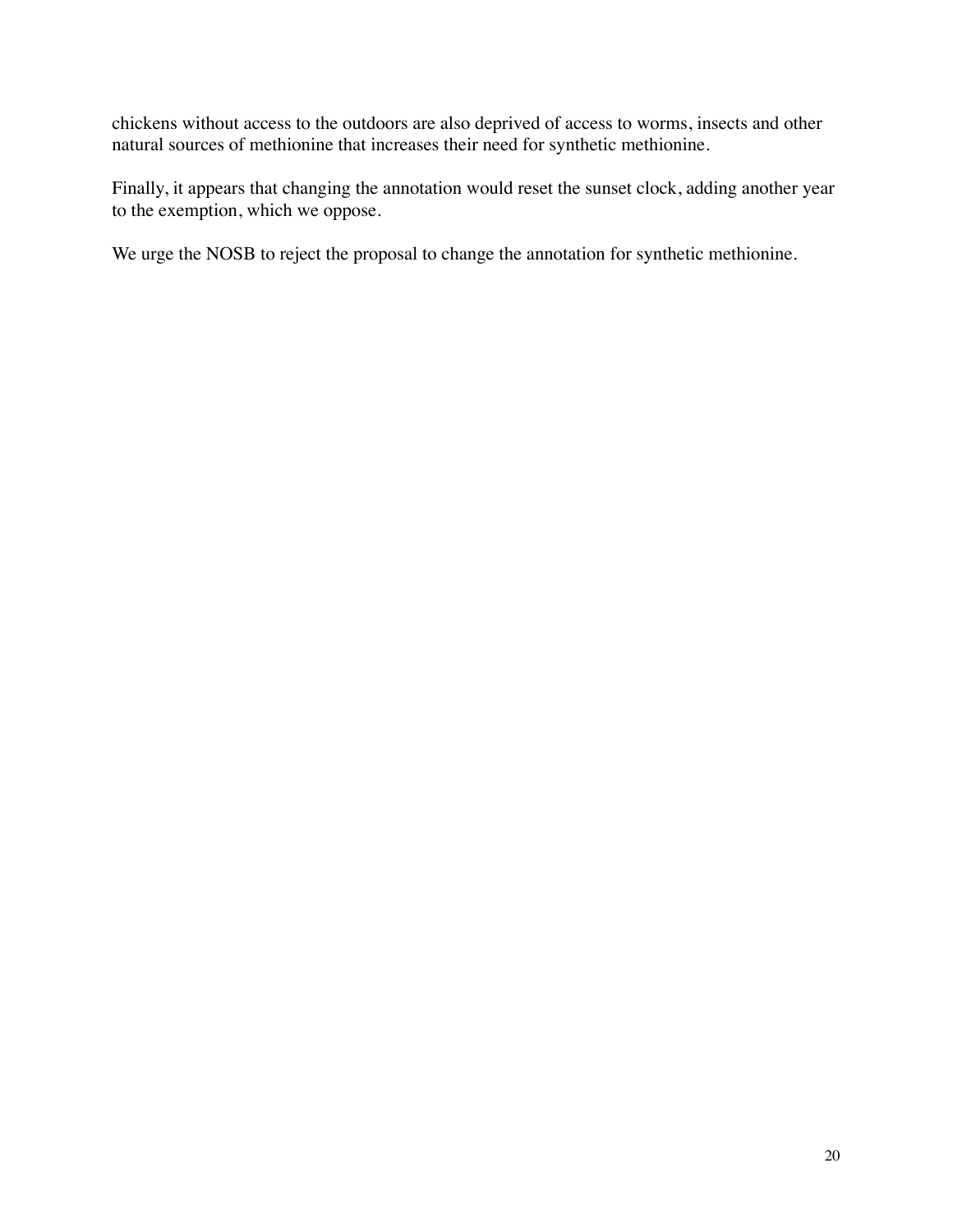chickens without access to the outdoors are also deprived of access to worms, insects and other natural sources of methionine that increases their need for synthetic methionine.

Finally, it appears that changing the annotation would reset the sunset clock, adding another year to the exemption, which we oppose.

We urge the NOSB to reject the proposal to change the annotation for synthetic methionine.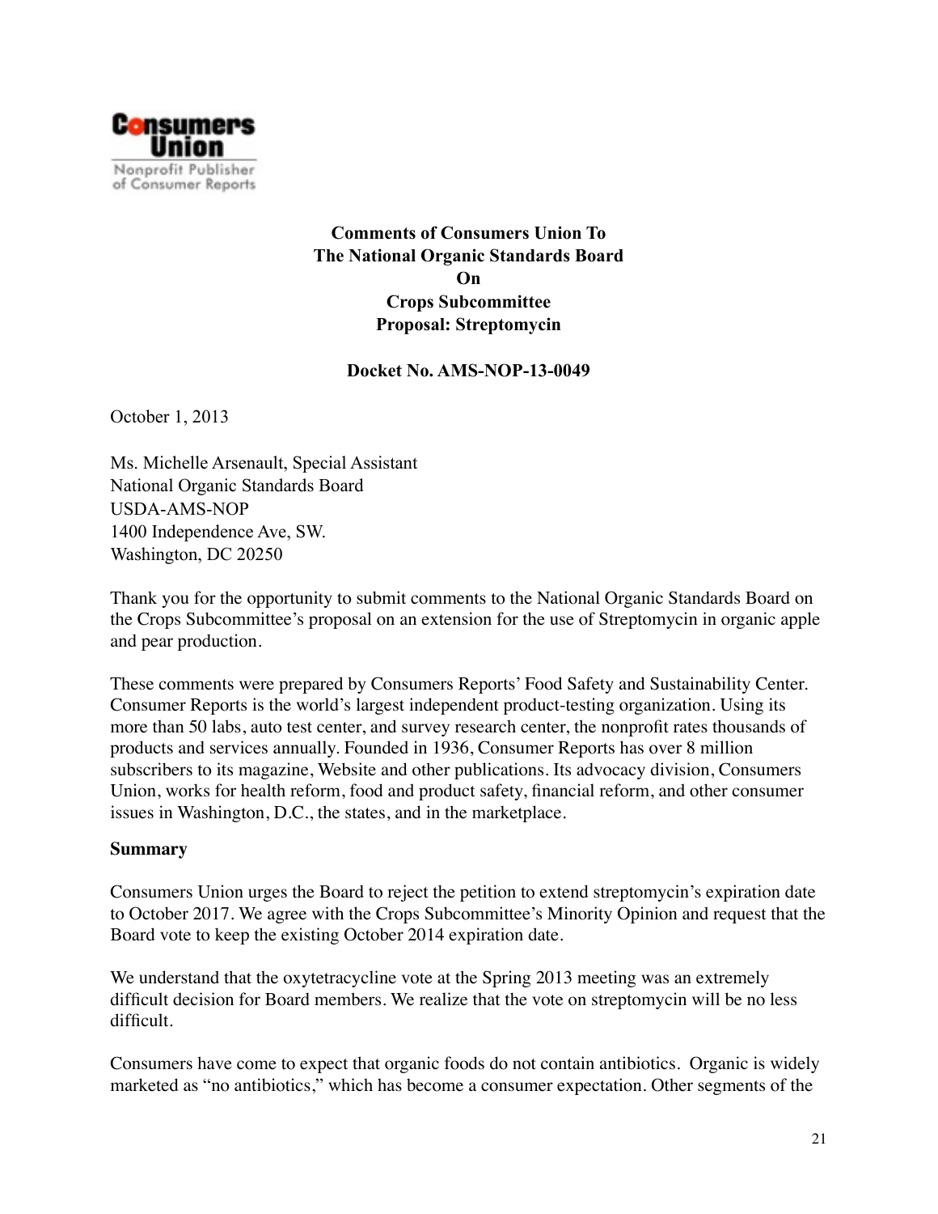Consumers Union

Nonprofit Publisher of Consumer Reports

**Comments of Consumers Union To**
**The National Organic Standards Board**
**On**
**Crops Subcommittee**
**Proposal: Streptomycin**

**Docket No. AMS-NOP-13-0049**

October 1, 2013

Ms. Michelle Arsenault, Special Assistant
National Organic Standards Board
USDA-AMS-NOP
1400 Independence Ave, SW.
Washington, DC 20250

Thank you for the opportunity to submit comments to the National Organic Standards Board on the Crops Subcommittee's proposal on an extension for the use of Streptomycin in organic apple and pear production.

These comments were prepared by Consumers Reports' Food Safety and Sustainability Center. Consumer Reports is the world's largest independent product-testing organization. Using its more than 50 labs, auto test center, and survey research center, the nonprofit rates thousands of products and services annually. Founded in 1936, Consumer Reports has over 8 million subscribers to its magazine, Website and other publications. Its advocacy division, Consumers Union, works for health reform, food and product safety, financial reform, and other consumer issues in Washington, D.C., the states, and in the marketplace.

**Summary**

Consumers Union urges the Board to reject the petition to extend streptomycin's expiration date to October 2017. We agree with the Crops Subcommittee's Minority Opinion and request that the Board vote to keep the existing October 2014 expiration date.

We understand that the oxytetracycline vote at the Spring 2013 meeting was an extremely difficult decision for Board members. We realize that the vote on streptomycin will be no less difficult.

Consumers have come to expect that organic foods do not contain antibiotics. Organic is widely marketed as "no antibiotics," which has become a consumer expectation. Other segments of the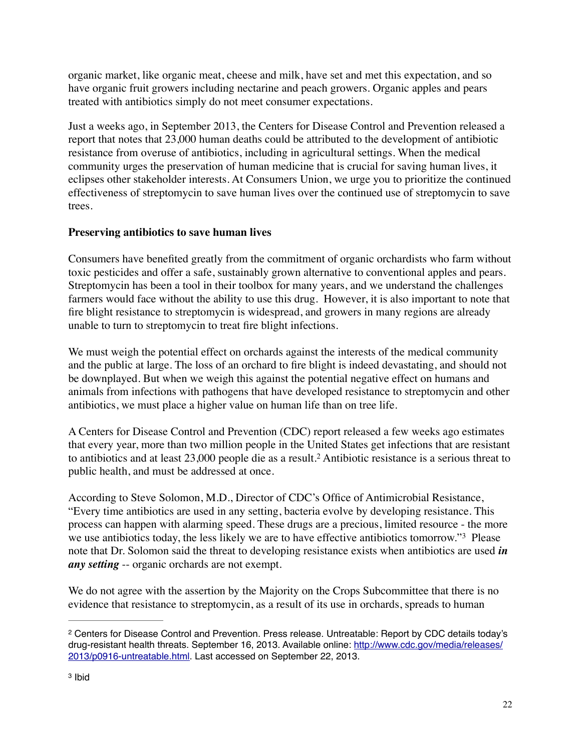organic market, like organic meat, cheese and milk, have set and met this expectation, and so have organic fruit growers including nectarine and peach growers. Organic apples and pears treated with antibiotics simply do not meet consumer expectations.

Just a weeks ago, in September 2013, the Centers for Disease Control and Prevention released a report that notes that 23,000 human deaths could be attributed to the development of antibiotic resistance from overuse of antibiotics, including in agricultural settings. When the medical community urges the preservation of human medicine that is crucial for saving human lives, it eclipses other stakeholder interests. At Consumers Union, we urge you to prioritize the continued effectiveness of streptomycin to save human lives over the continued use of streptomycin to save trees.

**Preserving antibiotics to save human lives**

Consumers have benefited greatly from the commitment of organic orchardists who farm without toxic pesticides and offer a safe, sustainably grown alternative to conventional apples and pears. Streptomycin has been a tool in their toolbox for many years, and we understand the challenges farmers would face without the ability to use this drug. However, it is also important to note that fire blight resistance to streptomycin is widespread, and growers in many regions are already unable to turn to streptomycin to treat fire blight infections.

We must weigh the potential effect on orchards against the interests of the medical community and the public at large. The loss of an orchard to fire blight is indeed devastating, and should not be downplayed. But when we weigh this against the potential negative effect on humans and animals from infections with pathogens that have developed resistance to streptomycin and other antibiotics, we must place a higher value on human life than on tree life.

A Centers for Disease Control and Prevention (CDC) report released a few weeks ago estimates that every year, more than two million people in the United States get infections that are resistant to antibiotics and at least 23,000 people die as a result.[2] Antibiotic resistance is a serious threat to public health, and must be addressed at once.

According to Steve Solomon, M.D., Director of CDC's Office of Antimicrobial Resistance, "Every time antibiotics are used in any setting, bacteria evolve by developing resistance. This process can happen with alarming speed. These drugs are a precious, limited resource - the more we use antibiotics today, the less likely we are to have effective antibiotics tomorrow."[3] Please note that Dr. Solomon said the threat to developing resistance exists when antibiotics are used ***in any setting*** -- organic orchards are not exempt.

We do not agree with the assertion by the Majority on the Crops Subcommittee that there is no evidence that resistance to streptomycin, as a result of its use in orchards, spreads to human

---

[2] Centers for Disease Control and Prevention. Press release. Untreatable: Report by CDC details today's drug-resistant health threats. September 16, 2013. Available online: http://www.cdc.gov/media/releases/2013/p0916-untreatable.html. Last accessed on September 22, 2013.

[3] Ibid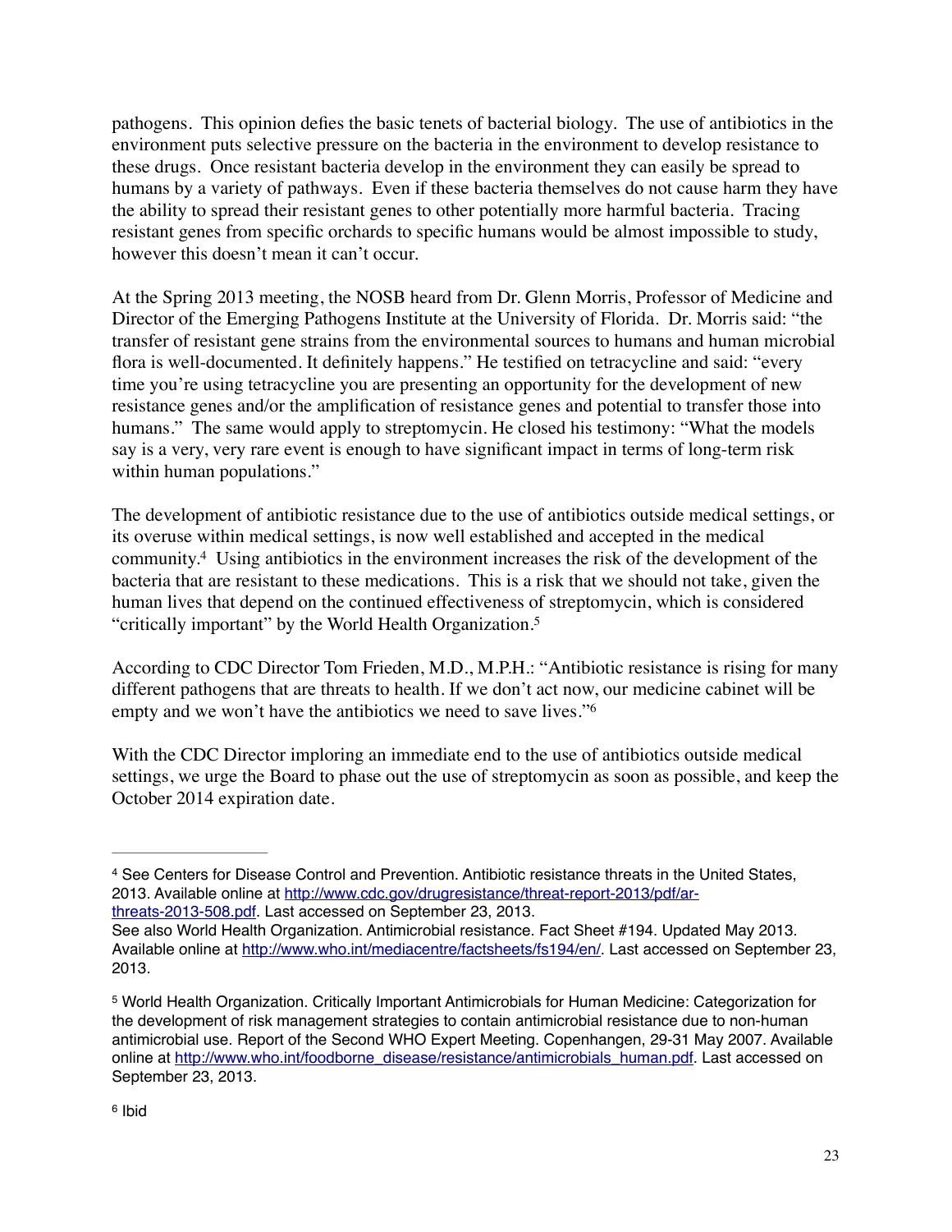pathogens. This opinion defies the basic tenets of bacterial biology. The use of antibiotics in the environment puts selective pressure on the bacteria in the environment to develop resistance to these drugs. Once resistant bacteria develop in the environment they can easily be spread to humans by a variety of pathways. Even if these bacteria themselves do not cause harm they have the ability to spread their resistant genes to other potentially more harmful bacteria. Tracing resistant genes from specific orchards to specific humans would be almost impossible to study, however this doesn't mean it can't occur.

At the Spring 2013 meeting, the NOSB heard from Dr. Glenn Morris, Professor of Medicine and Director of the Emerging Pathogens Institute at the University of Florida. Dr. Morris said: "the transfer of resistant gene strains from the environmental sources to humans and human microbial flora is well-documented. It definitely happens." He testified on tetracycline and said: "every time you're using tetracycline you are presenting an opportunity for the development of new resistance genes and/or the amplification of resistance genes and potential to transfer those into humans." The same would apply to streptomycin. He closed his testimony: "What the models say is a very, very rare event is enough to have significant impact in terms of long-term risk within human populations."

The development of antibiotic resistance due to the use of antibiotics outside medical settings, or its overuse within medical settings, is now well established and accepted in the medical community.[4] Using antibiotics in the environment increases the risk of the development of the bacteria that are resistant to these medications. This is a risk that we should not take, given the human lives that depend on the continued effectiveness of streptomycin, which is considered "critically important" by the World Health Organization.[5]

According to CDC Director Tom Frieden, M.D., M.P.H.: "Antibiotic resistance is rising for many different pathogens that are threats to health. If we don't act now, our medicine cabinet will be empty and we won't have the antibiotics we need to save lives."[6]

With the CDC Director imploring an immediate end to the use of antibiotics outside medical settings, we urge the Board to phase out the use of streptomycin as soon as possible, and keep the October 2014 expiration date.

---

[4] See Centers for Disease Control and Prevention. Antibiotic resistance threats in the United States, 2013. Available online at http://www.cdc.gov/drugresistance/threat-report-2013/pdf/ar-threats-2013-508.pdf. Last accessed on September 23, 2013.
See also World Health Organization. Antimicrobial resistance. Fact Sheet #194. Updated May 2013. Available online at http://www.who.int/mediacentre/factsheets/fs194/en/. Last accessed on September 23, 2013.

[5] World Health Organization. Critically Important Antimicrobials for Human Medicine: Categorization for the development of risk management strategies to contain antimicrobial resistance due to non-human antimicrobial use. Report of the Second WHO Expert Meeting. Copenhagen, 29-31 May 2007. Available online at http://www.who.int/foodborne_disease/resistance/antimicrobials_human.pdf. Last accessed on September 23, 2013.

[6] Ibid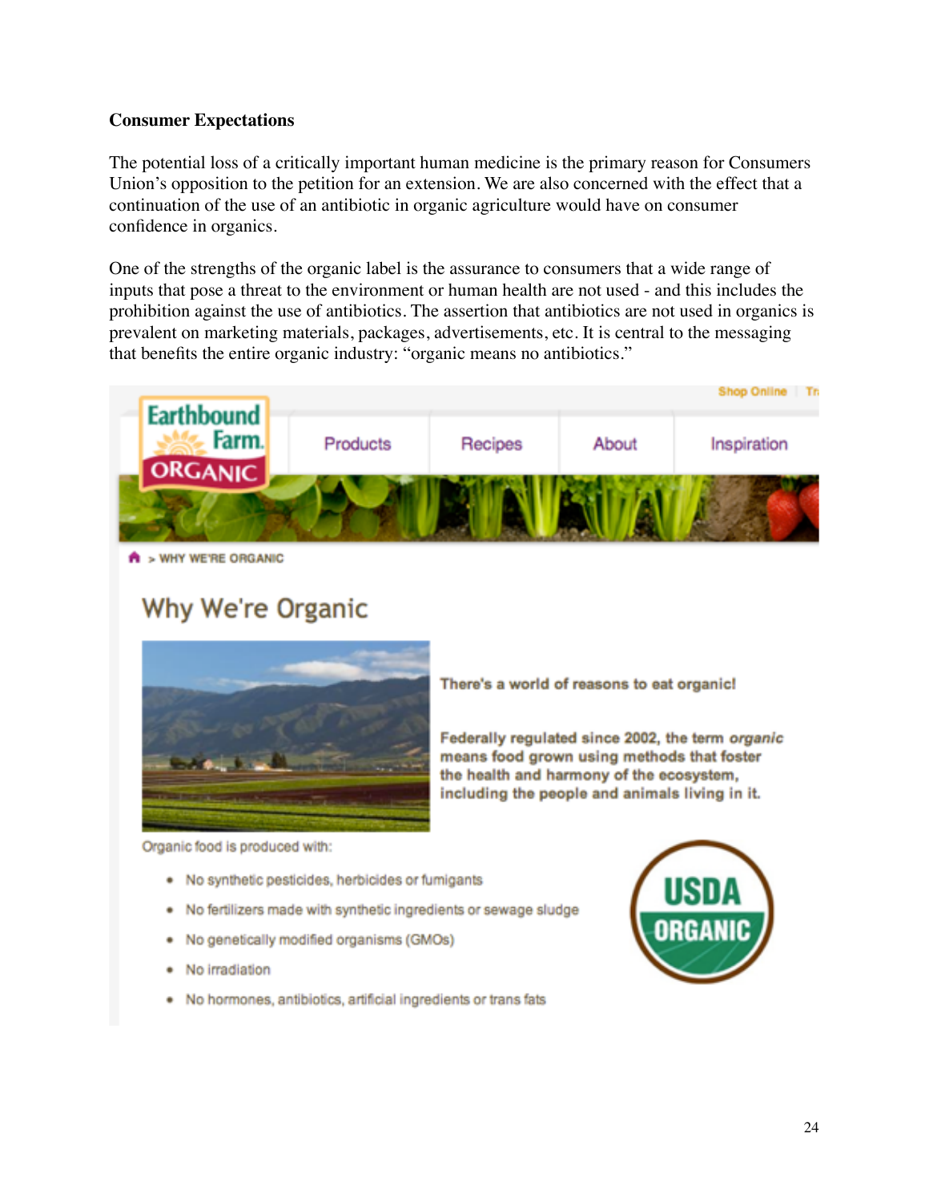**Consumer Expectations**

The potential loss of a critically important human medicine is the primary reason for Consumers Union's opposition to the petition for an extension. We are also concerned with the effect that a continuation of the use of an antibiotic in organic agriculture would have on consumer confidence in organics.

One of the strengths of the organic label is the assurance to consumers that a wide range of inputs that pose a threat to the environment or human health are not used - and this includes the prohibition against the use of antibiotics. The assertion that antibiotics are not used in organics is prevalent on marketing materials, packages, advertisements, etc. It is central to the messaging that benefits the entire organic industry: "organic means no antibiotics."

Earthbound Farm. ORGANIC

Products | Recipes | About | Inspiration

Shop Online

> WHY WE'RE ORGANIC

## Why We're Organic

**There's a world of reasons to eat organic!**

**Federally regulated since 2002, the term *organic* means food grown using methods that foster the health and harmony of the ecosystem, including the people and animals living in it.**

Organic food is produced with:

- No synthetic pesticides, herbicides or fumigants
- No fertilizers made with synthetic ingredients or sewage sludge
- No genetically modified organisms (GMOs)
- No irradiation
- No hormones, antibiotics, artificial ingredients or trans fats

USDA ORGANIC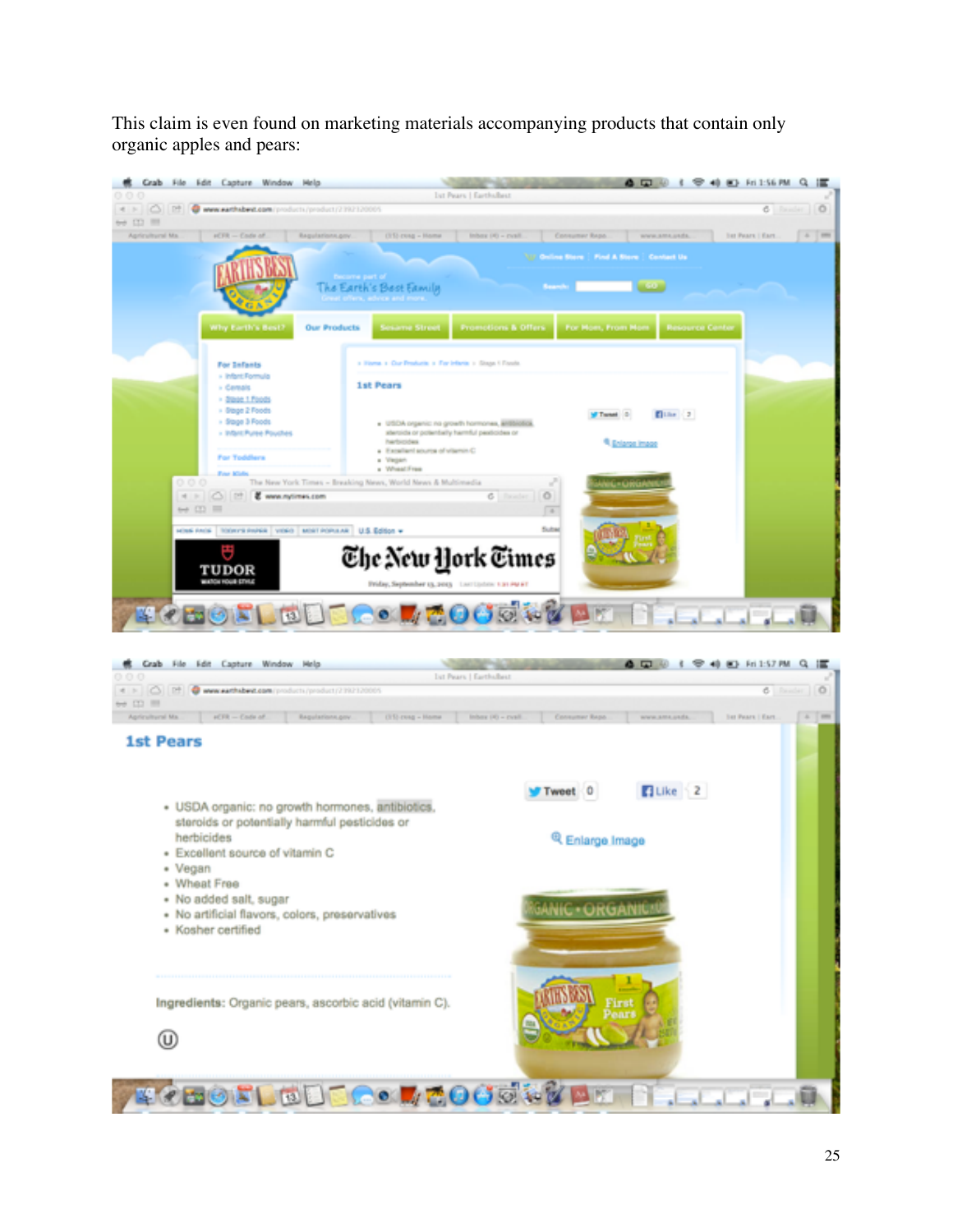This claim is even found on marketing materials accompanying products that contain only organic apples and pears: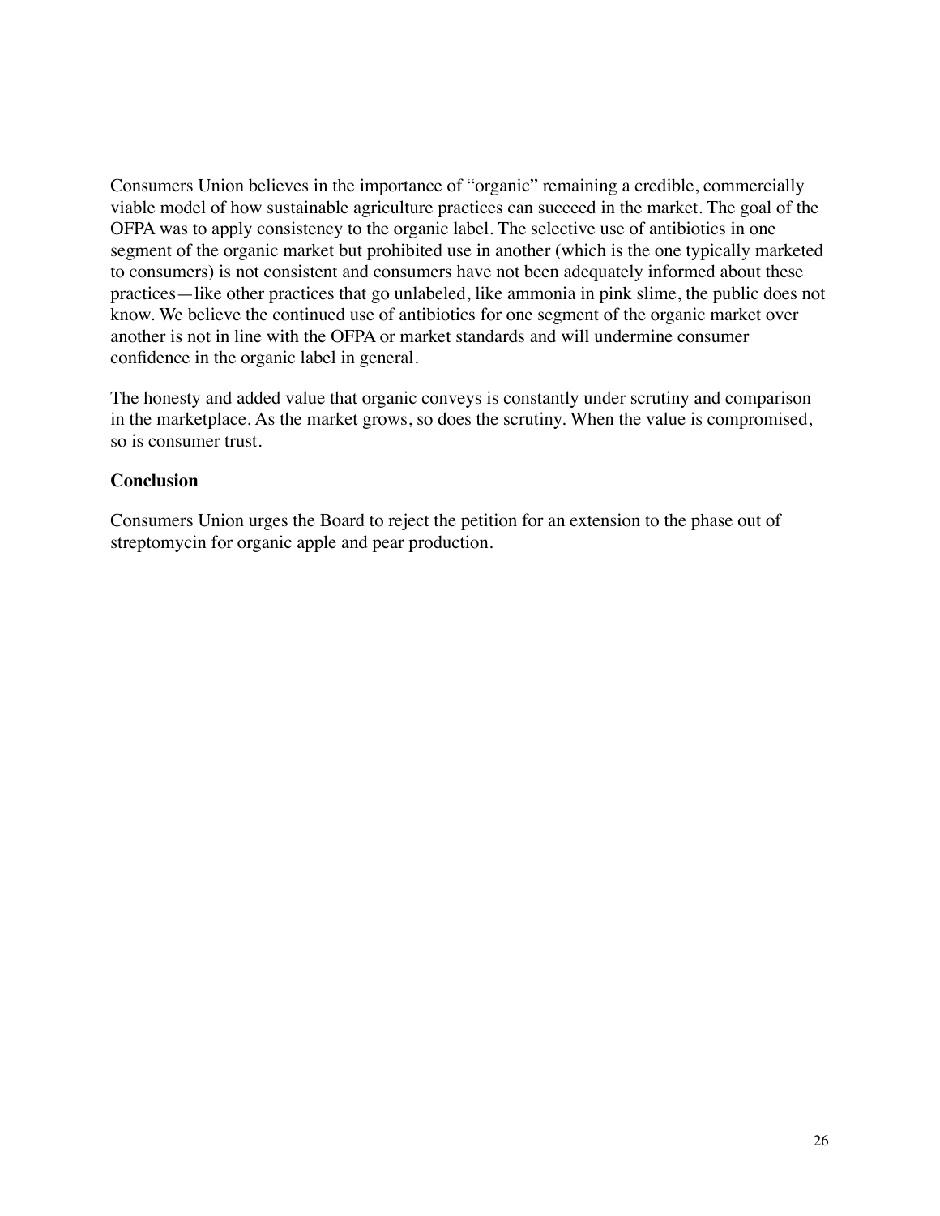Consumers Union believes in the importance of "organic" remaining a credible, commercially viable model of how sustainable agriculture practices can succeed in the market. The goal of the OFPA was to apply consistency to the organic label. The selective use of antibiotics in one segment of the organic market but prohibited use in another (which is the one typically marketed to consumers) is not consistent and consumers have not been adequately informed about these practices—like other practices that go unlabeled, like ammonia in pink slime, the public does not know. We believe the continued use of antibiotics for one segment of the organic market over another is not in line with the OFPA or market standards and will undermine consumer confidence in the organic label in general.

The honesty and added value that organic conveys is constantly under scrutiny and comparison in the marketplace. As the market grows, so does the scrutiny. When the value is compromised, so is consumer trust.

**Conclusion**

Consumers Union urges the Board to reject the petition for an extension to the phase out of streptomycin for organic apple and pear production.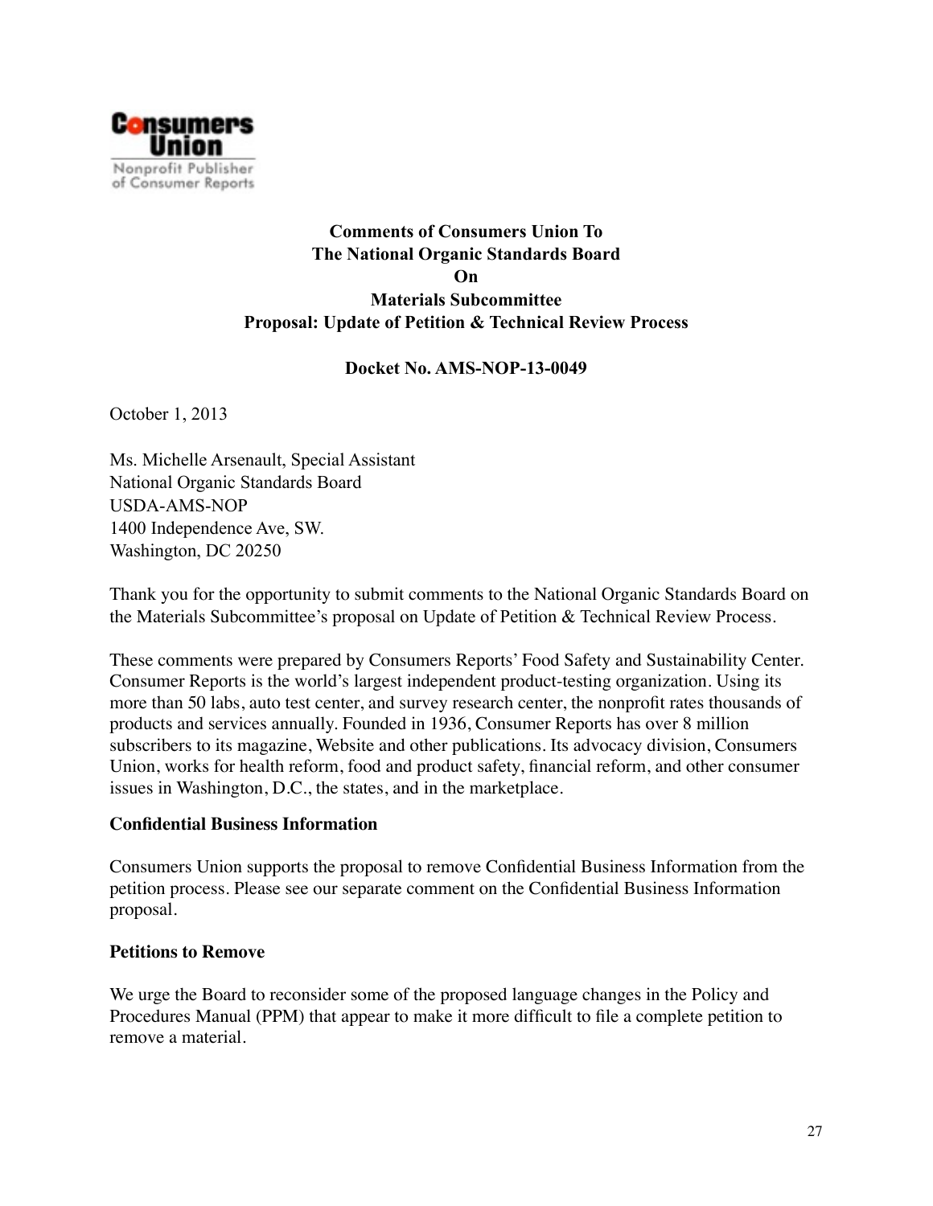**Comments of Consumers Union To**
**The National Organic Standards Board**
**On**
**Materials Subcommittee**
**Proposal: Update of Petition & Technical Review Process**

**Docket No. AMS-NOP-13-0049**

October 1, 2013

Ms. Michelle Arsenault, Special Assistant
National Organic Standards Board
USDA-AMS-NOP
1400 Independence Ave, SW.
Washington, DC 20250

Thank you for the opportunity to submit comments to the National Organic Standards Board on the Materials Subcommittee's proposal on Update of Petition & Technical Review Process.

These comments were prepared by Consumers Reports' Food Safety and Sustainability Center. Consumer Reports is the world's largest independent product-testing organization. Using its more than 50 labs, auto test center, and survey research center, the nonprofit rates thousands of products and services annually. Founded in 1936, Consumer Reports has over 8 million subscribers to its magazine, Website and other publications. Its advocacy division, Consumers Union, works for health reform, food and product safety, financial reform, and other consumer issues in Washington, D.C., the states, and in the marketplace.

**Confidential Business Information**

Consumers Union supports the proposal to remove Confidential Business Information from the petition process. Please see our separate comment on the Confidential Business Information proposal.

**Petitions to Remove**

We urge the Board to reconsider some of the proposed language changes in the Policy and Procedures Manual (PPM) that appear to make it more difficult to file a complete petition to remove a material.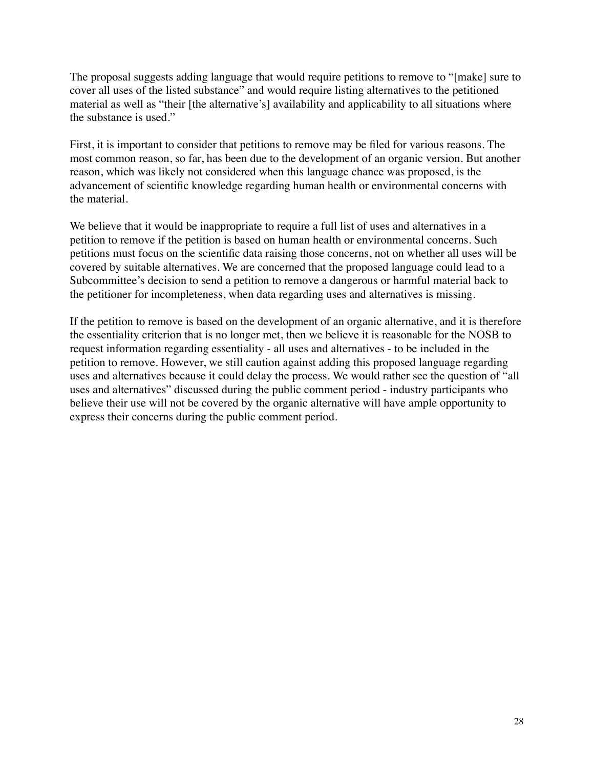The proposal suggests adding language that would require petitions to remove to "[make] sure to cover all uses of the listed substance" and would require listing alternatives to the petitioned material as well as "their [the alternative's] availability and applicability to all situations where the substance is used."

First, it is important to consider that petitions to remove may be filed for various reasons. The most common reason, so far, has been due to the development of an organic version. But another reason, which was likely not considered when this language chance was proposed, is the advancement of scientific knowledge regarding human health or environmental concerns with the material.

We believe that it would be inappropriate to require a full list of uses and alternatives in a petition to remove if the petition is based on human health or environmental concerns. Such petitions must focus on the scientific data raising those concerns, not on whether all uses will be covered by suitable alternatives. We are concerned that the proposed language could lead to a Subcommittee's decision to send a petition to remove a dangerous or harmful material back to the petitioner for incompleteness, when data regarding uses and alternatives is missing.

If the petition to remove is based on the development of an organic alternative, and it is therefore the essentiality criterion that is no longer met, then we believe it is reasonable for the NOSB to request information regarding essentiality - all uses and alternatives - to be included in the petition to remove. However, we still caution against adding this proposed language regarding uses and alternatives because it could delay the process. We would rather see the question of "all uses and alternatives" discussed during the public comment period - industry participants who believe their use will not be covered by the organic alternative will have ample opportunity to express their concerns during the public comment period.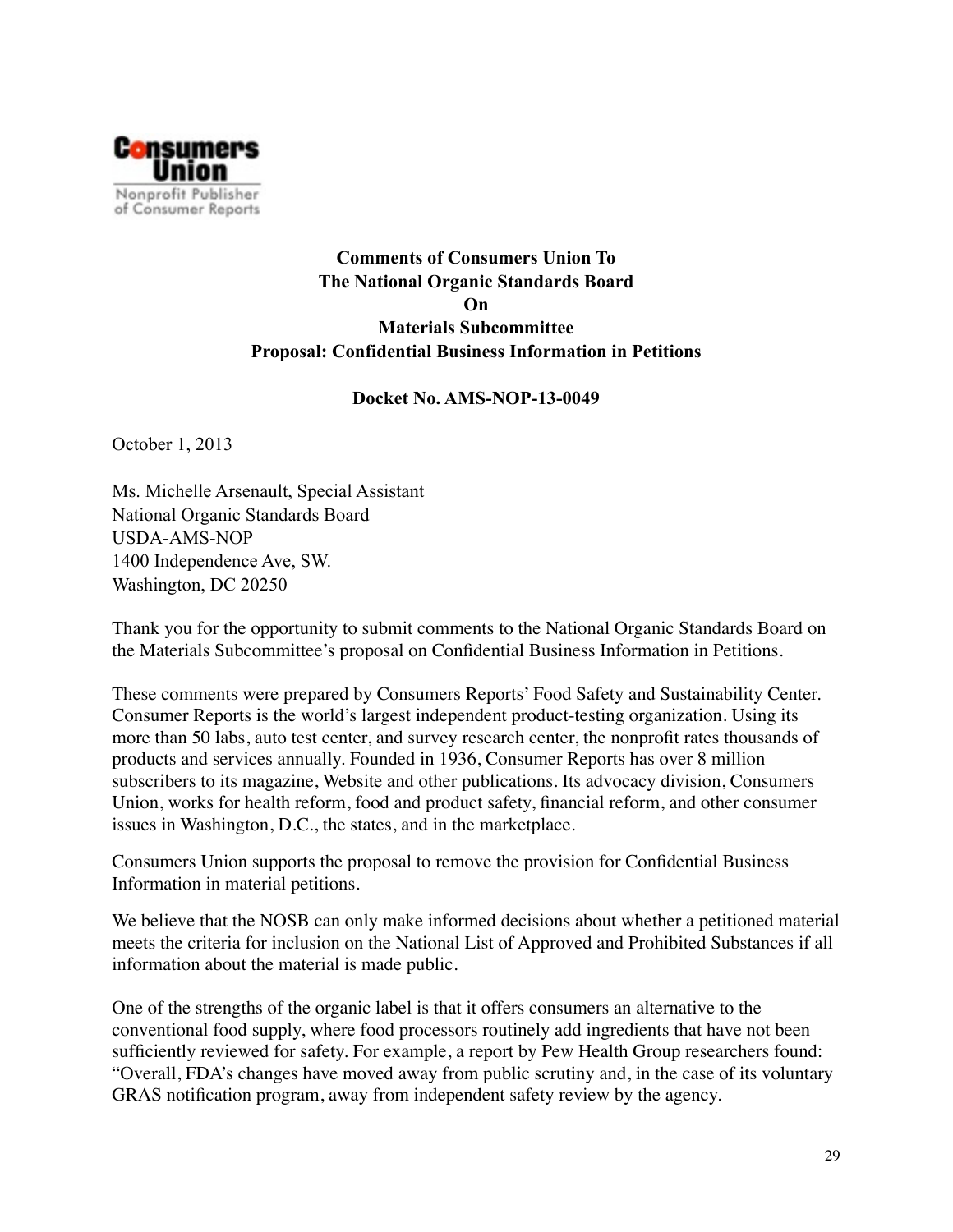Consumers Union

Nonprofit Publisher of Consumer Reports

**Comments of Consumers Union To**
**The National Organic Standards Board**
**On**
**Materials Subcommittee**
**Proposal: Confidential Business Information in Petitions**

**Docket No. AMS-NOP-13-0049**

October 1, 2013

Ms. Michelle Arsenault, Special Assistant
National Organic Standards Board
USDA-AMS-NOP
1400 Independence Ave, SW.
Washington, DC 20250

Thank you for the opportunity to submit comments to the National Organic Standards Board on the Materials Subcommittee's proposal on Confidential Business Information in Petitions.

These comments were prepared by Consumers Reports' Food Safety and Sustainability Center. Consumer Reports is the world's largest independent product-testing organization. Using its more than 50 labs, auto test center, and survey research center, the nonprofit rates thousands of products and services annually. Founded in 1936, Consumer Reports has over 8 million subscribers to its magazine, Website and other publications. Its advocacy division, Consumers Union, works for health reform, food and product safety, financial reform, and other consumer issues in Washington, D.C., the states, and in the marketplace.

Consumers Union supports the proposal to remove the provision for Confidential Business Information in material petitions.

We believe that the NOSB can only make informed decisions about whether a petitioned material meets the criteria for inclusion on the National List of Approved and Prohibited Substances if all information about the material is made public.

One of the strengths of the organic label is that it offers consumers an alternative to the conventional food supply, where food processors routinely add ingredients that have not been sufficiently reviewed for safety. For example, a report by Pew Health Group researchers found: "Overall, FDA's changes have moved away from public scrutiny and, in the case of its voluntary GRAS notification program, away from independent safety review by the agency.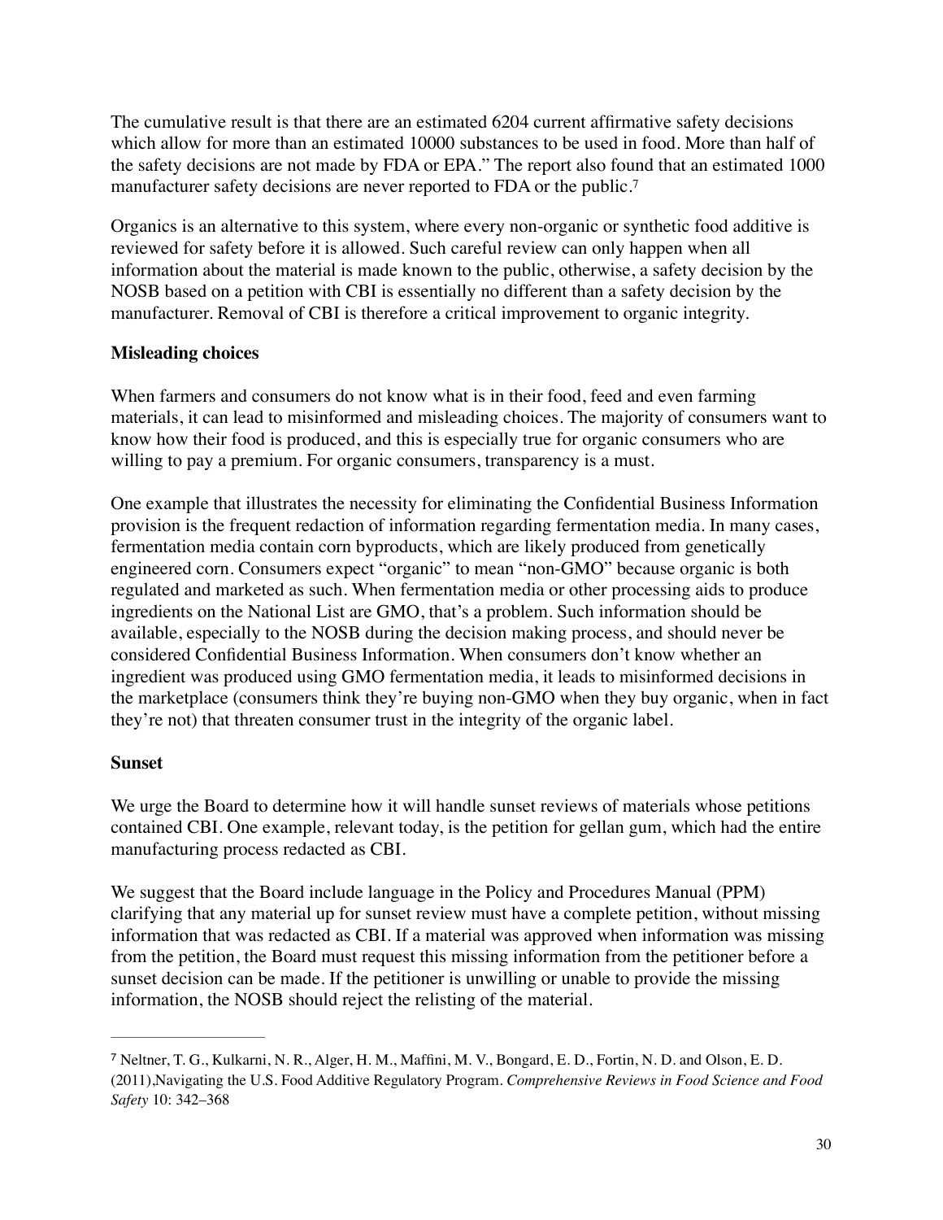The cumulative result is that there are an estimated 6204 current affirmative safety decisions which allow for more than an estimated 10000 substances to be used in food. More than half of the safety decisions are not made by FDA or EPA." The report also found that an estimated 1000 manufacturer safety decisions are never reported to FDA or the public.[7]

Organics is an alternative to this system, where every non-organic or synthetic food additive is reviewed for safety before it is allowed. Such careful review can only happen when all information about the material is made known to the public, otherwise, a safety decision by the NOSB based on a petition with CBI is essentially no different than a safety decision by the manufacturer. Removal of CBI is therefore a critical improvement to organic integrity.

**Misleading choices**

When farmers and consumers do not know what is in their food, feed and even farming materials, it can lead to misinformed and misleading choices. The majority of consumers want to know how their food is produced, and this is especially true for organic consumers who are willing to pay a premium. For organic consumers, transparency is a must.

One example that illustrates the necessity for eliminating the Confidential Business Information provision is the frequent redaction of information regarding fermentation media. In many cases, fermentation media contain corn byproducts, which are likely produced from genetically engineered corn. Consumers expect "organic" to mean "non-GMO" because organic is both regulated and marketed as such. When fermentation media or other processing aids to produce ingredients on the National List are GMO, that's a problem. Such information should be available, especially to the NOSB during the decision making process, and should never be considered Confidential Business Information. When consumers don't know whether an ingredient was produced using GMO fermentation media, it leads to misinformed decisions in the marketplace (consumers think they're buying non-GMO when they buy organic, when in fact they're not) that threaten consumer trust in the integrity of the organic label.

**Sunset**

We urge the Board to determine how it will handle sunset reviews of materials whose petitions contained CBI. One example, relevant today, is the petition for gellan gum, which had the entire manufacturing process redacted as CBI.

We suggest that the Board include language in the Policy and Procedures Manual (PPM) clarifying that any material up for sunset review must have a complete petition, without missing information that was redacted as CBI. If a material was approved when information was missing from the petition, the Board must request this missing information from the petitioner before a sunset decision can be made. If the petitioner is unwilling or unable to provide the missing information, the NOSB should reject the relisting of the material.

---

[7] Neltner, T. G., Kulkarni, N. R., Alger, H. M., Maffini, M. V., Bongard, E. D., Fortin, N. D. and Olson, E. D. (2011),Navigating the U.S. Food Additive Regulatory Program. *Comprehensive Reviews in Food Science and Food Safety* 10: 342–368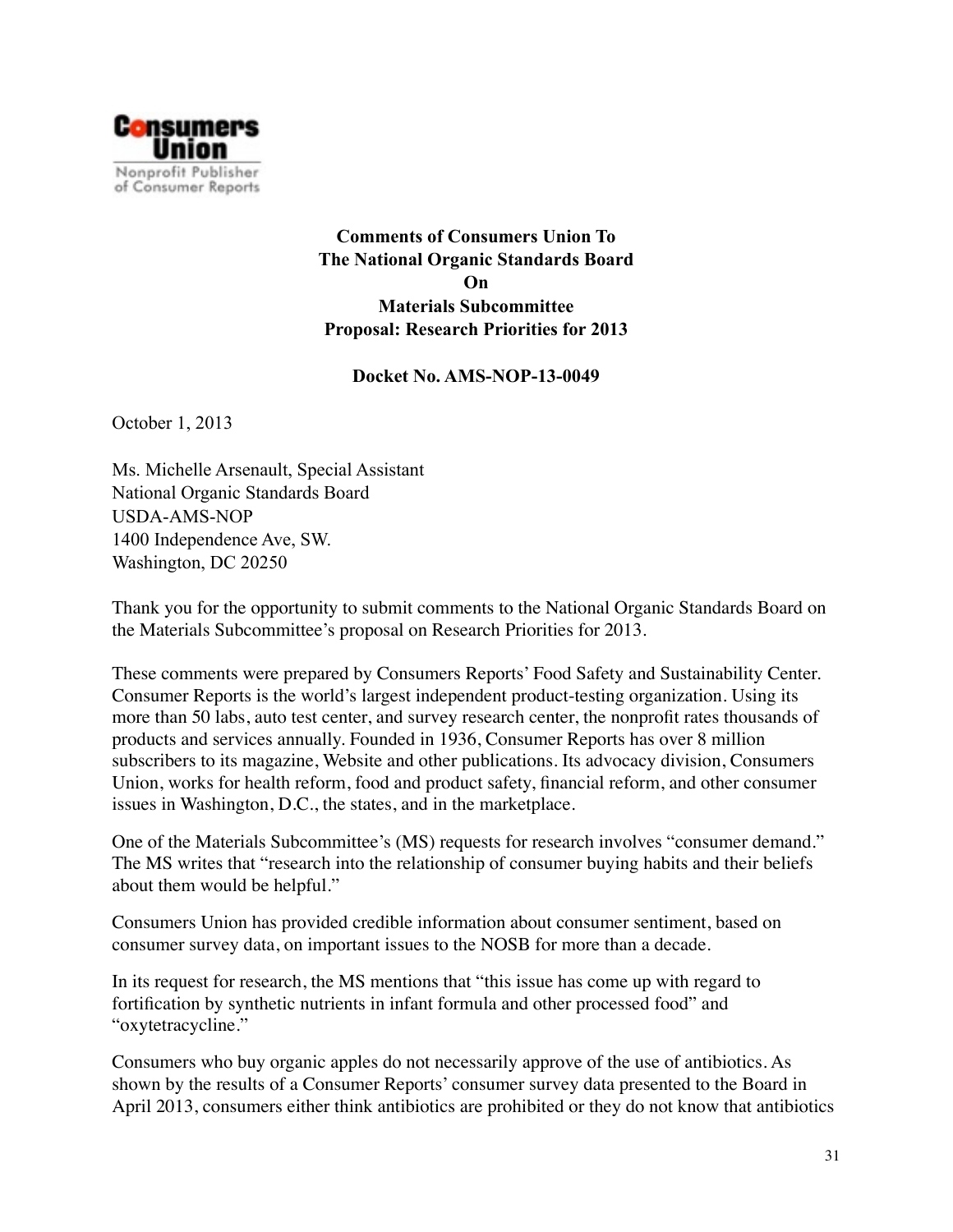**Consumers Union**

Nonprofit Publisher of Consumer Reports

**Comments of Consumers Union To**
**The National Organic Standards Board**
**On**
**Materials Subcommittee**
**Proposal: Research Priorities for 2013**

**Docket No. AMS-NOP-13-0049**

October 1, 2013

Ms. Michelle Arsenault, Special Assistant
National Organic Standards Board
USDA-AMS-NOP
1400 Independence Ave, SW.
Washington, DC 20250

Thank you for the opportunity to submit comments to the National Organic Standards Board on the Materials Subcommittee's proposal on Research Priorities for 2013.

These comments were prepared by Consumers Reports' Food Safety and Sustainability Center. Consumer Reports is the world's largest independent product-testing organization. Using its more than 50 labs, auto test center, and survey research center, the nonprofit rates thousands of products and services annually. Founded in 1936, Consumer Reports has over 8 million subscribers to its magazine, Website and other publications. Its advocacy division, Consumers Union, works for health reform, food and product safety, financial reform, and other consumer issues in Washington, D.C., the states, and in the marketplace.

One of the Materials Subcommittee's (MS) requests for research involves "consumer demand." The MS writes that "research into the relationship of consumer buying habits and their beliefs about them would be helpful."

Consumers Union has provided credible information about consumer sentiment, based on consumer survey data, on important issues to the NOSB for more than a decade.

In its request for research, the MS mentions that "this issue has come up with regard to fortification by synthetic nutrients in infant formula and other processed food" and "oxytetracycline."

Consumers who buy organic apples do not necessarily approve of the use of antibiotics. As shown by the results of a Consumer Reports' consumer survey data presented to the Board in April 2013, consumers either think antibiotics are prohibited or they do not know that antibiotics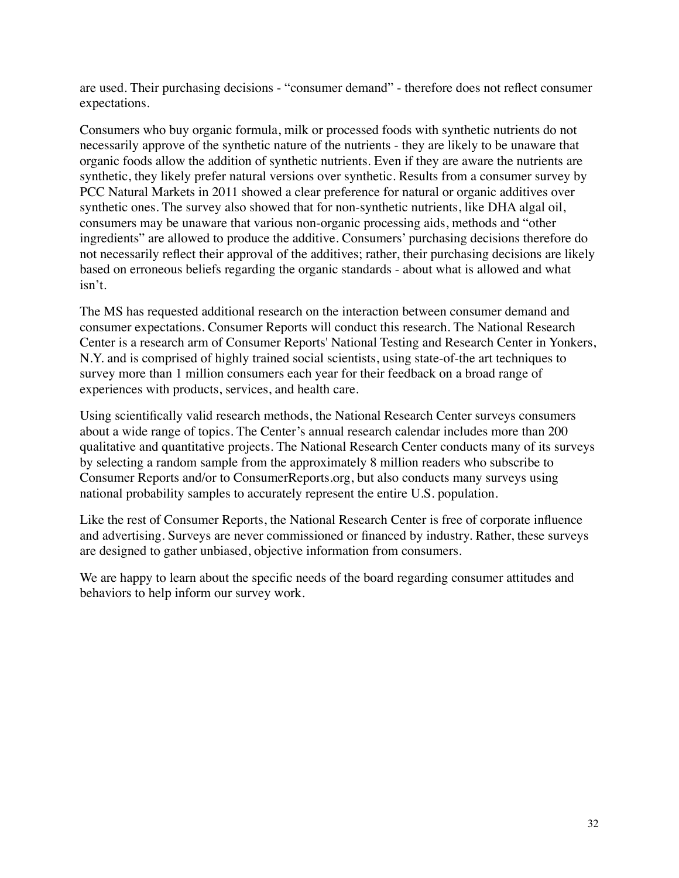are used. Their purchasing decisions - "consumer demand" - therefore does not reflect consumer expectations.

Consumers who buy organic formula, milk or processed foods with synthetic nutrients do not necessarily approve of the synthetic nature of the nutrients - they are likely to be unaware that organic foods allow the addition of synthetic nutrients. Even if they are aware the nutrients are synthetic, they likely prefer natural versions over synthetic. Results from a consumer survey by PCC Natural Markets in 2011 showed a clear preference for natural or organic additives over synthetic ones. The survey also showed that for non-synthetic nutrients, like DHA algal oil, consumers may be unaware that various non-organic processing aids, methods and "other ingredients" are allowed to produce the additive. Consumers' purchasing decisions therefore do not necessarily reflect their approval of the additives; rather, their purchasing decisions are likely based on erroneous beliefs regarding the organic standards - about what is allowed and what isn't.

The MS has requested additional research on the interaction between consumer demand and consumer expectations. Consumer Reports will conduct this research. The National Research Center is a research arm of Consumer Reports' National Testing and Research Center in Yonkers, N.Y. and is comprised of highly trained social scientists, using state-of-the art techniques to survey more than 1 million consumers each year for their feedback on a broad range of experiences with products, services, and health care.

Using scientifically valid research methods, the National Research Center surveys consumers about a wide range of topics. The Center's annual research calendar includes more than 200 qualitative and quantitative projects. The National Research Center conducts many of its surveys by selecting a random sample from the approximately 8 million readers who subscribe to Consumer Reports and/or to ConsumerReports.org, but also conducts many surveys using national probability samples to accurately represent the entire U.S. population.

Like the rest of Consumer Reports, the National Research Center is free of corporate influence and advertising. Surveys are never commissioned or financed by industry. Rather, these surveys are designed to gather unbiased, objective information from consumers.

We are happy to learn about the specific needs of the board regarding consumer attitudes and behaviors to help inform our survey work.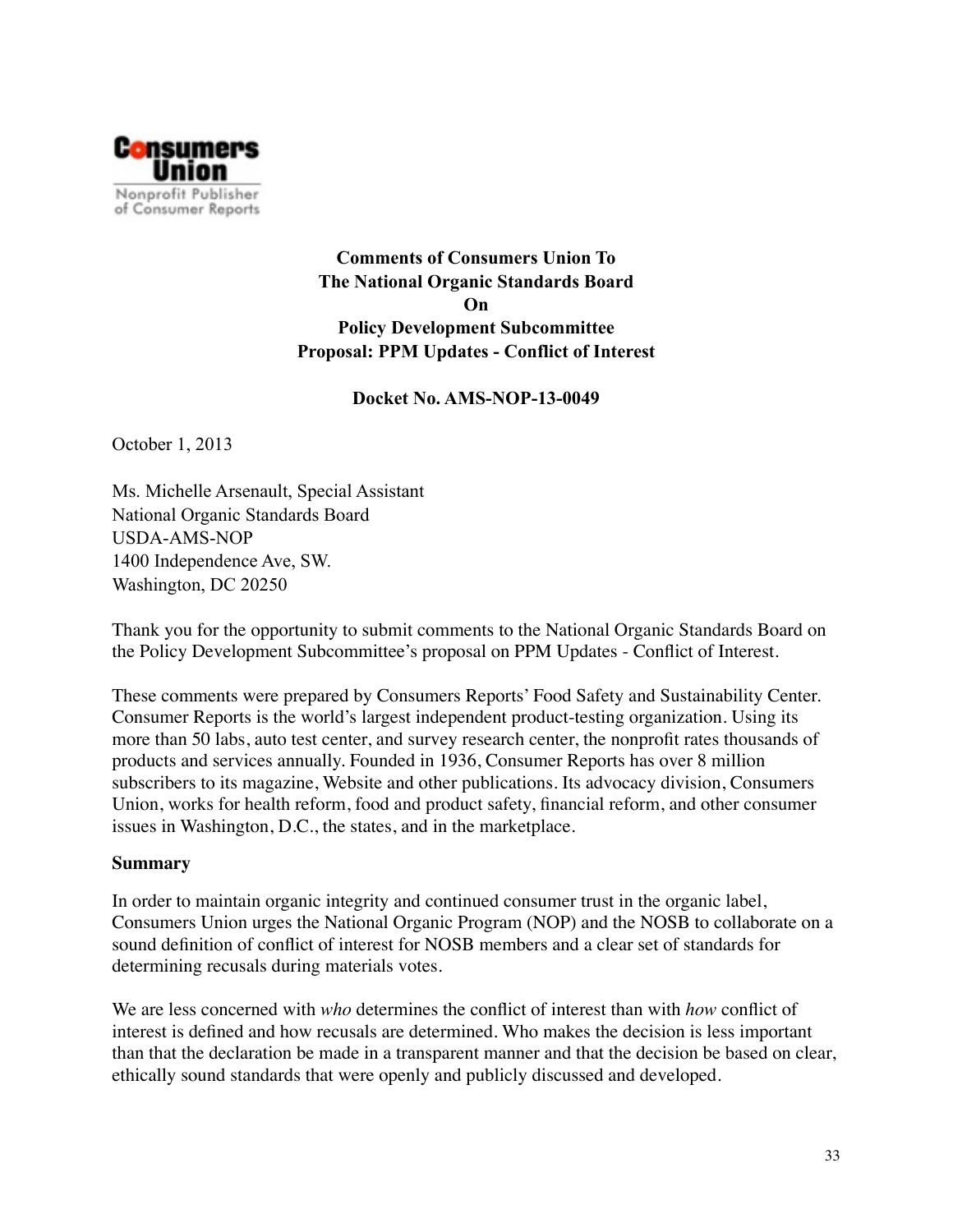**Consumers Union**
Nonprofit Publisher of Consumer Reports

**Comments of Consumers Union To**
**The National Organic Standards Board**
**On**
**Policy Development Subcommittee**
**Proposal: PPM Updates - Conflict of Interest**

**Docket No. AMS-NOP-13-0049**

October 1, 2013

Ms. Michelle Arsenault, Special Assistant
National Organic Standards Board
USDA-AMS-NOP
1400 Independence Ave, SW.
Washington, DC 20250

Thank you for the opportunity to submit comments to the National Organic Standards Board on the Policy Development Subcommittee's proposal on PPM Updates - Conflict of Interest.

These comments were prepared by Consumers Reports' Food Safety and Sustainability Center. Consumer Reports is the world's largest independent product-testing organization. Using its more than 50 labs, auto test center, and survey research center, the nonprofit rates thousands of products and services annually. Founded in 1936, Consumer Reports has over 8 million subscribers to its magazine, Website and other publications. Its advocacy division, Consumers Union, works for health reform, food and product safety, financial reform, and other consumer issues in Washington, D.C., the states, and in the marketplace.

**Summary**

In order to maintain organic integrity and continued consumer trust in the organic label, Consumers Union urges the National Organic Program (NOP) and the NOSB to collaborate on a sound definition of conflict of interest for NOSB members and a clear set of standards for determining recusals during materials votes.

We are less concerned with *who* determines the conflict of interest than with *how* conflict of interest is defined and how recusals are determined. Who makes the decision is less important than that the declaration be made in a transparent manner and that the decision be based on clear, ethically sound standards that were openly and publicly discussed and developed.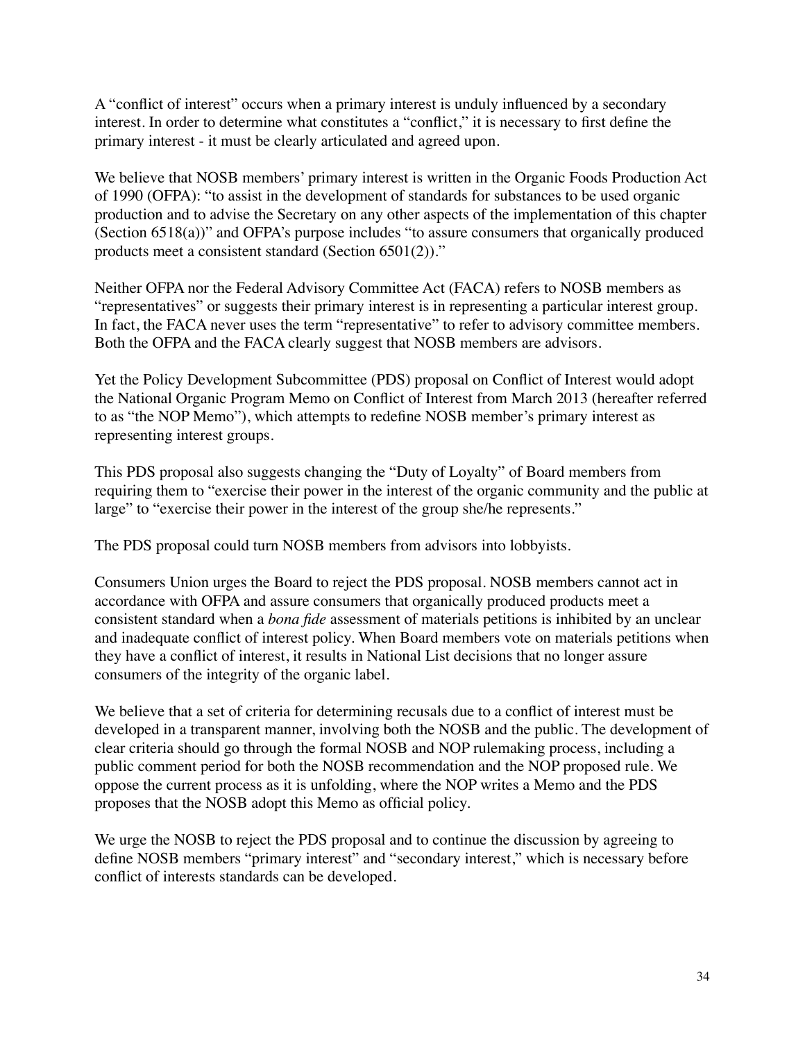A "conflict of interest" occurs when a primary interest is unduly influenced by a secondary interest. In order to determine what constitutes a "conflict," it is necessary to first define the primary interest - it must be clearly articulated and agreed upon.

We believe that NOSB members' primary interest is written in the Organic Foods Production Act of 1990 (OFPA): "to assist in the development of standards for substances to be used organic production and to advise the Secretary on any other aspects of the implementation of this chapter (Section 6518(a))" and OFPA's purpose includes "to assure consumers that organically produced products meet a consistent standard (Section 6501(2))."

Neither OFPA nor the Federal Advisory Committee Act (FACA) refers to NOSB members as "representatives" or suggests their primary interest is in representing a particular interest group. In fact, the FACA never uses the term "representative" to refer to advisory committee members. Both the OFPA and the FACA clearly suggest that NOSB members are advisors.

Yet the Policy Development Subcommittee (PDS) proposal on Conflict of Interest would adopt the National Organic Program Memo on Conflict of Interest from March 2013 (hereafter referred to as "the NOP Memo"), which attempts to redefine NOSB member's primary interest as representing interest groups.

This PDS proposal also suggests changing the "Duty of Loyalty" of Board members from requiring them to "exercise their power in the interest of the organic community and the public at large" to "exercise their power in the interest of the group she/he represents."

The PDS proposal could turn NOSB members from advisors into lobbyists.

Consumers Union urges the Board to reject the PDS proposal. NOSB members cannot act in accordance with OFPA and assure consumers that organically produced products meet a consistent standard when a *bona fide* assessment of materials petitions is inhibited by an unclear and inadequate conflict of interest policy. When Board members vote on materials petitions when they have a conflict of interest, it results in National List decisions that no longer assure consumers of the integrity of the organic label.

We believe that a set of criteria for determining recusals due to a conflict of interest must be developed in a transparent manner, involving both the NOSB and the public. The development of clear criteria should go through the formal NOSB and NOP rulemaking process, including a public comment period for both the NOSB recommendation and the NOP proposed rule. We oppose the current process as it is unfolding, where the NOP writes a Memo and the PDS proposes that the NOSB adopt this Memo as official policy.

We urge the NOSB to reject the PDS proposal and to continue the discussion by agreeing to define NOSB members "primary interest" and "secondary interest," which is necessary before conflict of interests standards can be developed.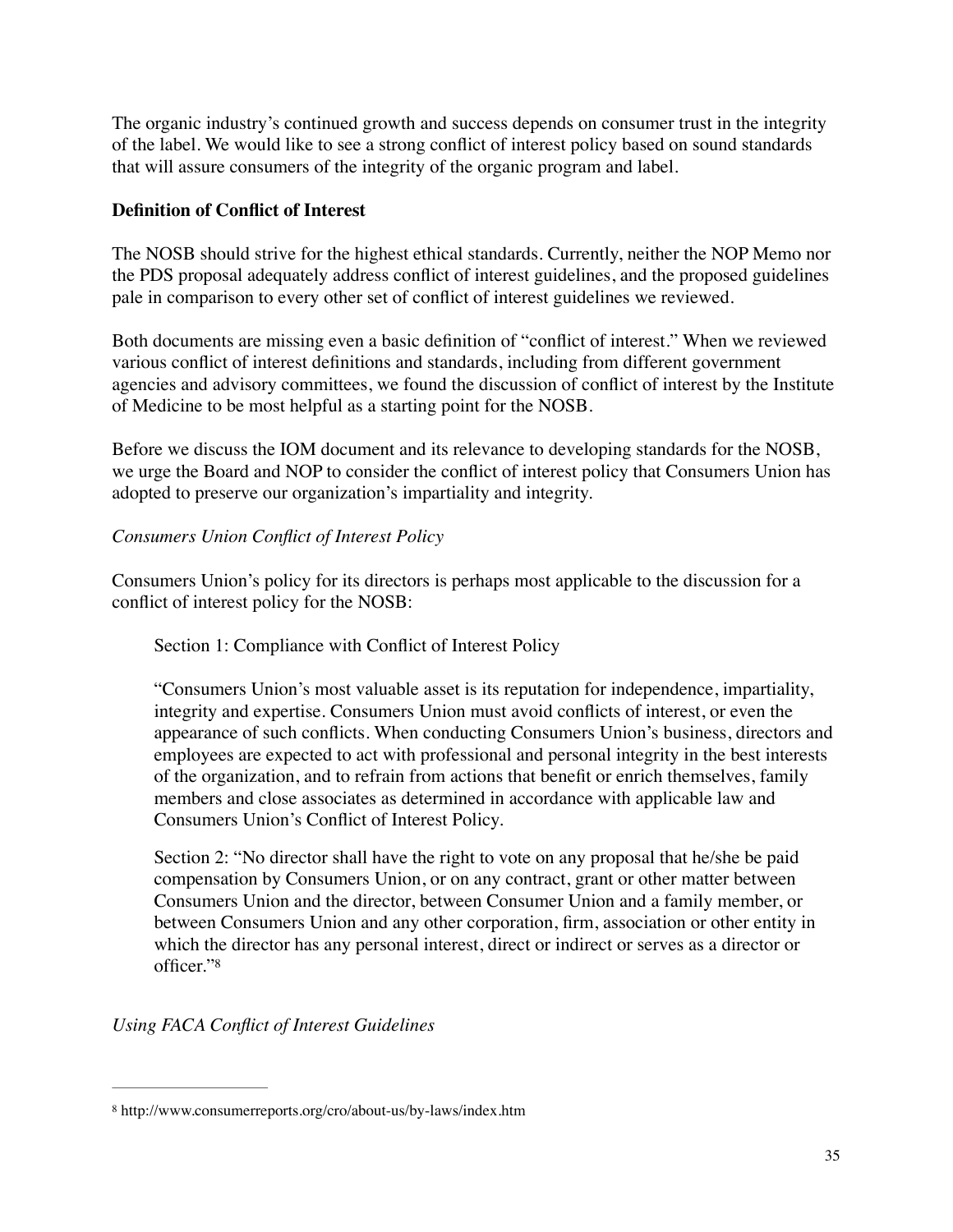The organic industry's continued growth and success depends on consumer trust in the integrity of the label. We would like to see a strong conflict of interest policy based on sound standards that will assure consumers of the integrity of the organic program and label.

**Definition of Conflict of Interest**

The NOSB should strive for the highest ethical standards. Currently, neither the NOP Memo nor the PDS proposal adequately address conflict of interest guidelines, and the proposed guidelines pale in comparison to every other set of conflict of interest guidelines we reviewed.

Both documents are missing even a basic definition of "conflict of interest." When we reviewed various conflict of interest definitions and standards, including from different government agencies and advisory committees, we found the discussion of conflict of interest by the Institute of Medicine to be most helpful as a starting point for the NOSB.

Before we discuss the IOM document and its relevance to developing standards for the NOSB, we urge the Board and NOP to consider the conflict of interest policy that Consumers Union has adopted to preserve our organization's impartiality and integrity.

*Consumers Union Conflict of Interest Policy*

Consumers Union's policy for its directors is perhaps most applicable to the discussion for a conflict of interest policy for the NOSB:

> Section 1: Compliance with Conflict of Interest Policy
>
> "Consumers Union's most valuable asset is its reputation for independence, impartiality, integrity and expertise. Consumers Union must avoid conflicts of interest, or even the appearance of such conflicts. When conducting Consumers Union's business, directors and employees are expected to act with professional and personal integrity in the best interests of the organization, and to refrain from actions that benefit or enrich themselves, family members and close associates as determined in accordance with applicable law and Consumers Union's Conflict of Interest Policy.
>
> Section 2: "No director shall have the right to vote on any proposal that he/she be paid compensation by Consumers Union, or on any contract, grant or other matter between Consumers Union and the director, between Consumer Union and a family member, or between Consumers Union and any other corporation, firm, association or other entity in which the director has any personal interest, direct or indirect or serves as a director or officer."[8]

*Using FACA Conflict of Interest Guidelines*

---

[8] http://www.consumerreports.org/cro/about-us/by-laws/index.htm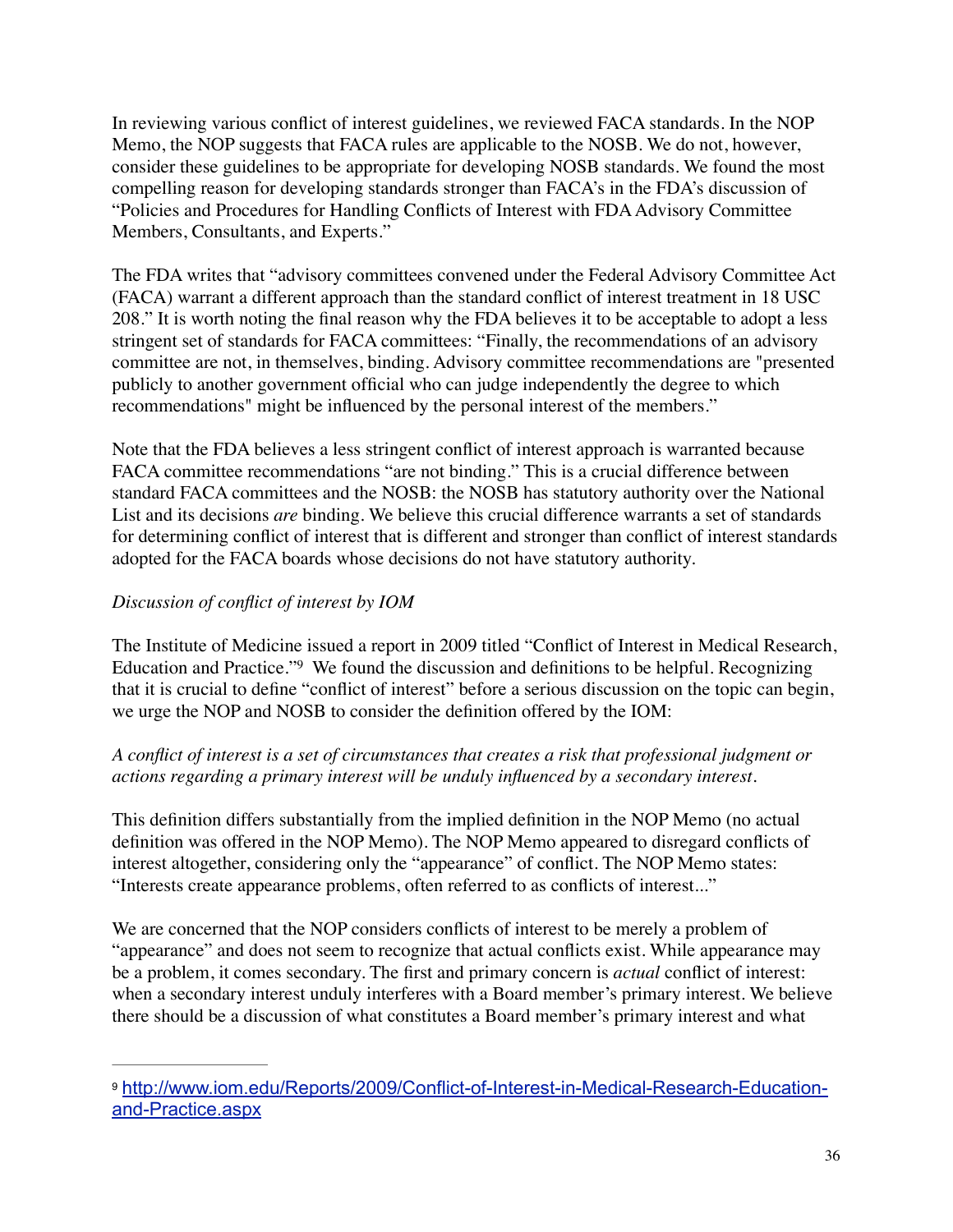In reviewing various conflict of interest guidelines, we reviewed FACA standards. In the NOP Memo, the NOP suggests that FACA rules are applicable to the NOSB. We do not, however, consider these guidelines to be appropriate for developing NOSB standards. We found the most compelling reason for developing standards stronger than FACA's in the FDA's discussion of "Policies and Procedures for Handling Conflicts of Interest with FDA Advisory Committee Members, Consultants, and Experts."

The FDA writes that "advisory committees convened under the Federal Advisory Committee Act (FACA) warrant a different approach than the standard conflict of interest treatment in 18 USC 208." It is worth noting the final reason why the FDA believes it to be acceptable to adopt a less stringent set of standards for FACA committees: "Finally, the recommendations of an advisory committee are not, in themselves, binding. Advisory committee recommendations are "presented publicly to another government official who can judge independently the degree to which recommendations" might be influenced by the personal interest of the members."

Note that the FDA believes a less stringent conflict of interest approach is warranted because FACA committee recommendations "are not binding." This is a crucial difference between standard FACA committees and the NOSB: the NOSB has statutory authority over the National List and its decisions *are* binding. We believe this crucial difference warrants a set of standards for determining conflict of interest that is different and stronger than conflict of interest standards adopted for the FACA boards whose decisions do not have statutory authority.

*Discussion of conflict of interest by IOM*

The Institute of Medicine issued a report in 2009 titled "Conflict of Interest in Medical Research, Education and Practice."[9] We found the discussion and definitions to be helpful. Recognizing that it is crucial to define "conflict of interest" before a serious discussion on the topic can begin, we urge the NOP and NOSB to consider the definition offered by the IOM:

*A conflict of interest is a set of circumstances that creates a risk that professional judgment or actions regarding a primary interest will be unduly influenced by a secondary interest.*

This definition differs substantially from the implied definition in the NOP Memo (no actual definition was offered in the NOP Memo). The NOP Memo appeared to disregard conflicts of interest altogether, considering only the "appearance" of conflict. The NOP Memo states: "Interests create appearance problems, often referred to as conflicts of interest..."

We are concerned that the NOP considers conflicts of interest to be merely a problem of "appearance" and does not seem to recognize that actual conflicts exist. While appearance may be a problem, it comes secondary. The first and primary concern is *actual* conflict of interest: when a secondary interest unduly interferes with a Board member's primary interest. We believe there should be a discussion of what constitutes a Board member's primary interest and what

---

[9] http://www.iom.edu/Reports/2009/Conflict-of-Interest-in-Medical-Research-Education-and-Practice.aspx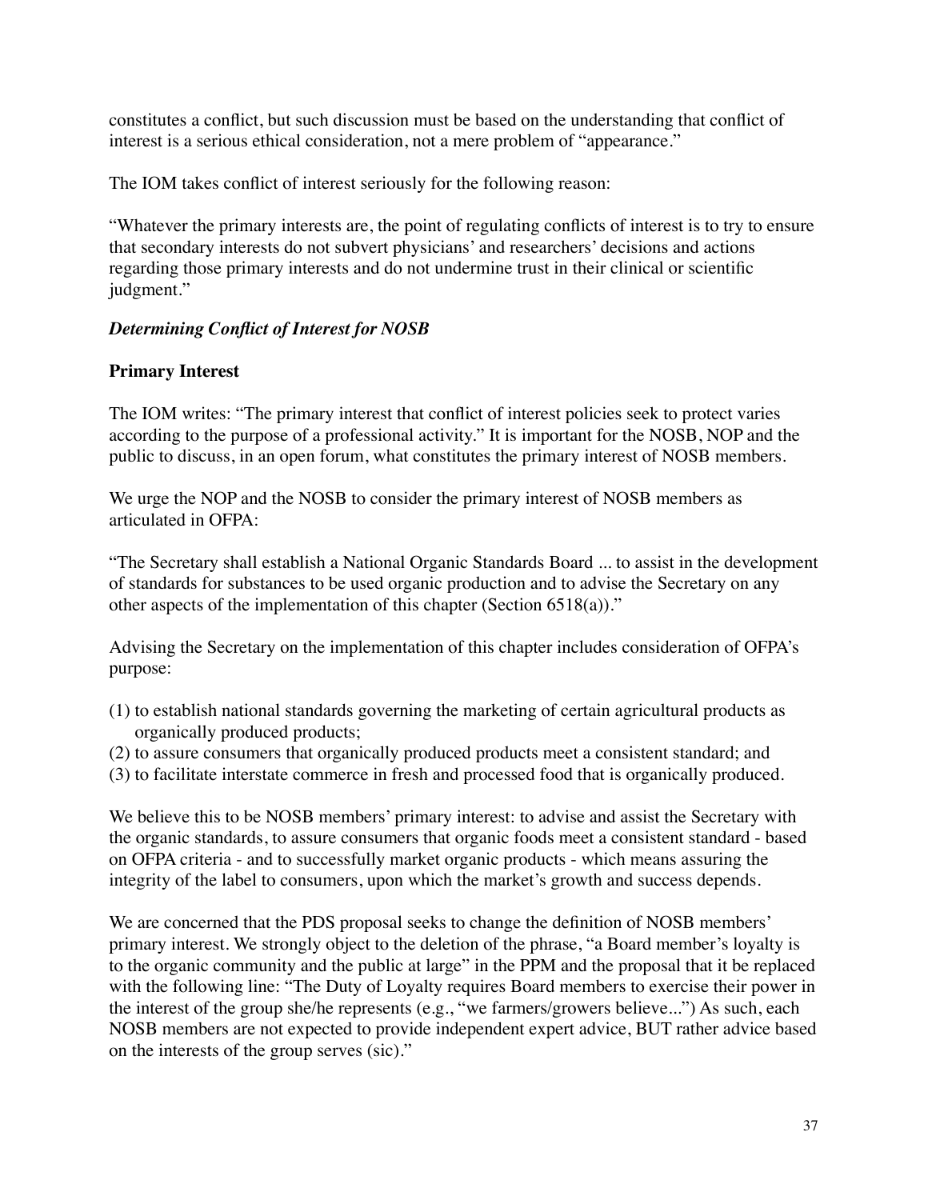constitutes a conflict, but such discussion must be based on the understanding that conflict of interest is a serious ethical consideration, not a mere problem of "appearance."

The IOM takes conflict of interest seriously for the following reason:

"Whatever the primary interests are, the point of regulating conflicts of interest is to try to ensure that secondary interests do not subvert physicians' and researchers' decisions and actions regarding those primary interests and do not undermine trust in their clinical or scientific judgment."

### *Determining Conflict of Interest for NOSB*

**Primary Interest**

The IOM writes: "The primary interest that conflict of interest policies seek to protect varies according to the purpose of a professional activity." It is important for the NOSB, NOP and the public to discuss, in an open forum, what constitutes the primary interest of NOSB members.

We urge the NOP and the NOSB to consider the primary interest of NOSB members as articulated in OFPA:

"The Secretary shall establish a National Organic Standards Board ... to assist in the development of standards for substances to be used organic production and to advise the Secretary on any other aspects of the implementation of this chapter (Section 6518(a))."

Advising the Secretary on the implementation of this chapter includes consideration of OFPA's purpose:

(1) to establish national standards governing the marketing of certain agricultural products as organically produced products;
(2) to assure consumers that organically produced products meet a consistent standard; and
(3) to facilitate interstate commerce in fresh and processed food that is organically produced.

We believe this to be NOSB members' primary interest: to advise and assist the Secretary with the organic standards, to assure consumers that organic foods meet a consistent standard - based on OFPA criteria - and to successfully market organic products - which means assuring the integrity of the label to consumers, upon which the market's growth and success depends.

We are concerned that the PDS proposal seeks to change the definition of NOSB members' primary interest. We strongly object to the deletion of the phrase, "a Board member's loyalty is to the organic community and the public at large" in the PPM and the proposal that it be replaced with the following line: "The Duty of Loyalty requires Board members to exercise their power in the interest of the group she/he represents (e.g., "we farmers/growers believe...") As such, each NOSB members are not expected to provide independent expert advice, BUT rather advice based on the interests of the group serves (sic)."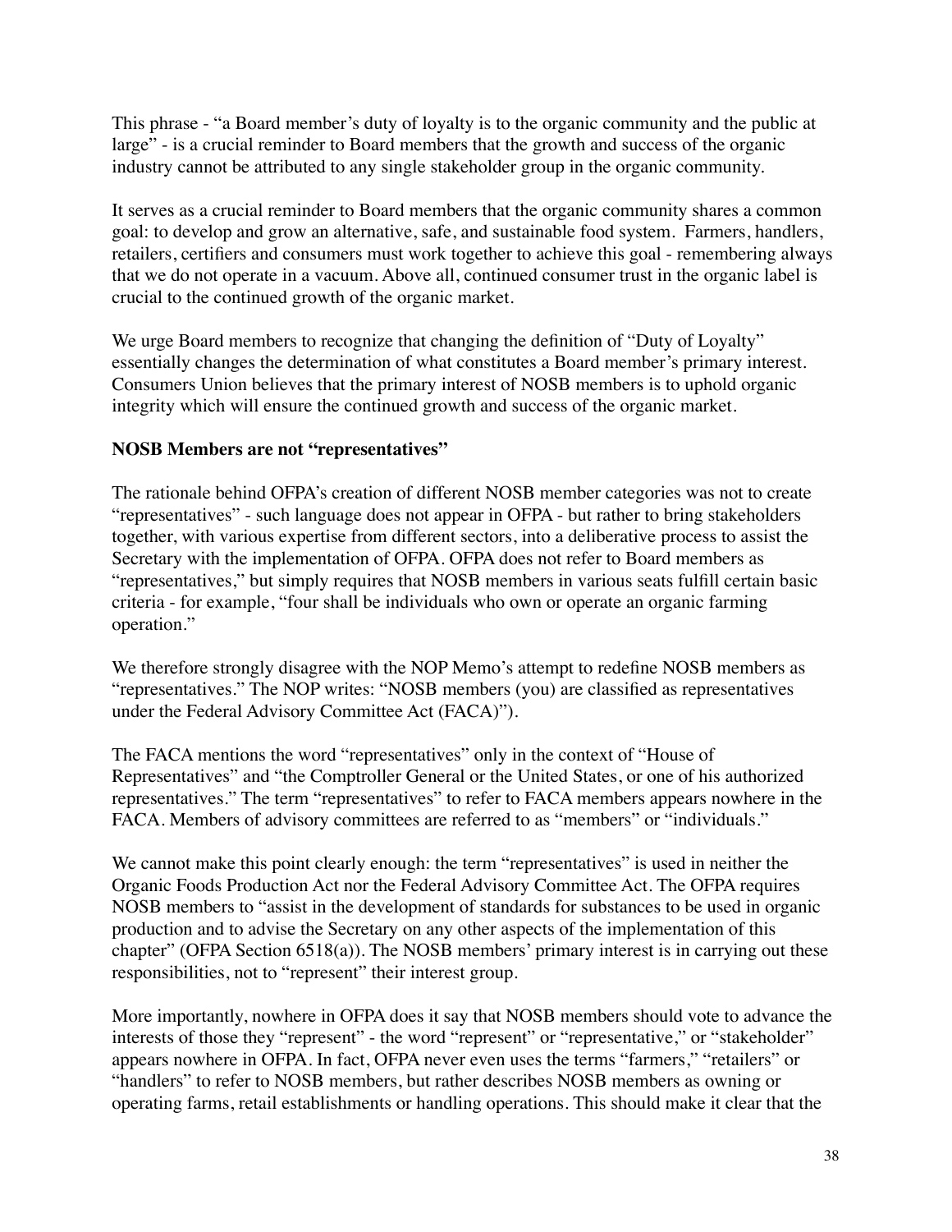This phrase - "a Board member's duty of loyalty is to the organic community and the public at large" - is a crucial reminder to Board members that the growth and success of the organic industry cannot be attributed to any single stakeholder group in the organic community.

It serves as a crucial reminder to Board members that the organic community shares a common goal: to develop and grow an alternative, safe, and sustainable food system. Farmers, handlers, retailers, certifiers and consumers must work together to achieve this goal - remembering always that we do not operate in a vacuum. Above all, continued consumer trust in the organic label is crucial to the continued growth of the organic market.

We urge Board members to recognize that changing the definition of "Duty of Loyalty" essentially changes the determination of what constitutes a Board member's primary interest. Consumers Union believes that the primary interest of NOSB members is to uphold organic integrity which will ensure the continued growth and success of the organic market.

**NOSB Members are not "representatives"**

The rationale behind OFPA's creation of different NOSB member categories was not to create "representatives" - such language does not appear in OFPA - but rather to bring stakeholders together, with various expertise from different sectors, into a deliberative process to assist the Secretary with the implementation of OFPA. OFPA does not refer to Board members as "representatives," but simply requires that NOSB members in various seats fulfill certain basic criteria - for example, "four shall be individuals who own or operate an organic farming operation."

We therefore strongly disagree with the NOP Memo's attempt to redefine NOSB members as "representatives." The NOP writes: "NOSB members (you) are classified as representatives under the Federal Advisory Committee Act (FACA)").

The FACA mentions the word "representatives" only in the context of "House of Representatives" and "the Comptroller General or the United States, or one of his authorized representatives." The term "representatives" to refer to FACA members appears nowhere in the FACA. Members of advisory committees are referred to as "members" or "individuals."

We cannot make this point clearly enough: the term "representatives" is used in neither the Organic Foods Production Act nor the Federal Advisory Committee Act. The OFPA requires NOSB members to "assist in the development of standards for substances to be used in organic production and to advise the Secretary on any other aspects of the implementation of this chapter" (OFPA Section 6518(a)). The NOSB members' primary interest is in carrying out these responsibilities, not to "represent" their interest group.

More importantly, nowhere in OFPA does it say that NOSB members should vote to advance the interests of those they "represent" - the word "represent" or "representative," or "stakeholder" appears nowhere in OFPA. In fact, OFPA never even uses the terms "farmers," "retailers" or "handlers" to refer to NOSB members, but rather describes NOSB members as owning or operating farms, retail establishments or handling operations. This should make it clear that the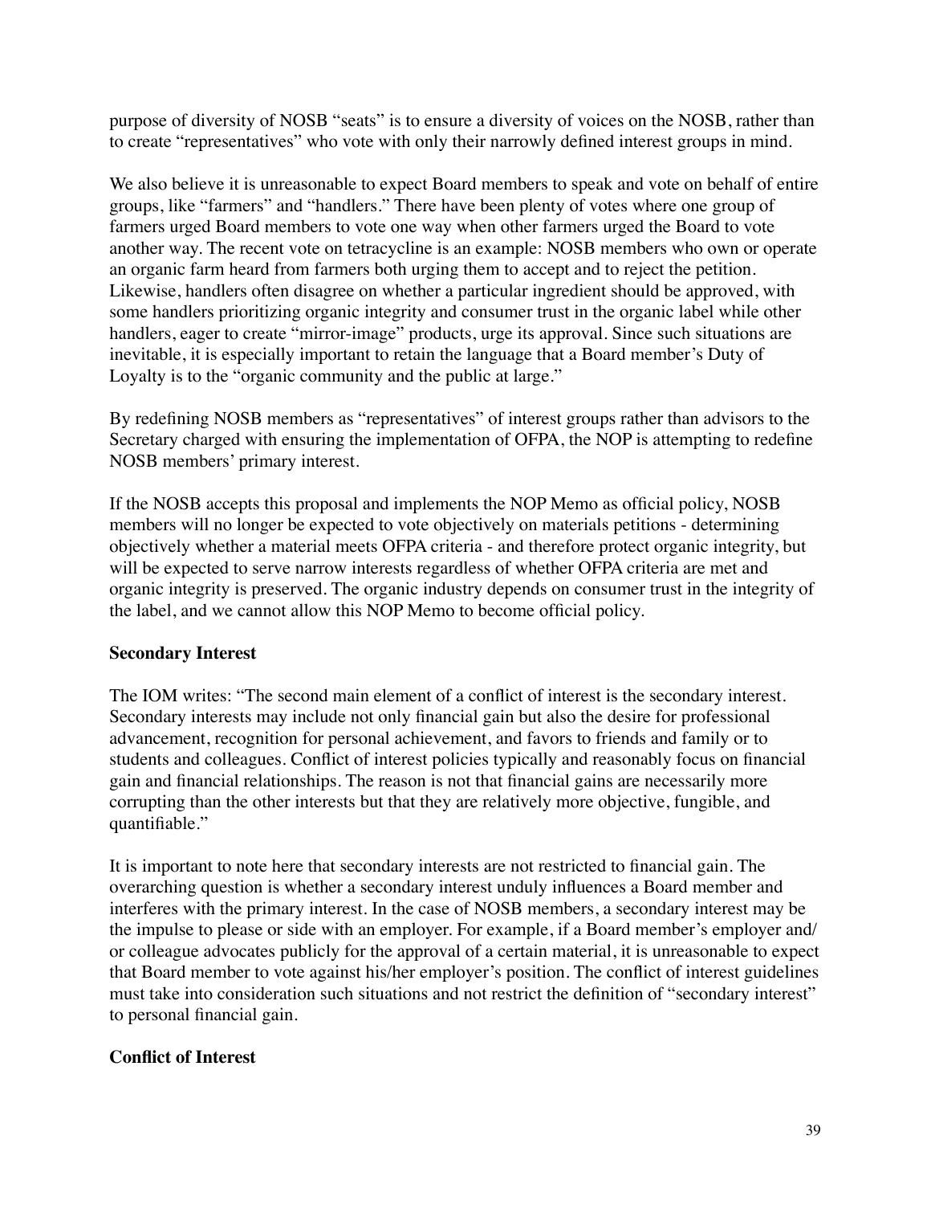purpose of diversity of NOSB "seats" is to ensure a diversity of voices on the NOSB, rather than to create "representatives" who vote with only their narrowly defined interest groups in mind.

We also believe it is unreasonable to expect Board members to speak and vote on behalf of entire groups, like "farmers" and "handlers." There have been plenty of votes where one group of farmers urged Board members to vote one way when other farmers urged the Board to vote another way. The recent vote on tetracycline is an example: NOSB members who own or operate an organic farm heard from farmers both urging them to accept and to reject the petition. Likewise, handlers often disagree on whether a particular ingredient should be approved, with some handlers prioritizing organic integrity and consumer trust in the organic label while other handlers, eager to create "mirror-image" products, urge its approval. Since such situations are inevitable, it is especially important to retain the language that a Board member's Duty of Loyalty is to the "organic community and the public at large."

By redefining NOSB members as "representatives" of interest groups rather than advisors to the Secretary charged with ensuring the implementation of OFPA, the NOP is attempting to redefine NOSB members' primary interest.

If the NOSB accepts this proposal and implements the NOP Memo as official policy, NOSB members will no longer be expected to vote objectively on materials petitions - determining objectively whether a material meets OFPA criteria - and therefore protect organic integrity, but will be expected to serve narrow interests regardless of whether OFPA criteria are met and organic integrity is preserved. The organic industry depends on consumer trust in the integrity of the label, and we cannot allow this NOP Memo to become official policy.

**Secondary Interest**

The IOM writes: "The second main element of a conflict of interest is the secondary interest. Secondary interests may include not only financial gain but also the desire for professional advancement, recognition for personal achievement, and favors to friends and family or to students and colleagues. Conflict of interest policies typically and reasonably focus on financial gain and financial relationships. The reason is not that financial gains are necessarily more corrupting than the other interests but that they are relatively more objective, fungible, and quantifiable."

It is important to note here that secondary interests are not restricted to financial gain. The overarching question is whether a secondary interest unduly influences a Board member and interferes with the primary interest. In the case of NOSB members, a secondary interest may be the impulse to please or side with an employer. For example, if a Board member's employer and/or colleague advocates publicly for the approval of a certain material, it is unreasonable to expect that Board member to vote against his/her employer's position. The conflict of interest guidelines must take into consideration such situations and not restrict the definition of "secondary interest" to personal financial gain.

**Conflict of Interest**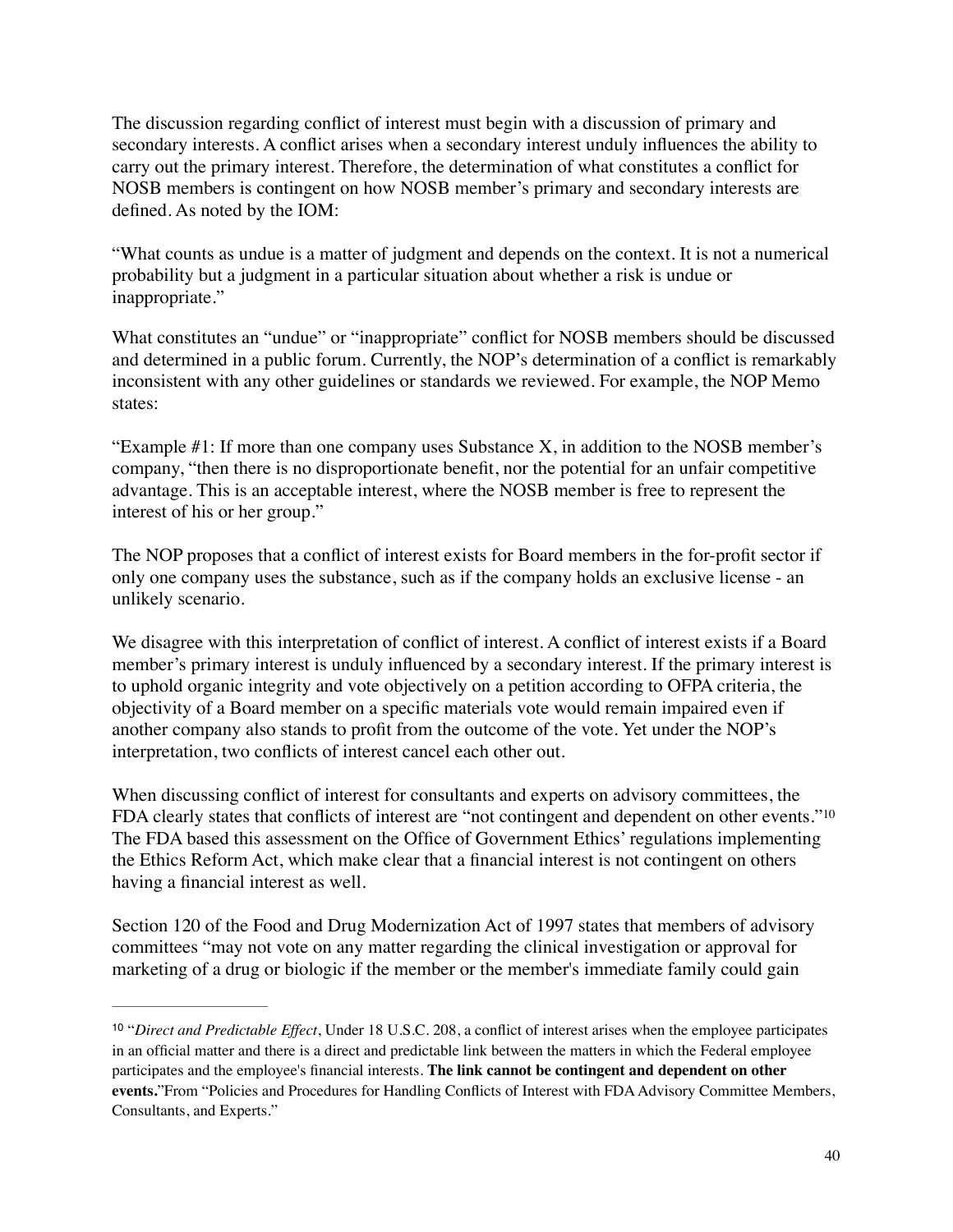The discussion regarding conflict of interest must begin with a discussion of primary and secondary interests. A conflict arises when a secondary interest unduly influences the ability to carry out the primary interest. Therefore, the determination of what constitutes a conflict for NOSB members is contingent on how NOSB member's primary and secondary interests are defined. As noted by the IOM:

"What counts as undue is a matter of judgment and depends on the context. It is not a numerical probability but a judgment in a particular situation about whether a risk is undue or inappropriate."

What constitutes an "undue" or "inappropriate" conflict for NOSB members should be discussed and determined in a public forum. Currently, the NOP's determination of a conflict is remarkably inconsistent with any other guidelines or standards we reviewed. For example, the NOP Memo states:

"Example #1: If more than one company uses Substance X, in addition to the NOSB member's company, "then there is no disproportionate benefit, nor the potential for an unfair competitive advantage. This is an acceptable interest, where the NOSB member is free to represent the interest of his or her group."

The NOP proposes that a conflict of interest exists for Board members in the for-profit sector if only one company uses the substance, such as if the company holds an exclusive license - an unlikely scenario.

We disagree with this interpretation of conflict of interest. A conflict of interest exists if a Board member's primary interest is unduly influenced by a secondary interest. If the primary interest is to uphold organic integrity and vote objectively on a petition according to OFPA criteria, the objectivity of a Board member on a specific materials vote would remain impaired even if another company also stands to profit from the outcome of the vote. Yet under the NOP's interpretation, two conflicts of interest cancel each other out.

When discussing conflict of interest for consultants and experts on advisory committees, the FDA clearly states that conflicts of interest are "not contingent and dependent on other events."[10] The FDA based this assessment on the Office of Government Ethics' regulations implementing the Ethics Reform Act, which make clear that a financial interest is not contingent on others having a financial interest as well.

Section 120 of the Food and Drug Modernization Act of 1997 states that members of advisory committees "may not vote on any matter regarding the clinical investigation or approval for marketing of a drug or biologic if the member or the member's immediate family could gain

---

[10] "*Direct and Predictable Effect*, Under 18 U.S.C. 208, a conflict of interest arises when the employee participates in an official matter and there is a direct and predictable link between the matters in which the Federal employee participates and the employee's financial interests. **The link cannot be contingent and dependent on other events.**"From "Policies and Procedures for Handling Conflicts of Interest with FDA Advisory Committee Members, Consultants, and Experts."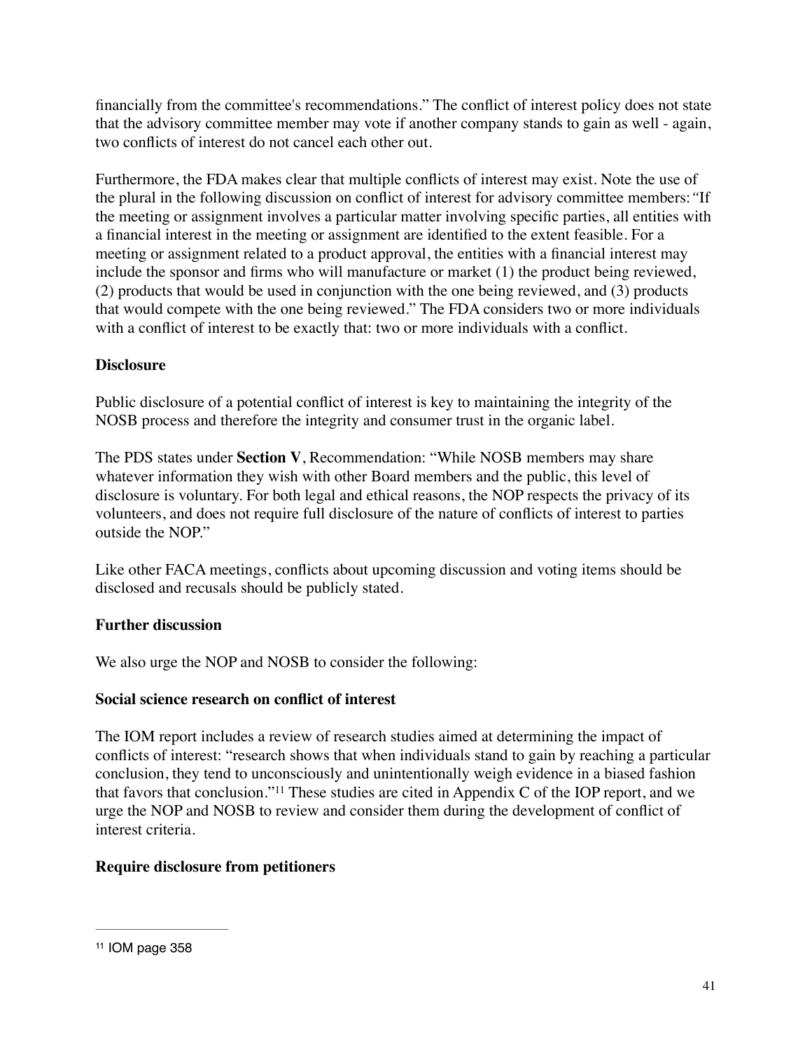financially from the committee's recommendations." The conflict of interest policy does not state that the advisory committee member may vote if another company stands to gain as well - again, two conflicts of interest do not cancel each other out.

Furthermore, the FDA makes clear that multiple conflicts of interest may exist. Note the use of the plural in the following discussion on conflict of interest for advisory committee members: "If the meeting or assignment involves a particular matter involving specific parties, all entities with a financial interest in the meeting or assignment are identified to the extent feasible. For a meeting or assignment related to a product approval, the entities with a financial interest may include the sponsor and firms who will manufacture or market (1) the product being reviewed, (2) products that would be used in conjunction with the one being reviewed, and (3) products that would compete with the one being reviewed." The FDA considers two or more individuals with a conflict of interest to be exactly that: two or more individuals with a conflict.

**Disclosure**

Public disclosure of a potential conflict of interest is key to maintaining the integrity of the NOSB process and therefore the integrity and consumer trust in the organic label.

The PDS states under **Section V**, Recommendation: "While NOSB members may share whatever information they wish with other Board members and the public, this level of disclosure is voluntary. For both legal and ethical reasons, the NOP respects the privacy of its volunteers, and does not require full disclosure of the nature of conflicts of interest to parties outside the NOP."

Like other FACA meetings, conflicts about upcoming discussion and voting items should be disclosed and recusals should be publicly stated.

**Further discussion**

We also urge the NOP and NOSB to consider the following:

**Social science research on conflict of interest**

The IOM report includes a review of research studies aimed at determining the impact of conflicts of interest: "research shows that when individuals stand to gain by reaching a particular conclusion, they tend to unconsciously and unintentionally weigh evidence in a biased fashion that favors that conclusion."[11] These studies are cited in Appendix C of the IOP report, and we urge the NOP and NOSB to review and consider them during the development of conflict of interest criteria.

**Require disclosure from petitioners**

[11] IOM page 358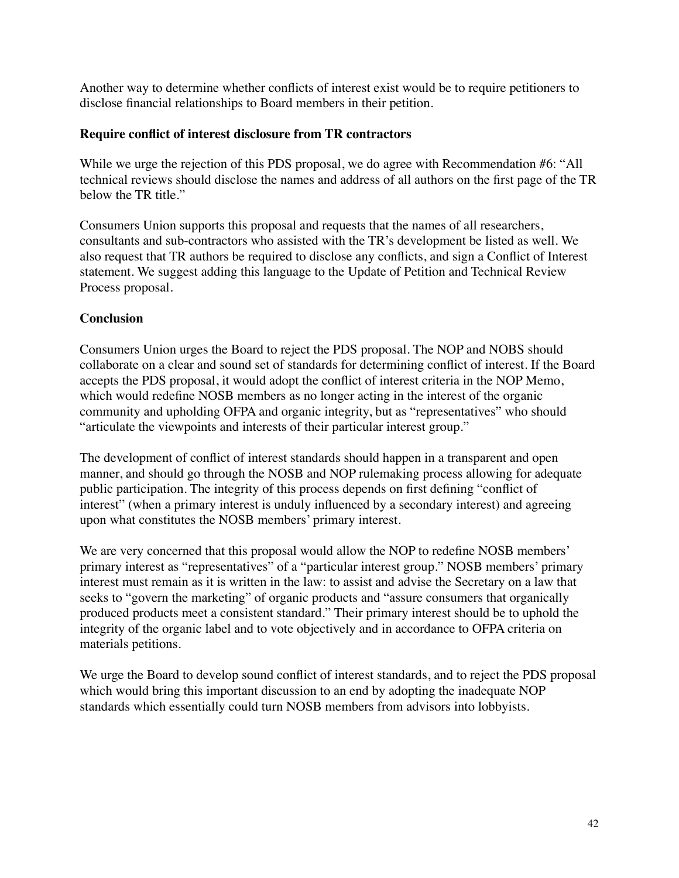Another way to determine whether conflicts of interest exist would be to require petitioners to disclose financial relationships to Board members in their petition.

**Require conflict of interest disclosure from TR contractors**

While we urge the rejection of this PDS proposal, we do agree with Recommendation #6: "All technical reviews should disclose the names and address of all authors on the first page of the TR below the TR title."

Consumers Union supports this proposal and requests that the names of all researchers, consultants and sub-contractors who assisted with the TR's development be listed as well. We also request that TR authors be required to disclose any conflicts, and sign a Conflict of Interest statement. We suggest adding this language to the Update of Petition and Technical Review Process proposal.

**Conclusion**

Consumers Union urges the Board to reject the PDS proposal. The NOP and NOBS should collaborate on a clear and sound set of standards for determining conflict of interest. If the Board accepts the PDS proposal, it would adopt the conflict of interest criteria in the NOP Memo, which would redefine NOSB members as no longer acting in the interest of the organic community and upholding OFPA and organic integrity, but as "representatives" who should "articulate the viewpoints and interests of their particular interest group."

The development of conflict of interest standards should happen in a transparent and open manner, and should go through the NOSB and NOP rulemaking process allowing for adequate public participation. The integrity of this process depends on first defining "conflict of interest" (when a primary interest is unduly influenced by a secondary interest) and agreeing upon what constitutes the NOSB members' primary interest.

We are very concerned that this proposal would allow the NOP to redefine NOSB members' primary interest as "representatives" of a "particular interest group." NOSB members' primary interest must remain as it is written in the law: to assist and advise the Secretary on a law that seeks to "govern the marketing" of organic products and "assure consumers that organically produced products meet a consistent standard." Their primary interest should be to uphold the integrity of the organic label and to vote objectively and in accordance to OFPA criteria on materials petitions.

We urge the Board to develop sound conflict of interest standards, and to reject the PDS proposal which would bring this important discussion to an end by adopting the inadequate NOP standards which essentially could turn NOSB members from advisors into lobbyists.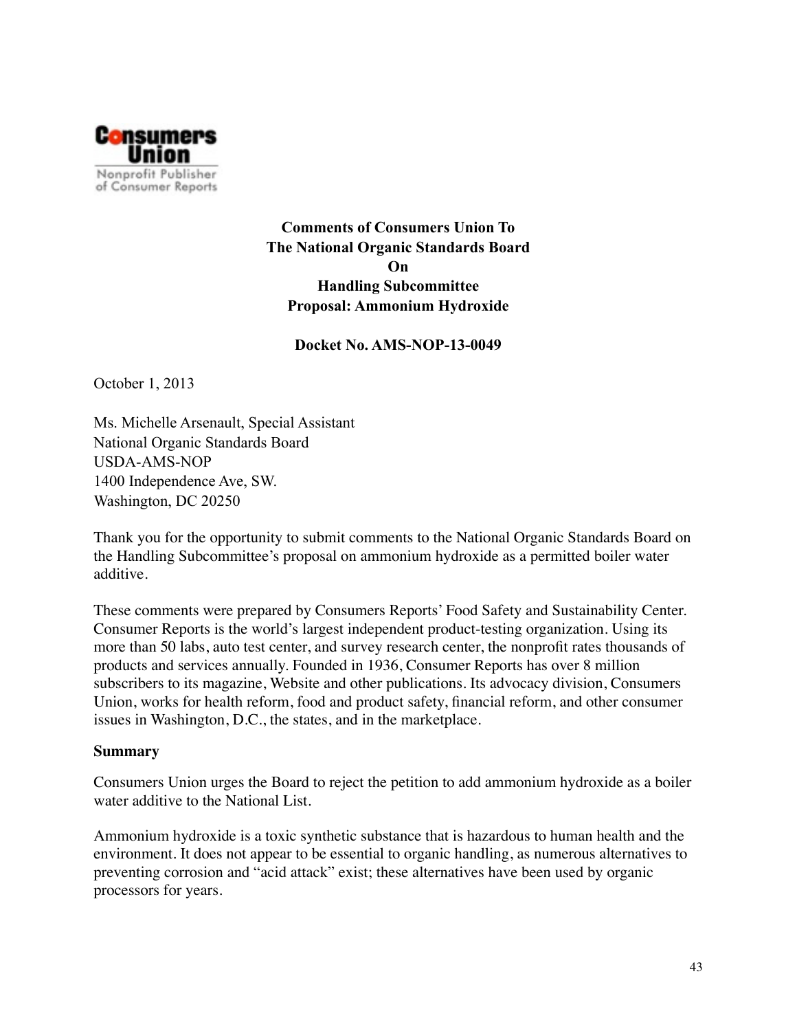Consumers Union

Nonprofit Publisher of Consumer Reports

**Comments of Consumers Union To**
**The National Organic Standards Board**
**On**
**Handling Subcommittee**
**Proposal: Ammonium Hydroxide**

**Docket No. AMS-NOP-13-0049**

October 1, 2013

Ms. Michelle Arsenault, Special Assistant
National Organic Standards Board
USDA-AMS-NOP
1400 Independence Ave, SW.
Washington, DC 20250

Thank you for the opportunity to submit comments to the National Organic Standards Board on the Handling Subcommittee's proposal on ammonium hydroxide as a permitted boiler water additive.

These comments were prepared by Consumers Reports' Food Safety and Sustainability Center. Consumer Reports is the world's largest independent product-testing organization. Using its more than 50 labs, auto test center, and survey research center, the nonprofit rates thousands of products and services annually. Founded in 1936, Consumer Reports has over 8 million subscribers to its magazine, Website and other publications. Its advocacy division, Consumers Union, works for health reform, food and product safety, financial reform, and other consumer issues in Washington, D.C., the states, and in the marketplace.

**Summary**

Consumers Union urges the Board to reject the petition to add ammonium hydroxide as a boiler water additive to the National List.

Ammonium hydroxide is a toxic synthetic substance that is hazardous to human health and the environment. It does not appear to be essential to organic handling, as numerous alternatives to preventing corrosion and "acid attack" exist; these alternatives have been used by organic processors for years.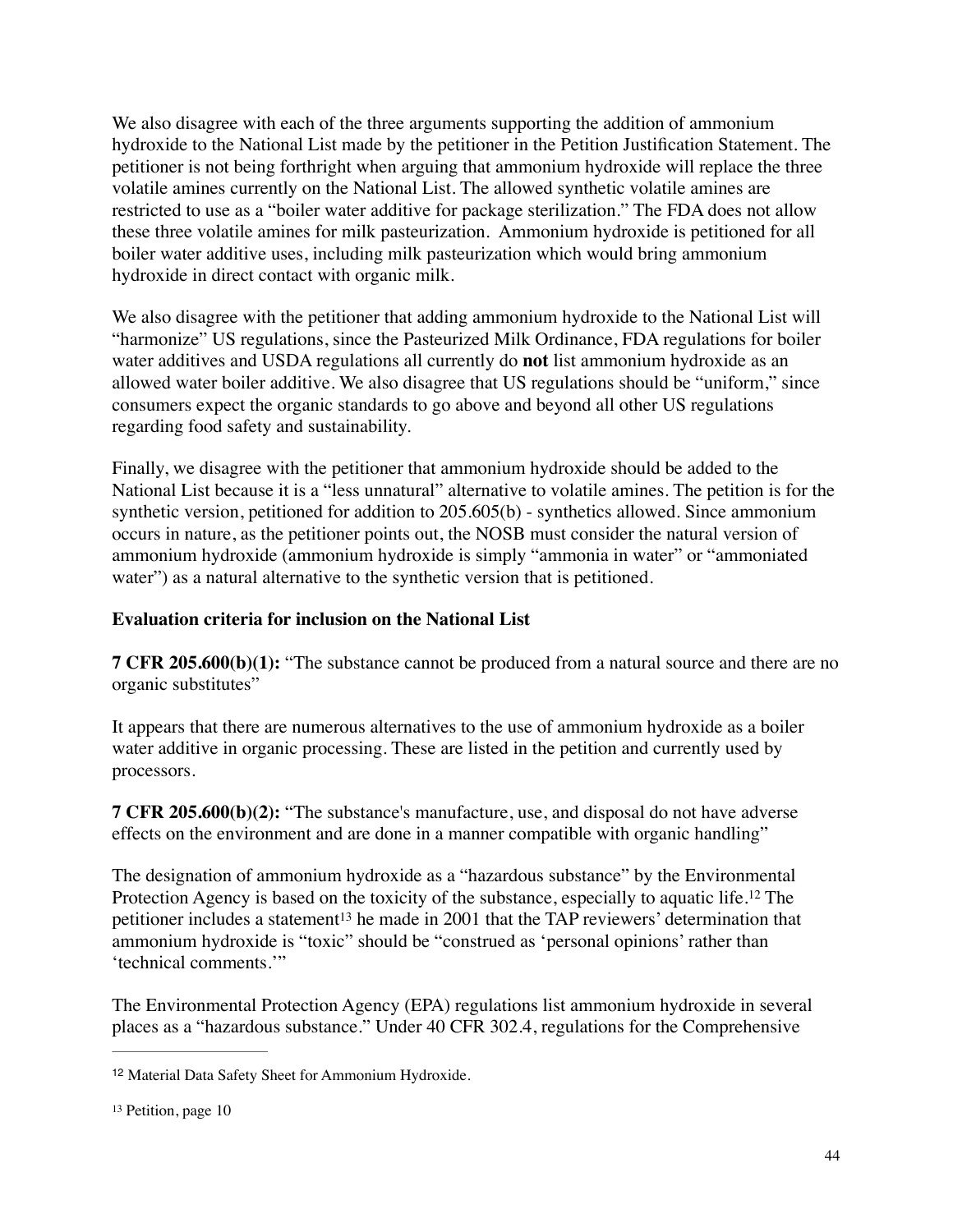We also disagree with each of the three arguments supporting the addition of ammonium hydroxide to the National List made by the petitioner in the Petition Justification Statement. The petitioner is not being forthright when arguing that ammonium hydroxide will replace the three volatile amines currently on the National List. The allowed synthetic volatile amines are restricted to use as a "boiler water additive for package sterilization." The FDA does not allow these three volatile amines for milk pasteurization. Ammonium hydroxide is petitioned for all boiler water additive uses, including milk pasteurization which would bring ammonium hydroxide in direct contact with organic milk.

We also disagree with the petitioner that adding ammonium hydroxide to the National List will "harmonize" US regulations, since the Pasteurized Milk Ordinance, FDA regulations for boiler water additives and USDA regulations all currently do **not** list ammonium hydroxide as an allowed water boiler additive. We also disagree that US regulations should be "uniform," since consumers expect the organic standards to go above and beyond all other US regulations regarding food safety and sustainability.

Finally, we disagree with the petitioner that ammonium hydroxide should be added to the National List because it is a "less unnatural" alternative to volatile amines. The petition is for the synthetic version, petitioned for addition to 205.605(b) - synthetics allowed. Since ammonium occurs in nature, as the petitioner points out, the NOSB must consider the natural version of ammonium hydroxide (ammonium hydroxide is simply "ammonia in water" or "ammoniated water") as a natural alternative to the synthetic version that is petitioned.

**Evaluation criteria for inclusion on the National List**

**7 CFR 205.600(b)(1):** "The substance cannot be produced from a natural source and there are no organic substitutes"

It appears that there are numerous alternatives to the use of ammonium hydroxide as a boiler water additive in organic processing. These are listed in the petition and currently used by processors.

**7 CFR 205.600(b)(2):** "The substance's manufacture, use, and disposal do not have adverse effects on the environment and are done in a manner compatible with organic handling"

The designation of ammonium hydroxide as a "hazardous substance" by the Environmental Protection Agency is based on the toxicity of the substance, especially to aquatic life.[12] The petitioner includes a statement[13] he made in 2001 that the TAP reviewers' determination that ammonium hydroxide is "toxic" should be "construed as 'personal opinions' rather than 'technical comments.'"

The Environmental Protection Agency (EPA) regulations list ammonium hydroxide in several places as a "hazardous substance." Under 40 CFR 302.4, regulations for the Comprehensive

---

[12] Material Data Safety Sheet for Ammonium Hydroxide.

[13] Petition, page 10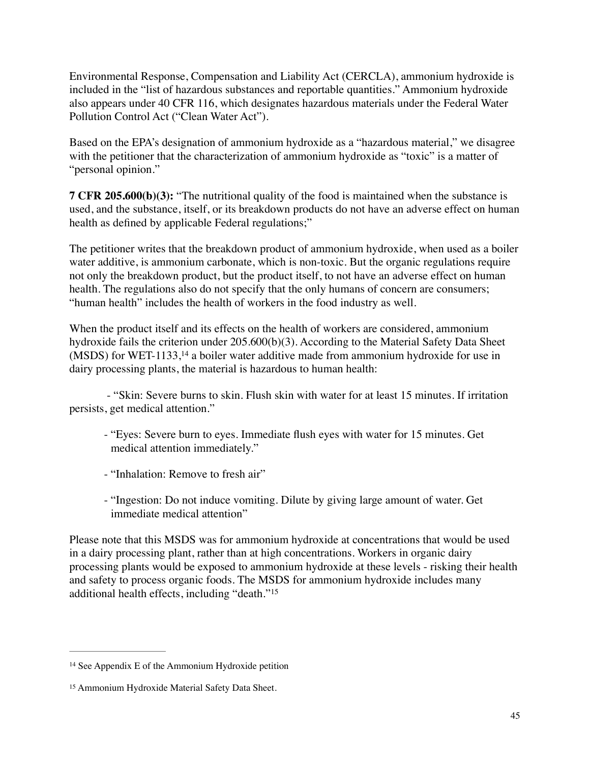Environmental Response, Compensation and Liability Act (CERCLA), ammonium hydroxide is included in the "list of hazardous substances and reportable quantities." Ammonium hydroxide also appears under 40 CFR 116, which designates hazardous materials under the Federal Water Pollution Control Act ("Clean Water Act").

Based on the EPA's designation of ammonium hydroxide as a "hazardous material," we disagree with the petitioner that the characterization of ammonium hydroxide as "toxic" is a matter of "personal opinion."

**7 CFR 205.600(b)(3):** "The nutritional quality of the food is maintained when the substance is used, and the substance, itself, or its breakdown products do not have an adverse effect on human health as defined by applicable Federal regulations;"

The petitioner writes that the breakdown product of ammonium hydroxide, when used as a boiler water additive, is ammonium carbonate, which is non-toxic. But the organic regulations require not only the breakdown product, but the product itself, to not have an adverse effect on human health. The regulations also do not specify that the only humans of concern are consumers; "human health" includes the health of workers in the food industry as well.

When the product itself and its effects on the health of workers are considered, ammonium hydroxide fails the criterion under 205.600(b)(3). According to the Material Safety Data Sheet (MSDS) for WET-1133,[14] a boiler water additive made from ammonium hydroxide for use in dairy processing plants, the material is hazardous to human health:

- "Skin: Severe burns to skin. Flush skin with water for at least 15 minutes. If irritation persists, get medical attention."
- "Eyes: Severe burn to eyes. Immediate flush eyes with water for 15 minutes. Get medical attention immediately."
- "Inhalation: Remove to fresh air"
- "Ingestion: Do not induce vomiting. Dilute by giving large amount of water. Get immediate medical attention"

Please note that this MSDS was for ammonium hydroxide at concentrations that would be used in a dairy processing plant, rather than at high concentrations. Workers in organic dairy processing plants would be exposed to ammonium hydroxide at these levels - risking their health and safety to process organic foods. The MSDS for ammonium hydroxide includes many additional health effects, including "death."[15]

---

[14] See Appendix E of the Ammonium Hydroxide petition

[15] Ammonium Hydroxide Material Safety Data Sheet.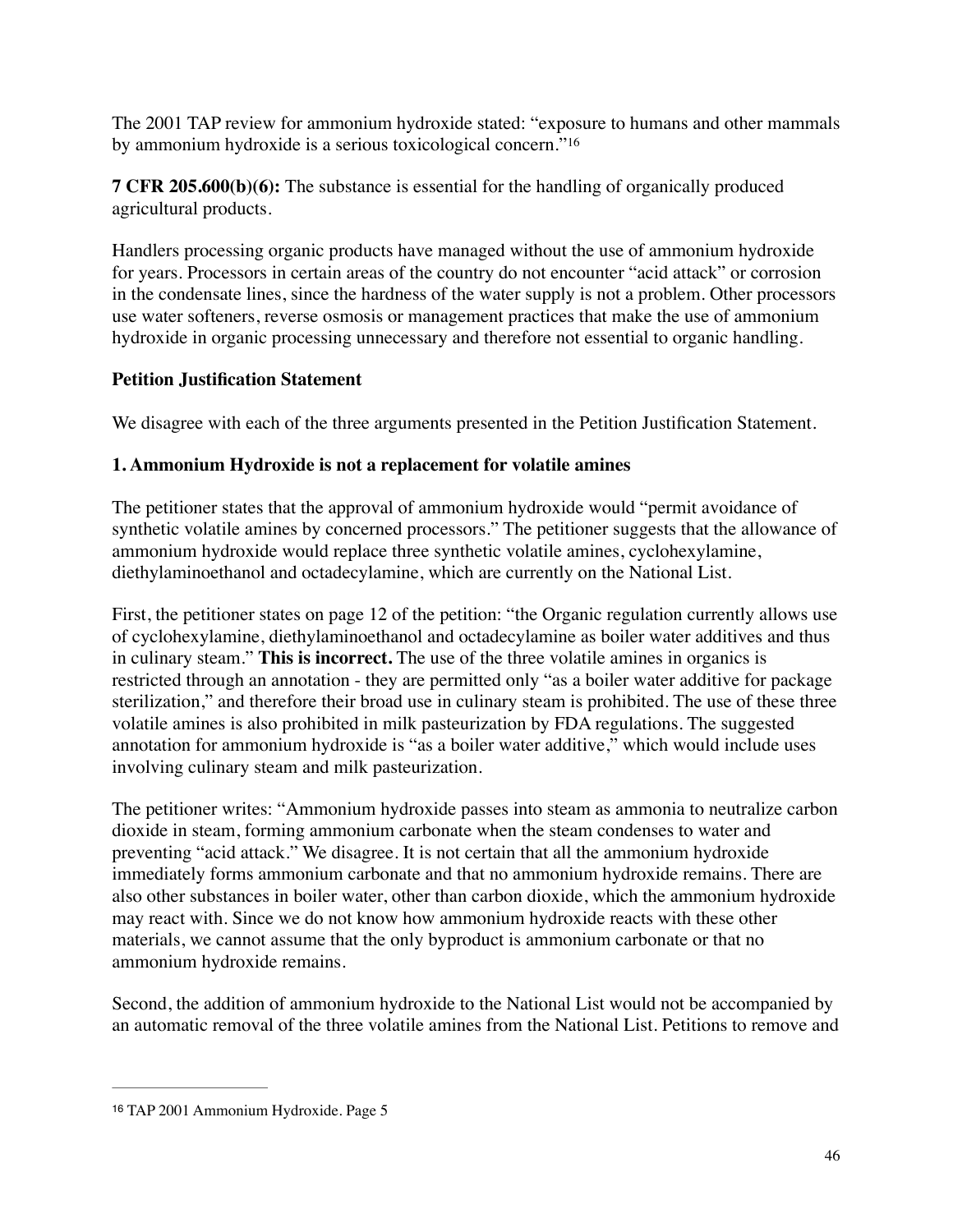The 2001 TAP review for ammonium hydroxide stated: "exposure to humans and other mammals by ammonium hydroxide is a serious toxicological concern."[16]

**7 CFR 205.600(b)(6):** The substance is essential for the handling of organically produced agricultural products.

Handlers processing organic products have managed without the use of ammonium hydroxide for years. Processors in certain areas of the country do not encounter "acid attack" or corrosion in the condensate lines, since the hardness of the water supply is not a problem. Other processors use water softeners, reverse osmosis or management practices that make the use of ammonium hydroxide in organic processing unnecessary and therefore not essential to organic handling.

**Petition Justification Statement**

We disagree with each of the three arguments presented in the Petition Justification Statement.

**1. Ammonium Hydroxide is not a replacement for volatile amines**

The petitioner states that the approval of ammonium hydroxide would "permit avoidance of synthetic volatile amines by concerned processors." The petitioner suggests that the allowance of ammonium hydroxide would replace three synthetic volatile amines, cyclohexylamine, diethylaminoethanol and octadecylamine, which are currently on the National List.

First, the petitioner states on page 12 of the petition: "the Organic regulation currently allows use of cyclohexylamine, diethylaminoethanol and octadecylamine as boiler water additives and thus in culinary steam." **This is incorrect.** The use of the three volatile amines in organics is restricted through an annotation - they are permitted only "as a boiler water additive for package sterilization," and therefore their broad use in culinary steam is prohibited. The use of these three volatile amines is also prohibited in milk pasteurization by FDA regulations. The suggested annotation for ammonium hydroxide is "as a boiler water additive," which would include uses involving culinary steam and milk pasteurization.

The petitioner writes: "Ammonium hydroxide passes into steam as ammonia to neutralize carbon dioxide in steam, forming ammonium carbonate when the steam condenses to water and preventing "acid attack." We disagree. It is not certain that all the ammonium hydroxide immediately forms ammonium carbonate and that no ammonium hydroxide remains. There are also other substances in boiler water, other than carbon dioxide, which the ammonium hydroxide may react with. Since we do not know how ammonium hydroxide reacts with these other materials, we cannot assume that the only byproduct is ammonium carbonate or that no ammonium hydroxide remains.

Second, the addition of ammonium hydroxide to the National List would not be accompanied by an automatic removal of the three volatile amines from the National List. Petitions to remove and

---

[16] TAP 2001 Ammonium Hydroxide. Page 5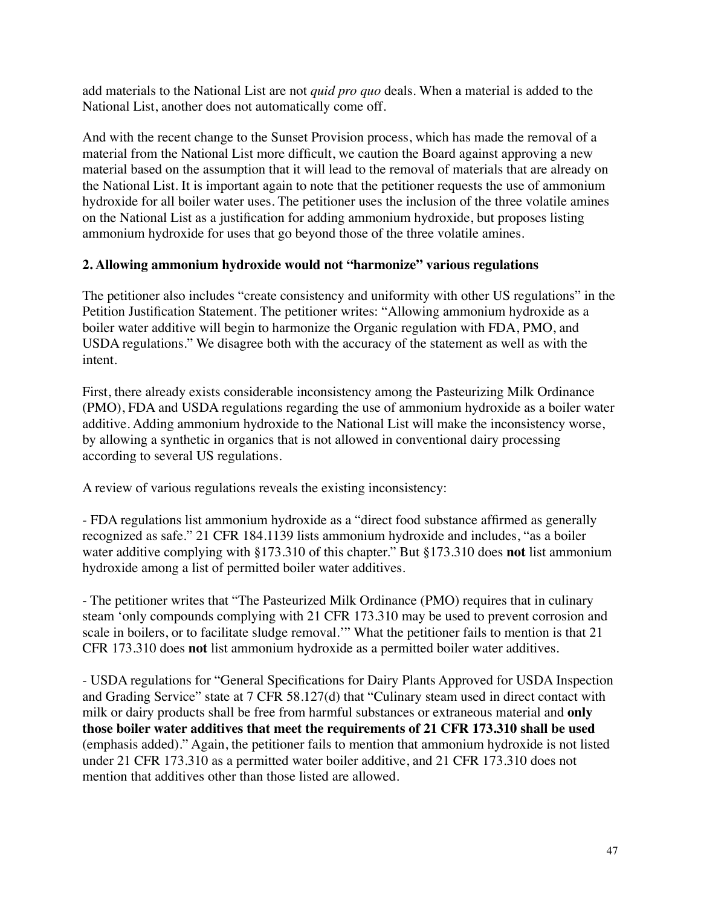add materials to the National List are not *quid pro quo* deals. When a material is added to the National List, another does not automatically come off.

And with the recent change to the Sunset Provision process, which has made the removal of a material from the National List more difficult, we caution the Board against approving a new material based on the assumption that it will lead to the removal of materials that are already on the National List. It is important again to note that the petitioner requests the use of ammonium hydroxide for all boiler water uses. The petitioner uses the inclusion of the three volatile amines on the National List as a justification for adding ammonium hydroxide, but proposes listing ammonium hydroxide for uses that go beyond those of the three volatile amines.

**2. Allowing ammonium hydroxide would not "harmonize" various regulations**

The petitioner also includes "create consistency and uniformity with other US regulations" in the Petition Justification Statement. The petitioner writes: "Allowing ammonium hydroxide as a boiler water additive will begin to harmonize the Organic regulation with FDA, PMO, and USDA regulations." We disagree both with the accuracy of the statement as well as with the intent.

First, there already exists considerable inconsistency among the Pasteurizing Milk Ordinance (PMO), FDA and USDA regulations regarding the use of ammonium hydroxide as a boiler water additive. Adding ammonium hydroxide to the National List will make the inconsistency worse, by allowing a synthetic in organics that is not allowed in conventional dairy processing according to several US regulations.

A review of various regulations reveals the existing inconsistency:

- FDA regulations list ammonium hydroxide as a "direct food substance affirmed as generally recognized as safe." 21 CFR 184.1139 lists ammonium hydroxide and includes, "as a boiler water additive complying with §173.310 of this chapter." But §173.310 does **not** list ammonium hydroxide among a list of permitted boiler water additives.

- The petitioner writes that "The Pasteurized Milk Ordinance (PMO) requires that in culinary steam 'only compounds complying with 21 CFR 173.310 may be used to prevent corrosion and scale in boilers, or to facilitate sludge removal.'" What the petitioner fails to mention is that 21 CFR 173.310 does **not** list ammonium hydroxide as a permitted boiler water additives.

- USDA regulations for "General Specifications for Dairy Plants Approved for USDA Inspection and Grading Service" state at 7 CFR 58.127(d) that "Culinary steam used in direct contact with milk or dairy products shall be free from harmful substances or extraneous material and **only those boiler water additives that meet the requirements of 21 CFR 173.310 shall be used** (emphasis added)." Again, the petitioner fails to mention that ammonium hydroxide is not listed under 21 CFR 173.310 as a permitted water boiler additive, and 21 CFR 173.310 does not mention that additives other than those listed are allowed.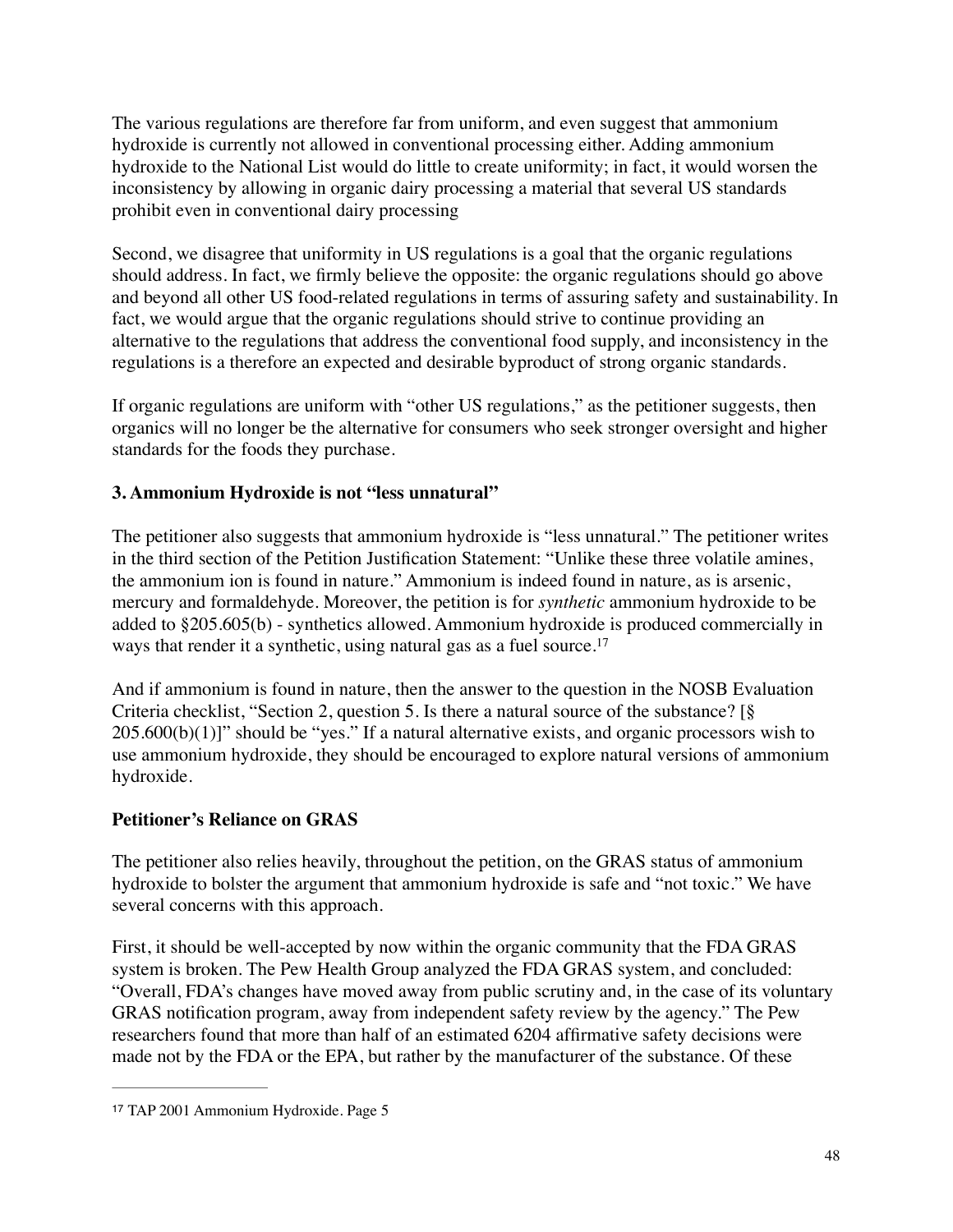The various regulations are therefore far from uniform, and even suggest that ammonium hydroxide is currently not allowed in conventional processing either. Adding ammonium hydroxide to the National List would do little to create uniformity; in fact, it would worsen the inconsistency by allowing in organic dairy processing a material that several US standards prohibit even in conventional dairy processing

Second, we disagree that uniformity in US regulations is a goal that the organic regulations should address. In fact, we firmly believe the opposite: the organic regulations should go above and beyond all other US food-related regulations in terms of assuring safety and sustainability. In fact, we would argue that the organic regulations should strive to continue providing an alternative to the regulations that address the conventional food supply, and inconsistency in the regulations is a therefore an expected and desirable byproduct of strong organic standards.

If organic regulations are uniform with "other US regulations," as the petitioner suggests, then organics will no longer be the alternative for consumers who seek stronger oversight and higher standards for the foods they purchase.

### 3. Ammonium Hydroxide is not "less unnatural"

The petitioner also suggests that ammonium hydroxide is "less unnatural." The petitioner writes in the third section of the Petition Justification Statement: "Unlike these three volatile amines, the ammonium ion is found in nature." Ammonium is indeed found in nature, as is arsenic, mercury and formaldehyde. Moreover, the petition is for *synthetic* ammonium hydroxide to be added to §205.605(b) - synthetics allowed. Ammonium hydroxide is produced commercially in ways that render it a synthetic, using natural gas as a fuel source.[17]

And if ammonium is found in nature, then the answer to the question in the NOSB Evaluation Criteria checklist, "Section 2, question 5. Is there a natural source of the substance? [§ 205.600(b)(1)]" should be "yes." If a natural alternative exists, and organic processors wish to use ammonium hydroxide, they should be encouraged to explore natural versions of ammonium hydroxide.

### Petitioner's Reliance on GRAS

The petitioner also relies heavily, throughout the petition, on the GRAS status of ammonium hydroxide to bolster the argument that ammonium hydroxide is safe and "not toxic." We have several concerns with this approach.

First, it should be well-accepted by now within the organic community that the FDA GRAS system is broken. The Pew Health Group analyzed the FDA GRAS system, and concluded: "Overall, FDA's changes have moved away from public scrutiny and, in the case of its voluntary GRAS notification program, away from independent safety review by the agency." The Pew researchers found that more than half of an estimated 6204 affirmative safety decisions were made not by the FDA or the EPA, but rather by the manufacturer of the substance. Of these

---

[17] TAP 2001 Ammonium Hydroxide. Page 5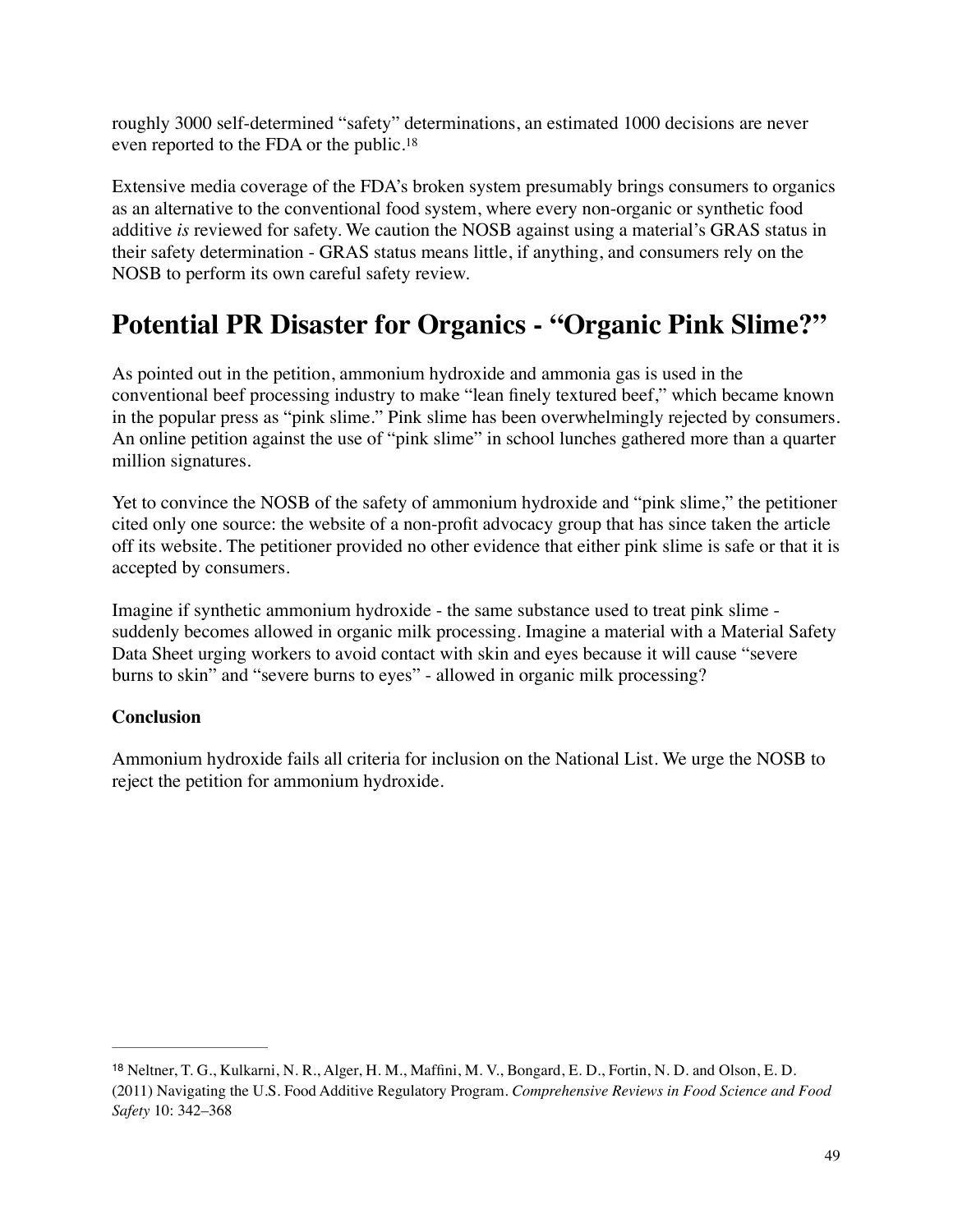roughly 3000 self-determined “safety” determinations, an estimated 1000 decisions are never even reported to the FDA or the public.[18]

Extensive media coverage of the FDA’s broken system presumably brings consumers to organics as an alternative to the conventional food system, where every non-organic or synthetic food additive *is* reviewed for safety. We caution the NOSB against using a material’s GRAS status in their safety determination - GRAS status means little, if anything, and consumers rely on the NOSB to perform its own careful safety review.

## Potential PR Disaster for Organics - “Organic Pink Slime?”

As pointed out in the petition, ammonium hydroxide and ammonia gas is used in the conventional beef processing industry to make “lean finely textured beef,” which became known in the popular press as “pink slime.” Pink slime has been overwhelmingly rejected by consumers. An online petition against the use of “pink slime” in school lunches gathered more than a quarter million signatures.

Yet to convince the NOSB of the safety of ammonium hydroxide and “pink slime,” the petitioner cited only one source: the website of a non-profit advocacy group that has since taken the article off its website. The petitioner provided no other evidence that either pink slime is safe or that it is accepted by consumers.

Imagine if synthetic ammonium hydroxide - the same substance used to treat pink slime - suddenly becomes allowed in organic milk processing. Imagine a material with a Material Safety Data Sheet urging workers to avoid contact with skin and eyes because it will cause “severe burns to skin” and “severe burns to eyes” - allowed in organic milk processing?

**Conclusion**

Ammonium hydroxide fails all criteria for inclusion on the National List. We urge the NOSB to reject the petition for ammonium hydroxide.

---

[18] Neltner, T. G., Kulkarni, N. R., Alger, H. M., Maffini, M. V., Bongard, E. D., Fortin, N. D. and Olson, E. D. (2011) Navigating the U.S. Food Additive Regulatory Program. *Comprehensive Reviews in Food Science and Food Safety* 10: 342–368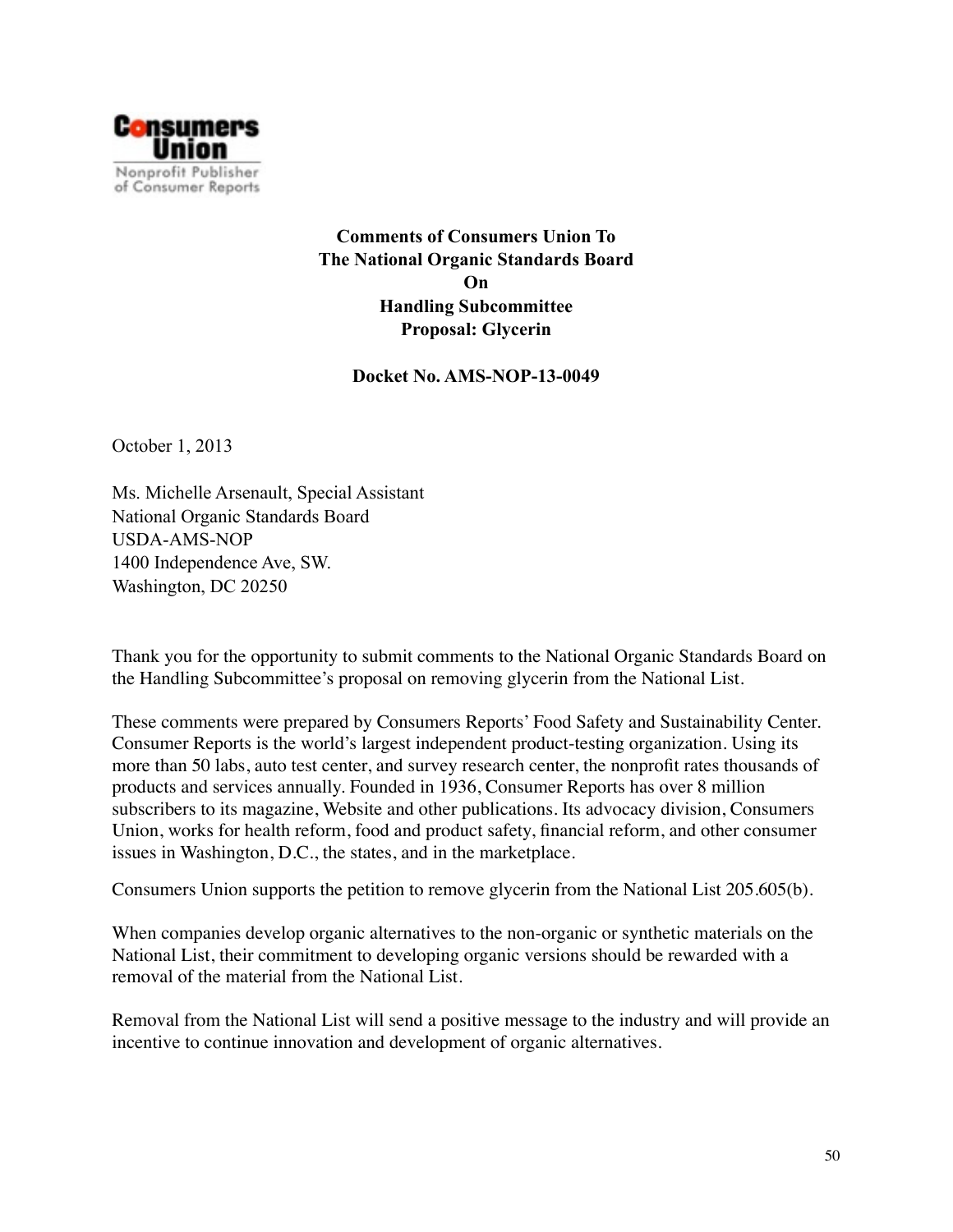**Comments of Consumers Union To**
**The National Organic Standards Board**
**On**
**Handling Subcommittee**
**Proposal: Glycerin**

**Docket No. AMS-NOP-13-0049**

October 1, 2013

Ms. Michelle Arsenault, Special Assistant
National Organic Standards Board
USDA-AMS-NOP
1400 Independence Ave, SW.
Washington, DC 20250

Thank you for the opportunity to submit comments to the National Organic Standards Board on the Handling Subcommittee's proposal on removing glycerin from the National List.

These comments were prepared by Consumers Reports' Food Safety and Sustainability Center. Consumer Reports is the world's largest independent product-testing organization. Using its more than 50 labs, auto test center, and survey research center, the nonprofit rates thousands of products and services annually. Founded in 1936, Consumer Reports has over 8 million subscribers to its magazine, Website and other publications. Its advocacy division, Consumers Union, works for health reform, food and product safety, financial reform, and other consumer issues in Washington, D.C., the states, and in the marketplace.

Consumers Union supports the petition to remove glycerin from the National List 205.605(b).

When companies develop organic alternatives to the non-organic or synthetic materials on the National List, their commitment to developing organic versions should be rewarded with a removal of the material from the National List.

Removal from the National List will send a positive message to the industry and will provide an incentive to continue innovation and development of organic alternatives.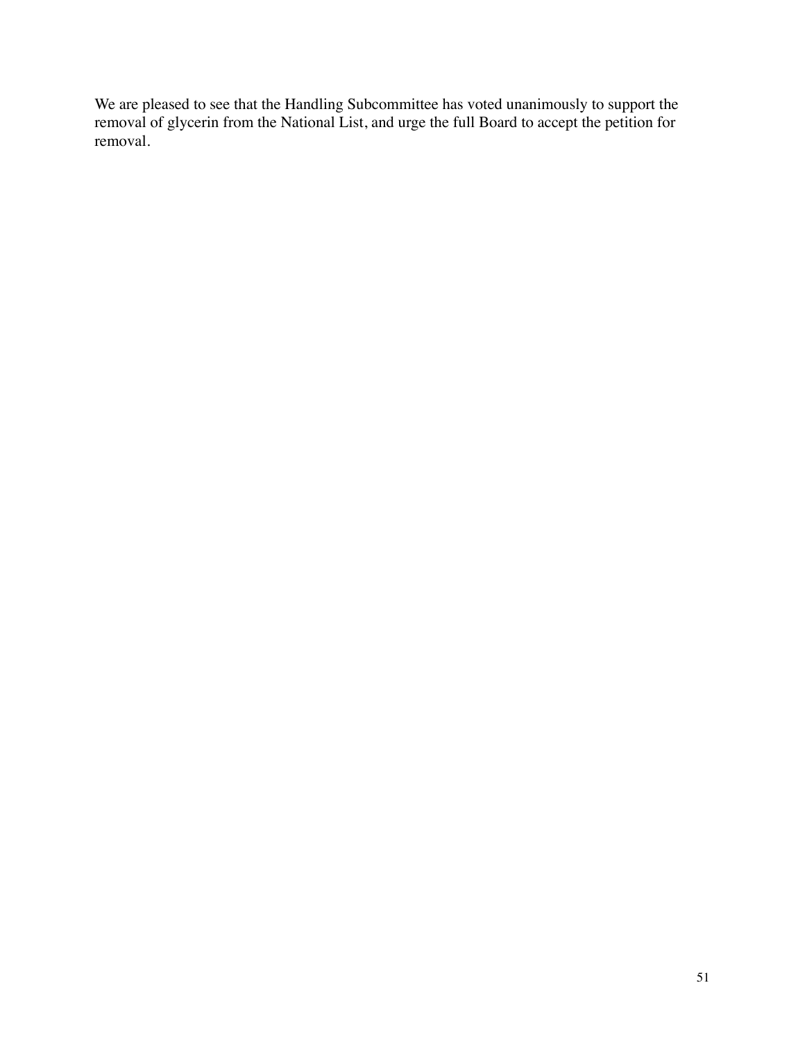We are pleased to see that the Handling Subcommittee has voted unanimously to support the removal of glycerin from the National List, and urge the full Board to accept the petition for removal.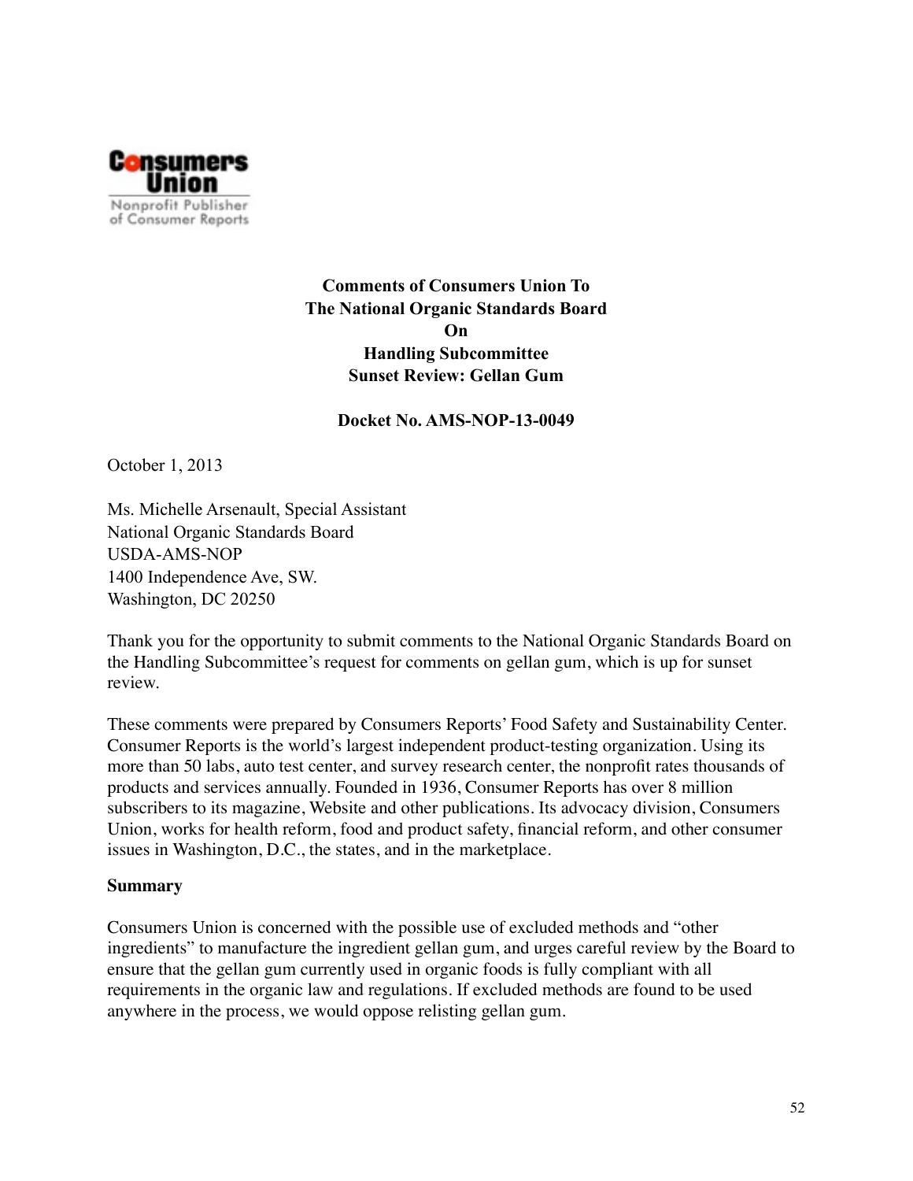**Consumers Union**
Nonprofit Publisher of Consumer Reports

**Comments of Consumers Union To**
**The National Organic Standards Board**
**On**
**Handling Subcommittee**
**Sunset Review: Gellan Gum**

**Docket No. AMS-NOP-13-0049**

October 1, 2013

Ms. Michelle Arsenault, Special Assistant
National Organic Standards Board
USDA-AMS-NOP
1400 Independence Ave, SW.
Washington, DC 20250

Thank you for the opportunity to submit comments to the National Organic Standards Board on the Handling Subcommittee's request for comments on gellan gum, which is up for sunset review.

These comments were prepared by Consumers Reports' Food Safety and Sustainability Center. Consumer Reports is the world's largest independent product-testing organization. Using its more than 50 labs, auto test center, and survey research center, the nonprofit rates thousands of products and services annually. Founded in 1936, Consumer Reports has over 8 million subscribers to its magazine, Website and other publications. Its advocacy division, Consumers Union, works for health reform, food and product safety, financial reform, and other consumer issues in Washington, D.C., the states, and in the marketplace.

**Summary**

Consumers Union is concerned with the possible use of excluded methods and "other ingredients" to manufacture the ingredient gellan gum, and urges careful review by the Board to ensure that the gellan gum currently used in organic foods is fully compliant with all requirements in the organic law and regulations. If excluded methods are found to be used anywhere in the process, we would oppose relisting gellan gum.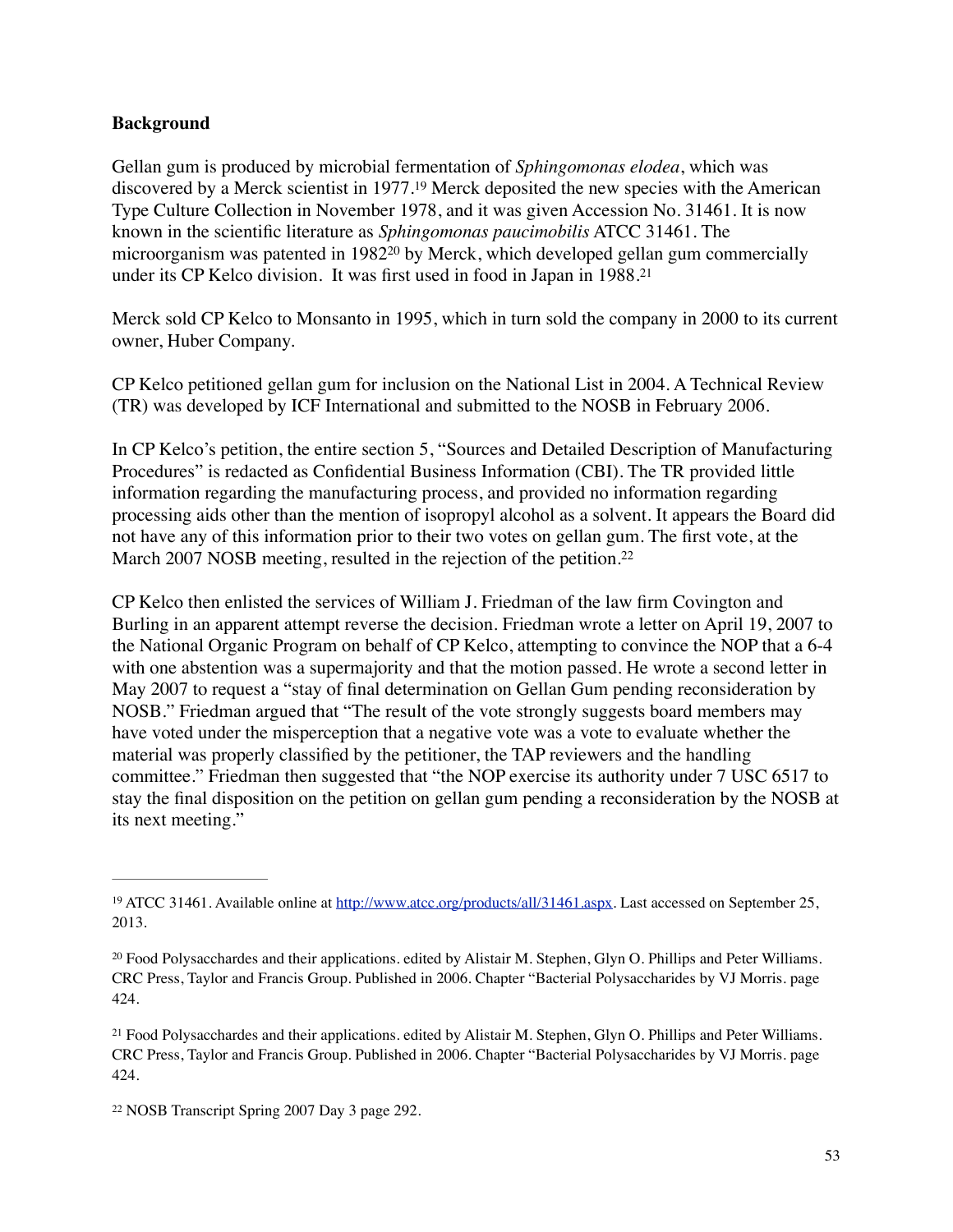**Background**

Gellan gum is produced by microbial fermentation of *Sphingomonas elodea*, which was discovered by a Merck scientist in 1977.[19] Merck deposited the new species with the American Type Culture Collection in November 1978, and it was given Accession No. 31461. It is now known in the scientific literature as *Sphingomonas paucimobilis* ATCC 31461. The microorganism was patented in 1982[20] by Merck, which developed gellan gum commercially under its CP Kelco division. It was first used in food in Japan in 1988.[21]

Merck sold CP Kelco to Monsanto in 1995, which in turn sold the company in 2000 to its current owner, Huber Company.

CP Kelco petitioned gellan gum for inclusion on the National List in 2004. A Technical Review (TR) was developed by ICF International and submitted to the NOSB in February 2006.

In CP Kelco's petition, the entire section 5, "Sources and Detailed Description of Manufacturing Procedures" is redacted as Confidential Business Information (CBI). The TR provided little information regarding the manufacturing process, and provided no information regarding processing aids other than the mention of isopropyl alcohol as a solvent. It appears the Board did not have any of this information prior to their two votes on gellan gum. The first vote, at the March 2007 NOSB meeting, resulted in the rejection of the petition.[22]

CP Kelco then enlisted the services of William J. Friedman of the law firm Covington and Burling in an apparent attempt reverse the decision. Friedman wrote a letter on April 19, 2007 to the National Organic Program on behalf of CP Kelco, attempting to convince the NOP that a 6-4 with one abstention was a supermajority and that the motion passed. He wrote a second letter in May 2007 to request a "stay of final determination on Gellan Gum pending reconsideration by NOSB." Friedman argued that "The result of the vote strongly suggests board members may have voted under the misperception that a negative vote was a vote to evaluate whether the material was properly classified by the petitioner, the TAP reviewers and the handling committee." Friedman then suggested that "the NOP exercise its authority under 7 USC 6517 to stay the final disposition on the petition on gellan gum pending a reconsideration by the NOSB at its next meeting."

---

[19] ATCC 31461. Available online at http://www.atcc.org/products/all/31461.aspx. Last accessed on September 25, 2013.

[20] Food Polysacchardes and their applications. edited by Alistair M. Stephen, Glyn O. Phillips and Peter Williams. CRC Press, Taylor and Francis Group. Published in 2006. Chapter "Bacterial Polysaccharides by VJ Morris. page 424.

[21] Food Polysacchardes and their applications. edited by Alistair M. Stephen, Glyn O. Phillips and Peter Williams. CRC Press, Taylor and Francis Group. Published in 2006. Chapter "Bacterial Polysaccharides by VJ Morris. page 424.

[22] NOSB Transcript Spring 2007 Day 3 page 292.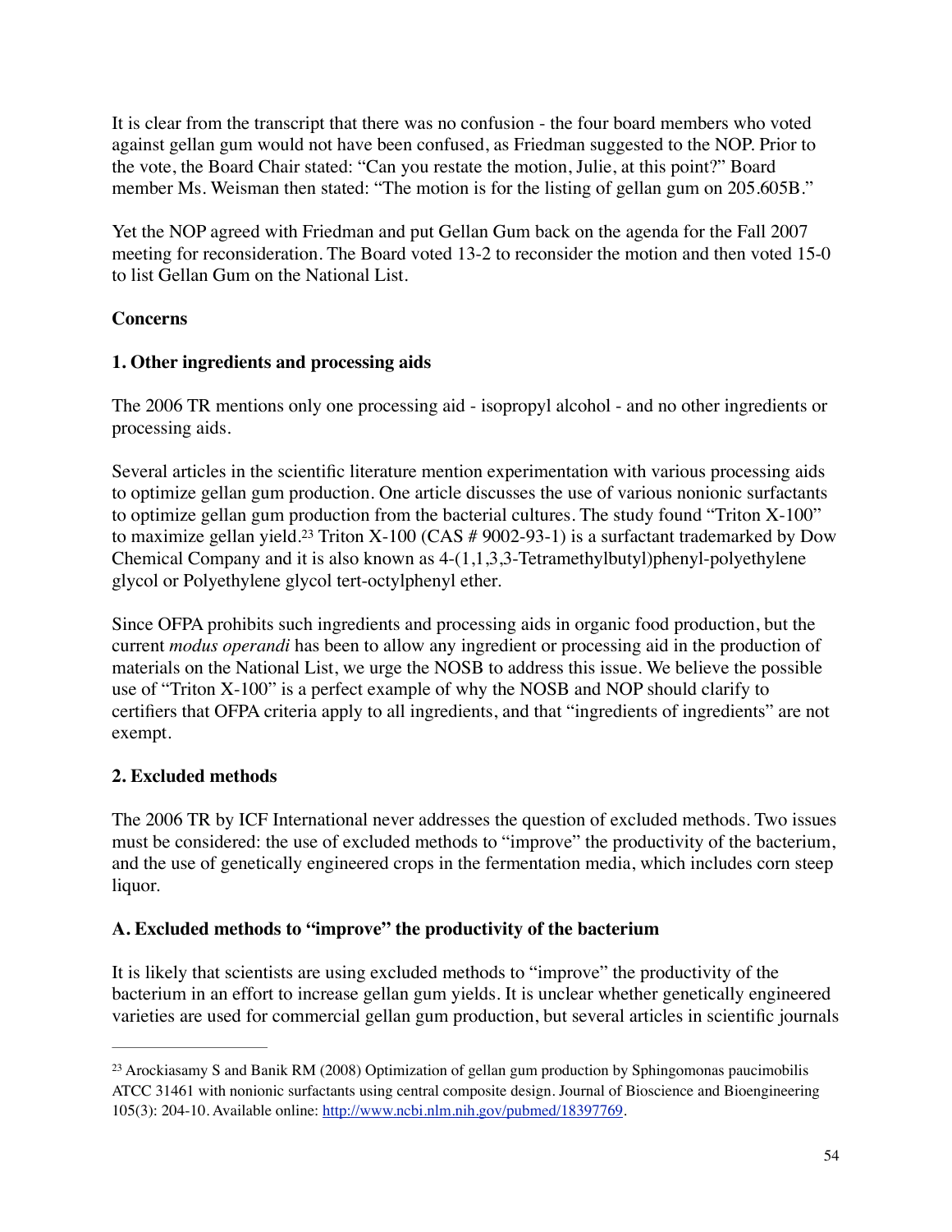It is clear from the transcript that there was no confusion - the four board members who voted against gellan gum would not have been confused, as Friedman suggested to the NOP. Prior to the vote, the Board Chair stated: "Can you restate the motion, Julie, at this point?" Board member Ms. Weisman then stated: "The motion is for the listing of gellan gum on 205.605B."

Yet the NOP agreed with Friedman and put Gellan Gum back on the agenda for the Fall 2007 meeting for reconsideration. The Board voted 13-2 to reconsider the motion and then voted 15-0 to list Gellan Gum on the National List.

**Concerns**

**1. Other ingredients and processing aids**

The 2006 TR mentions only one processing aid - isopropyl alcohol - and no other ingredients or processing aids.

Several articles in the scientific literature mention experimentation with various processing aids to optimize gellan gum production. One article discusses the use of various nonionic surfactants to optimize gellan gum production from the bacterial cultures. The study found "Triton X-100" to maximize gellan yield.[23] Triton X-100 (CAS # 9002-93-1) is a surfactant trademarked by Dow Chemical Company and it is also known as 4-(1,1,3,3-Tetramethylbutyl)phenyl-polyethylene glycol or Polyethylene glycol tert-octylphenyl ether.

Since OFPA prohibits such ingredients and processing aids in organic food production, but the current *modus operandi* has been to allow any ingredient or processing aid in the production of materials on the National List, we urge the NOSB to address this issue. We believe the possible use of "Triton X-100" is a perfect example of why the NOSB and NOP should clarify to certifiers that OFPA criteria apply to all ingredients, and that "ingredients of ingredients" are not exempt.

**2. Excluded methods**

The 2006 TR by ICF International never addresses the question of excluded methods. Two issues must be considered: the use of excluded methods to "improve" the productivity of the bacterium, and the use of genetically engineered crops in the fermentation media, which includes corn steep liquor.

**A. Excluded methods to "improve" the productivity of the bacterium**

It is likely that scientists are using excluded methods to "improve" the productivity of the bacterium in an effort to increase gellan gum yields. It is unclear whether genetically engineered varieties are used for commercial gellan gum production, but several articles in scientific journals

---

[23] Arockiasamy S and Banik RM (2008) Optimization of gellan gum production by Sphingomonas paucimobilis ATCC 31461 with nonionic surfactants using central composite design. Journal of Bioscience and Bioengineering 105(3): 204-10. Available online: http://www.ncbi.nlm.nih.gov/pubmed/18397769.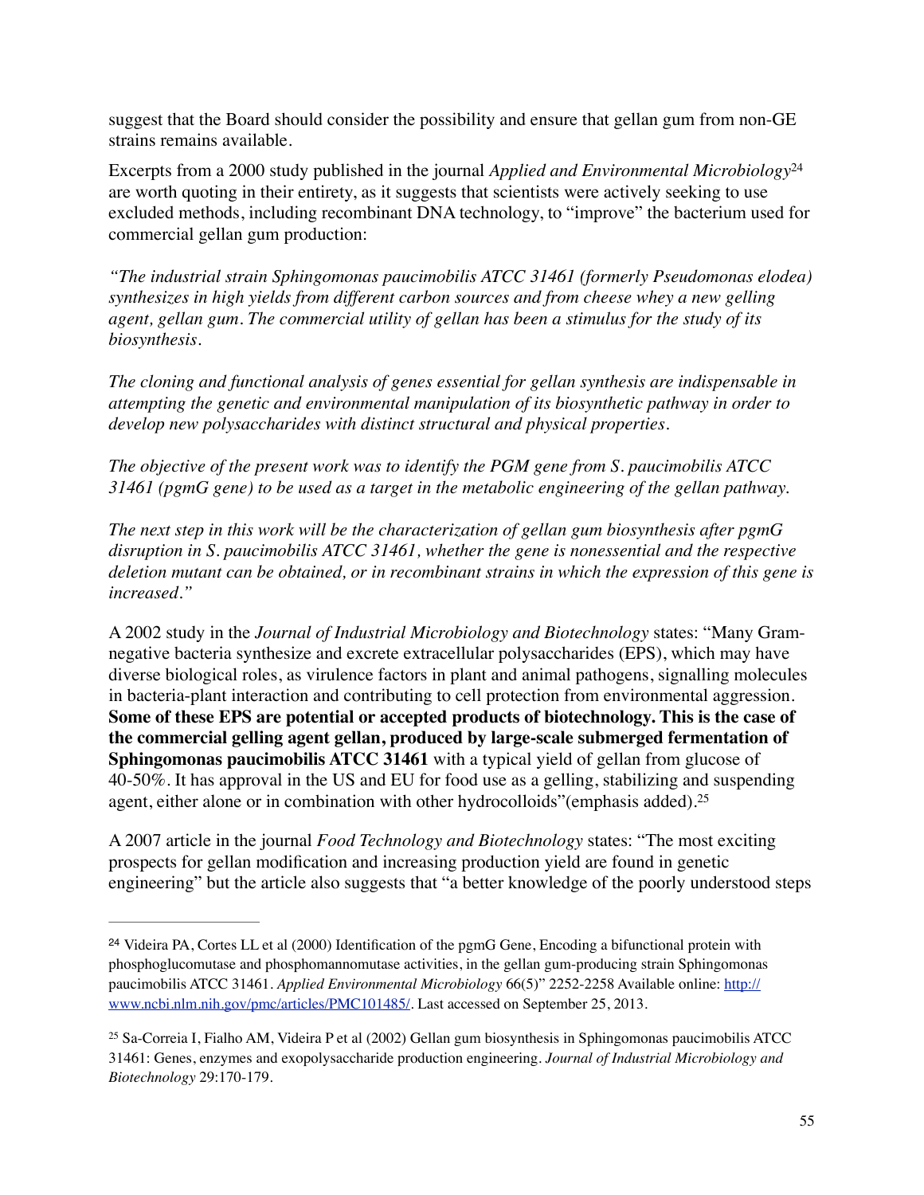suggest that the Board should consider the possibility and ensure that gellan gum from non-GE strains remains available.

Excerpts from a 2000 study published in the journal *Applied and Environmental Microbiology*[24] are worth quoting in their entirety, as it suggests that scientists were actively seeking to use excluded methods, including recombinant DNA technology, to "improve" the bacterium used for commercial gellan gum production:

*"The industrial strain Sphingomonas paucimobilis ATCC 31461 (formerly Pseudomonas elodea) synthesizes in high yields from different carbon sources and from cheese whey a new gelling agent, gellan gum. The commercial utility of gellan has been a stimulus for the study of its biosynthesis.*

*The cloning and functional analysis of genes essential for gellan synthesis are indispensable in attempting the genetic and environmental manipulation of its biosynthetic pathway in order to develop new polysaccharides with distinct structural and physical properties.*

*The objective of the present work was to identify the PGM gene from S. paucimobilis ATCC 31461 (pgmG gene) to be used as a target in the metabolic engineering of the gellan pathway.*

*The next step in this work will be the characterization of gellan gum biosynthesis after pgmG disruption in S. paucimobilis ATCC 31461, whether the gene is nonessential and the respective deletion mutant can be obtained, or in recombinant strains in which the expression of this gene is increased."*

A 2002 study in the *Journal of Industrial Microbiology and Biotechnology* states: "Many Gram-negative bacteria synthesize and excrete extracellular polysaccharides (EPS), which may have diverse biological roles, as virulence factors in plant and animal pathogens, signalling molecules in bacteria-plant interaction and contributing to cell protection from environmental aggression. **Some of these EPS are potential or accepted products of biotechnology. This is the case of the commercial gelling agent gellan, produced by large-scale submerged fermentation of Sphingomonas paucimobilis ATCC 31461** with a typical yield of gellan from glucose of 40-50%. It has approval in the US and EU for food use as a gelling, stabilizing and suspending agent, either alone or in combination with other hydrocolloids"(emphasis added).[25]

A 2007 article in the journal *Food Technology and Biotechnology* states: "The most exciting prospects for gellan modification and increasing production yield are found in genetic engineering" but the article also suggests that "a better knowledge of the poorly understood steps

---

[24] Videira PA, Cortes LL et al (2000) Identification of the pgmG Gene, Encoding a bifunctional protein with phosphoglucomutase and phosphomannomutase activities, in the gellan gum-producing strain Sphingomonas paucimobilis ATCC 31461. *Applied Environmental Microbiology* 66(5)" 2252-2258 Available online: http://www.ncbi.nlm.nih.gov/pmc/articles/PMC101485/. Last accessed on September 25, 2013.

[25] Sa-Correia I, Fialho AM, Videira P et al (2002) Gellan gum biosynthesis in Sphingomonas paucimobilis ATCC 31461: Genes, enzymes and exopolysaccharide production engineering. *Journal of Industrial Microbiology and Biotechnology* 29:170-179.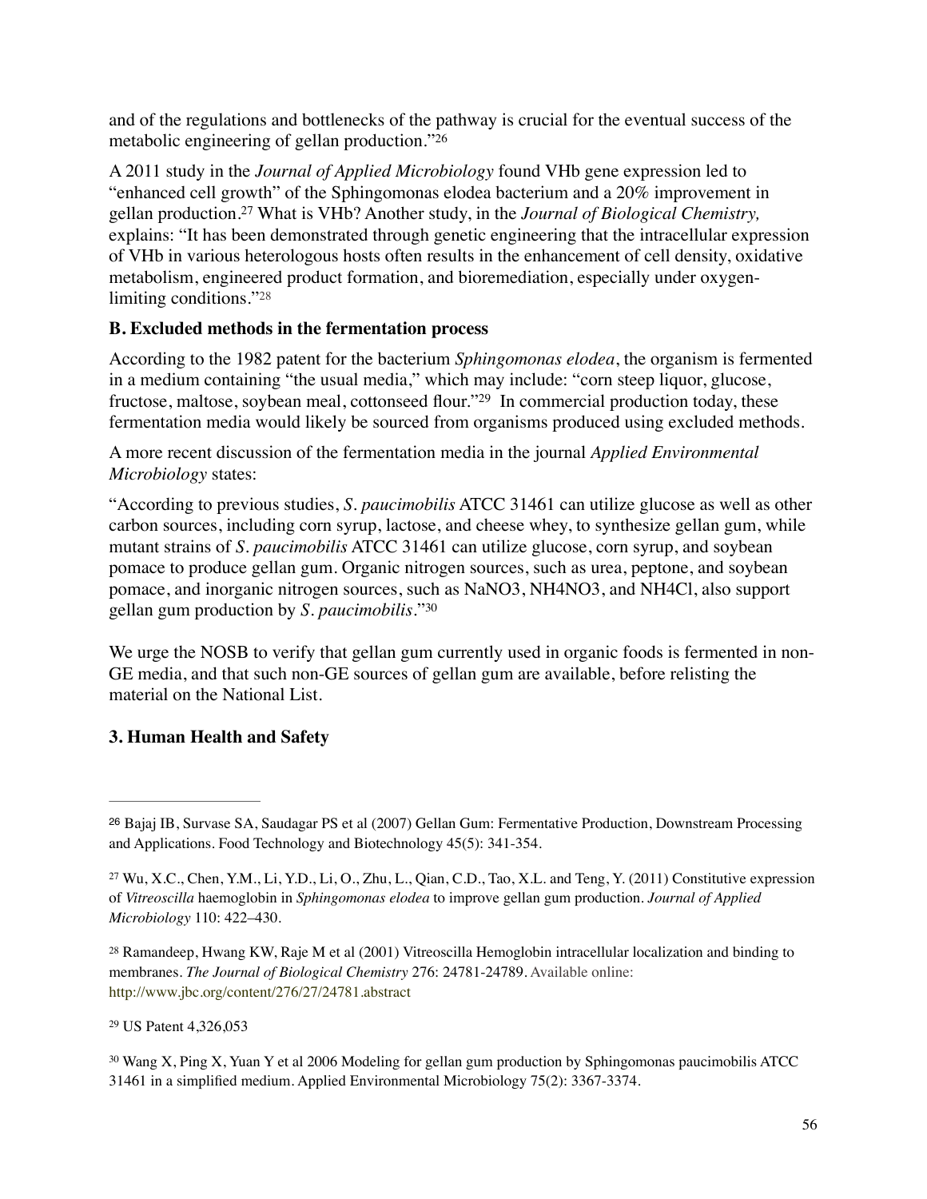and of the regulations and bottlenecks of the pathway is crucial for the eventual success of the metabolic engineering of gellan production."[26]

A 2011 study in the *Journal of Applied Microbiology* found VHb gene expression led to "enhanced cell growth" of the Sphingomonas elodea bacterium and a 20% improvement in gellan production.[27] What is VHb? Another study, in the *Journal of Biological Chemistry,* explains: "It has been demonstrated through genetic engineering that the intracellular expression of VHb in various heterologous hosts often results in the enhancement of cell density, oxidative metabolism, engineered product formation, and bioremediation, especially under oxygen-limiting conditions."[28]

**B. Excluded methods in the fermentation process**

According to the 1982 patent for the bacterium *Sphingomonas elodea*, the organism is fermented in a medium containing "the usual media," which may include: "corn steep liquor, glucose, fructose, maltose, soybean meal, cottonseed flour."[29] In commercial production today, these fermentation media would likely be sourced from organisms produced using excluded methods.

A more recent discussion of the fermentation media in the journal *Applied Environmental Microbiology* states:

"According to previous studies, *S. paucimobilis* ATCC 31461 can utilize glucose as well as other carbon sources, including corn syrup, lactose, and cheese whey, to synthesize gellan gum, while mutant strains of *S. paucimobilis* ATCC 31461 can utilize glucose, corn syrup, and soybean pomace to produce gellan gum. Organic nitrogen sources, such as urea, peptone, and soybean pomace, and inorganic nitrogen sources, such as $NaNO_3$, $NH_4NO_3$, and $NH_4Cl$, also support gellan gum production by *S. paucimobilis*."[30]

We urge the NOSB to verify that gellan gum currently used in organic foods is fermented in non-GE media, and that such non-GE sources of gellan gum are available, before relisting the material on the National List.

**3. Human Health and Safety**

---

[26] Bajaj IB, Survase SA, Saudagar PS et al (2007) Gellan Gum: Fermentative Production, Downstream Processing and Applications. Food Technology and Biotechnology 45(5): 341-354.

[27] Wu, X.C., Chen, Y.M., Li, Y.D., Li, O., Zhu, L., Qian, C.D., Tao, X.L. and Teng, Y. (2011) Constitutive expression of *Vitreoscilla* haemoglobin in *Sphingomonas elodea* to improve gellan gum production. *Journal of Applied Microbiology* 110: 422–430.

[28] Ramandeep, Hwang KW, Raje M et al (2001) Vitreoscilla Hemoglobin intracellular localization and binding to membranes. *The Journal of Biological Chemistry* 276: 24781-24789. Available online: http://www.jbc.org/content/276/27/24781.abstract

[29] US Patent 4,326,053

[30] Wang X, Ping X, Yuan Y et al 2006 Modeling for gellan gum production by Sphingomonas paucimobilis ATCC 31461 in a simplified medium. Applied Environmental Microbiology 75(2): 3367-3374.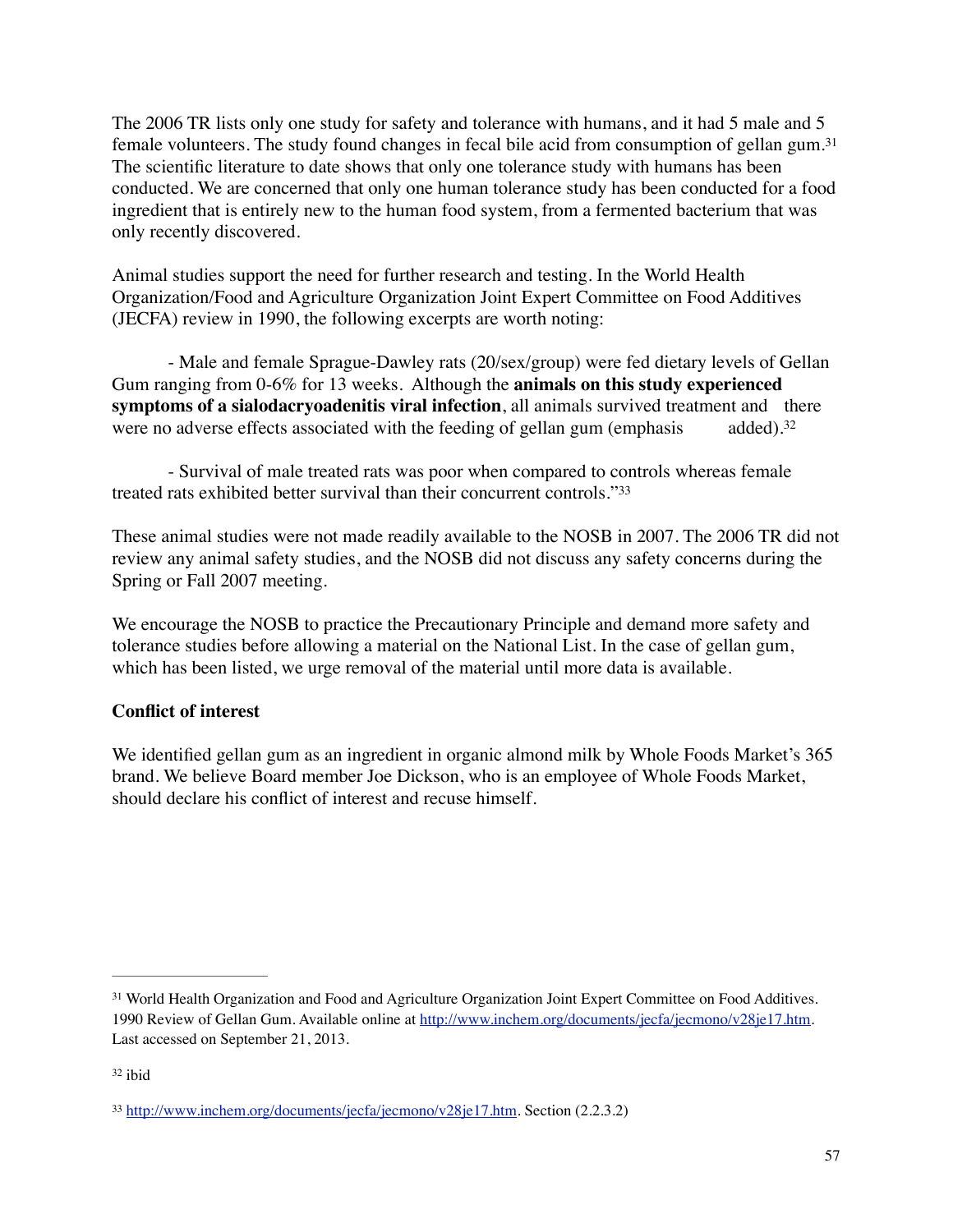The 2006 TR lists only one study for safety and tolerance with humans, and it had 5 male and 5 female volunteers. The study found changes in fecal bile acid from consumption of gellan gum.[31] The scientific literature to date shows that only one tolerance study with humans has been conducted. We are concerned that only one human tolerance study has been conducted for a food ingredient that is entirely new to the human food system, from a fermented bacterium that was only recently discovered.

Animal studies support the need for further research and testing. In the World Health Organization/Food and Agriculture Organization Joint Expert Committee on Food Additives (JECFA) review in 1990, the following excerpts are worth noting:

- Male and female Sprague-Dawley rats (20/sex/group) were fed dietary levels of Gellan Gum ranging from 0-6% for 13 weeks. Although the **animals on this study experienced symptoms of a sialodacryoadenitis viral infection**, all animals survived treatment and there were no adverse effects associated with the feeding of gellan gum (emphasis added).[32]

- Survival of male treated rats was poor when compared to controls whereas female treated rats exhibited better survival than their concurrent controls."[33]

These animal studies were not made readily available to the NOSB in 2007. The 2006 TR did not review any animal safety studies, and the NOSB did not discuss any safety concerns during the Spring or Fall 2007 meeting.

We encourage the NOSB to practice the Precautionary Principle and demand more safety and tolerance studies before allowing a material on the National List. In the case of gellan gum, which has been listed, we urge removal of the material until more data is available.

**Conflict of interest**

We identified gellan gum as an ingredient in organic almond milk by Whole Foods Market's 365 brand. We believe Board member Joe Dickson, who is an employee of Whole Foods Market, should declare his conflict of interest and recuse himself.

---

[31] World Health Organization and Food and Agriculture Organization Joint Expert Committee on Food Additives. 1990 Review of Gellan Gum. Available online at http://www.inchem.org/documents/jecfa/jecmono/v28je17.htm. Last accessed on September 21, 2013.

[32] ibid

[33] http://www.inchem.org/documents/jecfa/jecmono/v28je17.htm. Section (2.2.3.2)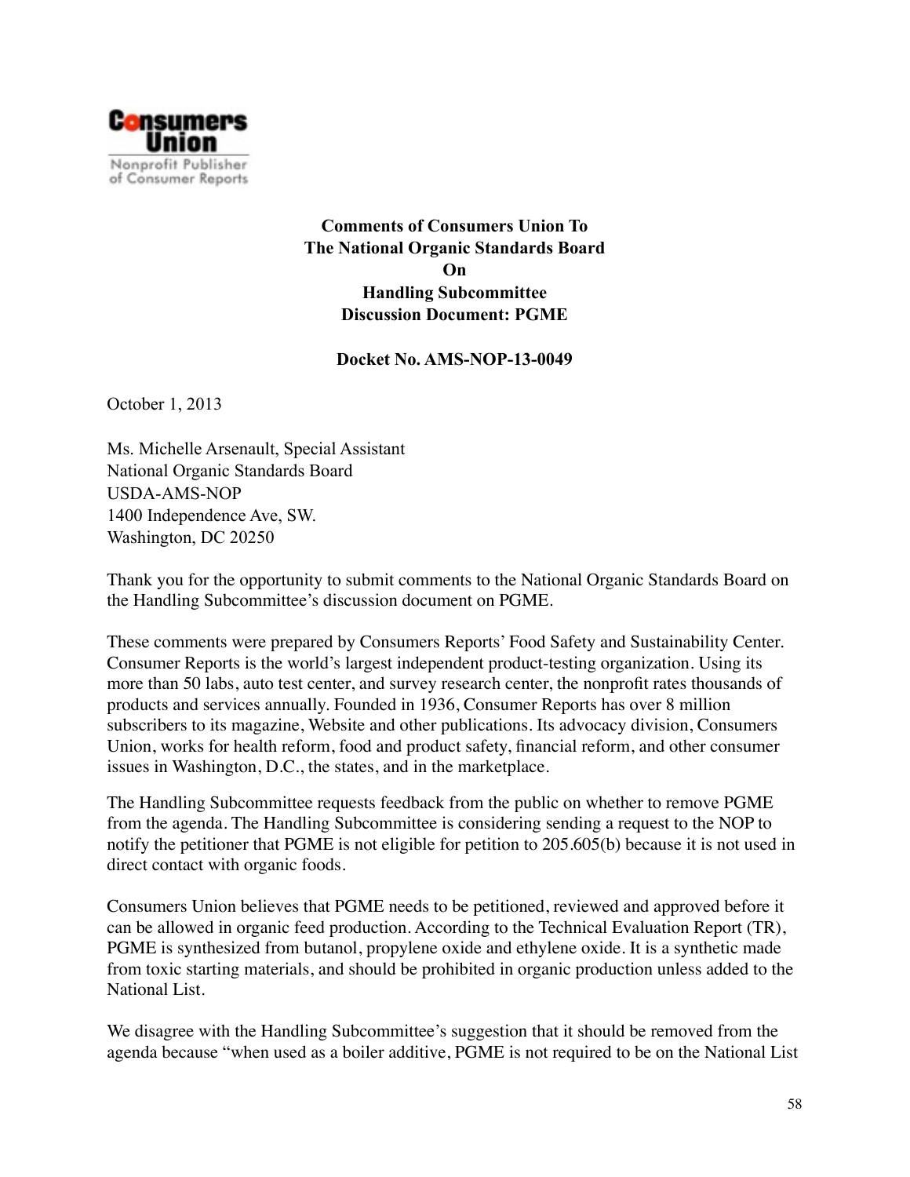Consumers Union

Nonprofit Publisher of Consumer Reports

**Comments of Consumers Union To**
**The National Organic Standards Board**
**On**
**Handling Subcommittee**
**Discussion Document: PGME**

**Docket No. AMS-NOP-13-0049**

October 1, 2013

Ms. Michelle Arsenault, Special Assistant
National Organic Standards Board
USDA-AMS-NOP
1400 Independence Ave, SW.
Washington, DC 20250

Thank you for the opportunity to submit comments to the National Organic Standards Board on the Handling Subcommittee's discussion document on PGME.

These comments were prepared by Consumers Reports' Food Safety and Sustainability Center. Consumer Reports is the world's largest independent product-testing organization. Using its more than 50 labs, auto test center, and survey research center, the nonprofit rates thousands of products and services annually. Founded in 1936, Consumer Reports has over 8 million subscribers to its magazine, Website and other publications. Its advocacy division, Consumers Union, works for health reform, food and product safety, financial reform, and other consumer issues in Washington, D.C., the states, and in the marketplace.

The Handling Subcommittee requests feedback from the public on whether to remove PGME from the agenda. The Handling Subcommittee is considering sending a request to the NOP to notify the petitioner that PGME is not eligible for petition to 205.605(b) because it is not used in direct contact with organic foods.

Consumers Union believes that PGME needs to be petitioned, reviewed and approved before it can be allowed in organic feed production. According to the Technical Evaluation Report (TR), PGME is synthesized from butanol, propylene oxide and ethylene oxide. It is a synthetic made from toxic starting materials, and should be prohibited in organic production unless added to the National List.

We disagree with the Handling Subcommittee's suggestion that it should be removed from the agenda because "when used as a boiler additive, PGME is not required to be on the National List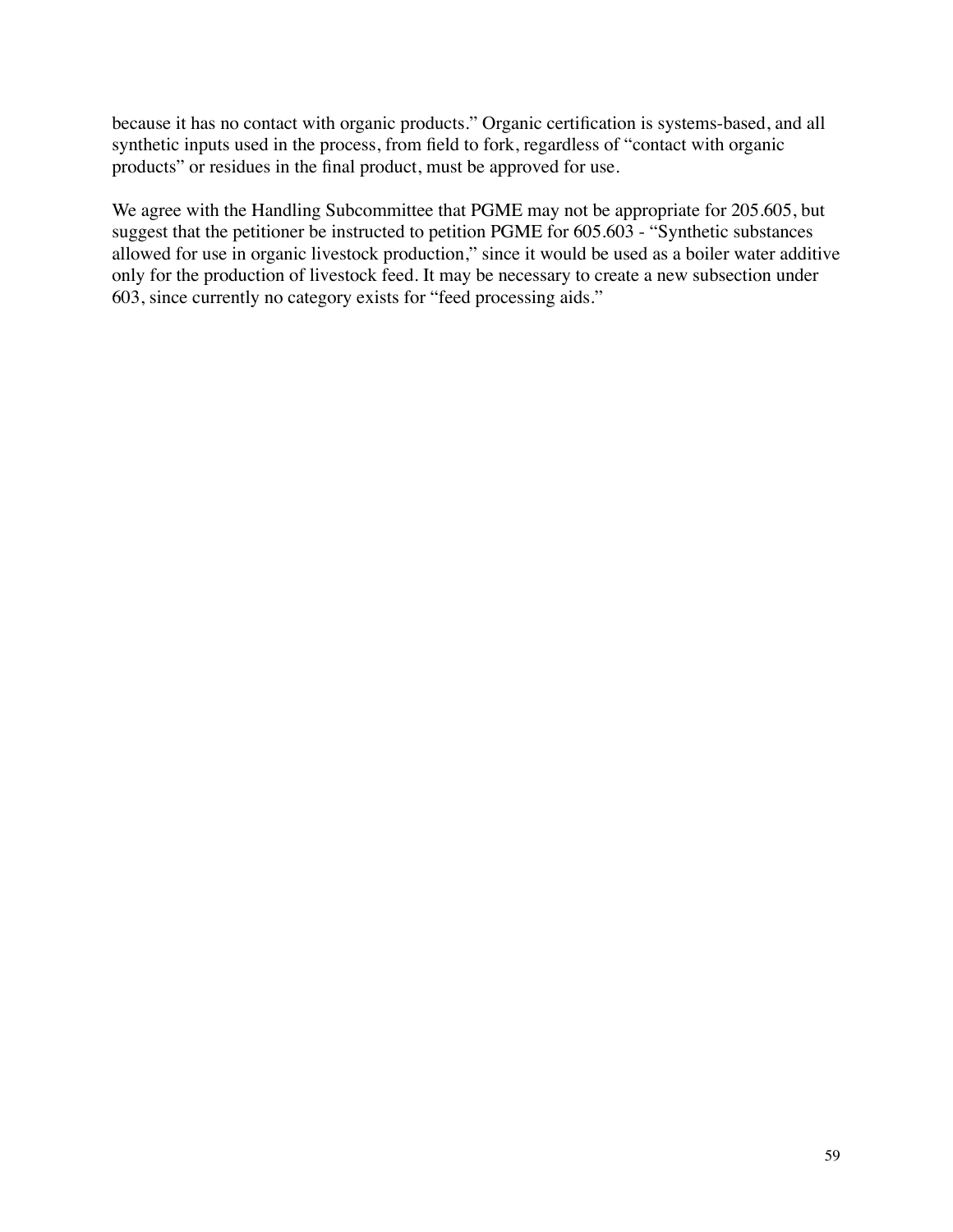because it has no contact with organic products." Organic certification is systems-based, and all synthetic inputs used in the process, from field to fork, regardless of "contact with organic products" or residues in the final product, must be approved for use.

We agree with the Handling Subcommittee that PGME may not be appropriate for 205.605, but suggest that the petitioner be instructed to petition PGME for 605.603 - "Synthetic substances allowed for use in organic livestock production," since it would be used as a boiler water additive only for the production of livestock feed. It may be necessary to create a new subsection under 603, since currently no category exists for "feed processing aids."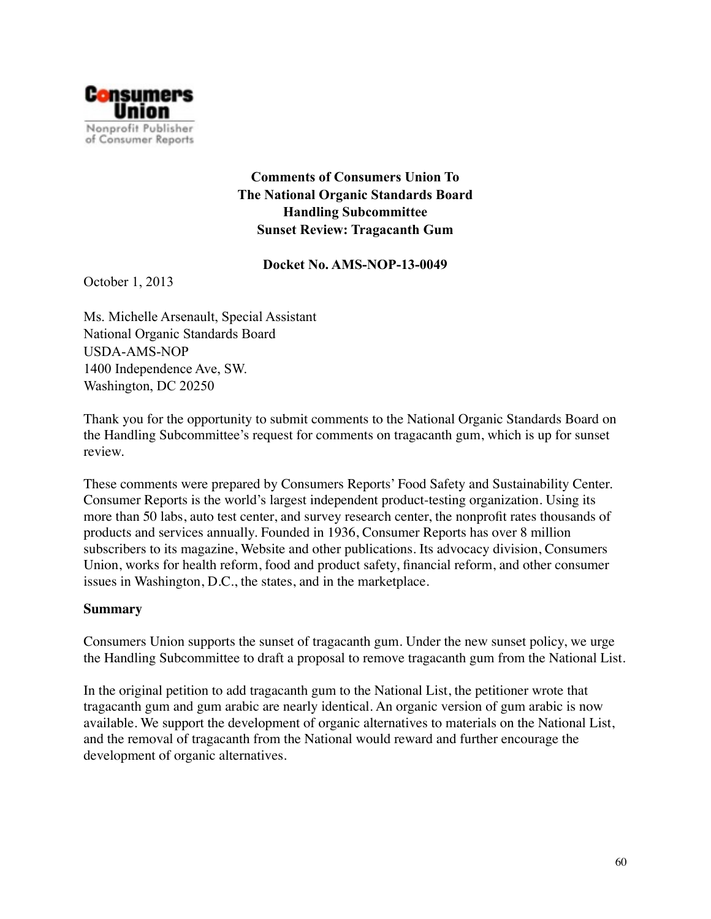Consumers Union

Nonprofit Publisher of Consumer Reports

**Comments of Consumers Union To**
**The National Organic Standards Board**
**Handling Subcommittee**
**Sunset Review: Tragacanth Gum**

**Docket No. AMS-NOP-13-0049**

October 1, 2013

Ms. Michelle Arsenault, Special Assistant
National Organic Standards Board
USDA-AMS-NOP
1400 Independence Ave, SW.
Washington, DC 20250

Thank you for the opportunity to submit comments to the National Organic Standards Board on the Handling Subcommittee's request for comments on tragacanth gum, which is up for sunset review.

These comments were prepared by Consumers Reports' Food Safety and Sustainability Center. Consumer Reports is the world's largest independent product-testing organization. Using its more than 50 labs, auto test center, and survey research center, the nonprofit rates thousands of products and services annually. Founded in 1936, Consumer Reports has over 8 million subscribers to its magazine, Website and other publications. Its advocacy division, Consumers Union, works for health reform, food and product safety, financial reform, and other consumer issues in Washington, D.C., the states, and in the marketplace.

**Summary**

Consumers Union supports the sunset of tragacanth gum. Under the new sunset policy, we urge the Handling Subcommittee to draft a proposal to remove tragacanth gum from the National List.

In the original petition to add tragacanth gum to the National List, the petitioner wrote that tragacanth gum and gum arabic are nearly identical. An organic version of gum arabic is now available. We support the development of organic alternatives to materials on the National List, and the removal of tragacanth from the National would reward and further encourage the development of organic alternatives.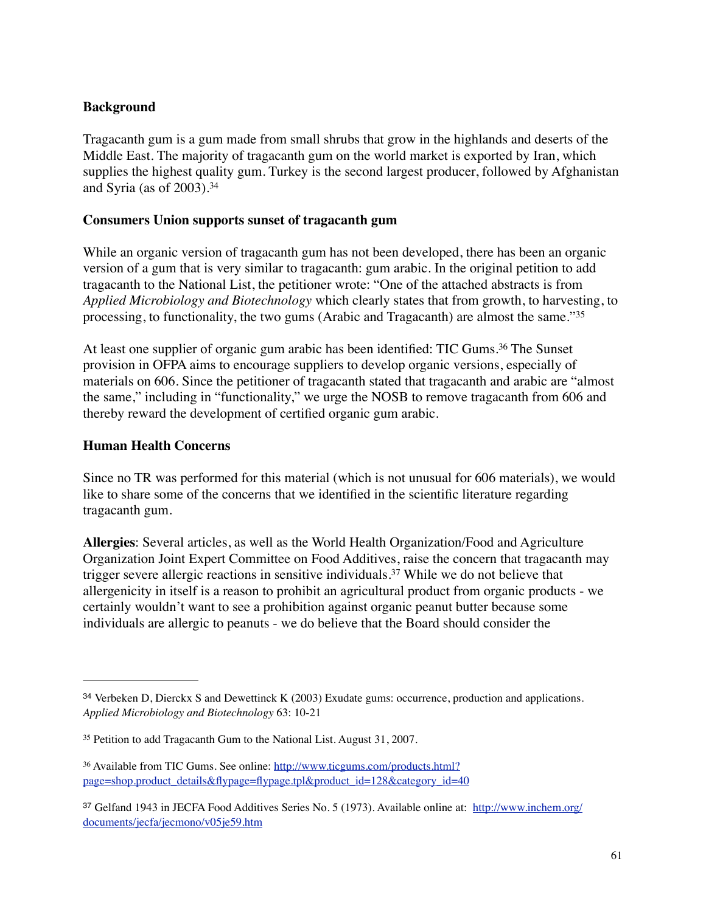**Background**

Tragacanth gum is a gum made from small shrubs that grow in the highlands and deserts of the Middle East. The majority of tragacanth gum on the world market is exported by Iran, which supplies the highest quality gum. Turkey is the second largest producer, followed by Afghanistan and Syria (as of 2003).[34]

**Consumers Union supports sunset of tragacanth gum**

While an organic version of tragacanth gum has not been developed, there has been an organic version of a gum that is very similar to tragacanth: gum arabic. In the original petition to add tragacanth to the National List, the petitioner wrote: "One of the attached abstracts is from *Applied Microbiology and Biotechnology* which clearly states that from growth, to harvesting, to processing, to functionality, the two gums (Arabic and Tragacanth) are almost the same."[35]

At least one supplier of organic gum arabic has been identified: TIC Gums.[36] The Sunset provision in OFPA aims to encourage suppliers to develop organic versions, especially of materials on 606. Since the petitioner of tragacanth stated that tragacanth and arabic are "almost the same," including in "functionality," we urge the NOSB to remove tragacanth from 606 and thereby reward the development of certified organic gum arabic.

**Human Health Concerns**

Since no TR was performed for this material (which is not unusual for 606 materials), we would like to share some of the concerns that we identified in the scientific literature regarding tragacanth gum.

**Allergies**: Several articles, as well as the World Health Organization/Food and Agriculture Organization Joint Expert Committee on Food Additives, raise the concern that tragacanth may trigger severe allergic reactions in sensitive individuals.[37] While we do not believe that allergenicity in itself is a reason to prohibit an agricultural product from organic products - we certainly wouldn't want to see a prohibition against organic peanut butter because some individuals are allergic to peanuts - we do believe that the Board should consider the

---

[34] Verbeken D, Dierckx S and Dewettinck K (2003) Exudate gums: occurrence, production and applications. *Applied Microbiology and Biotechnology* 63: 10-21

[35] Petition to add Tragacanth Gum to the National List. August 31, 2007.

[36] Available from TIC Gums. See online: http://www.ticgums.com/products.html?page=shop.product_details&flypage=flypage.tpl&product_id=128&category_id=40

[37] Gelfand 1943 in JECFA Food Additives Series No. 5 (1973). Available online at: http://www.inchem.org/documents/jecfa/jecmono/v05je59.htm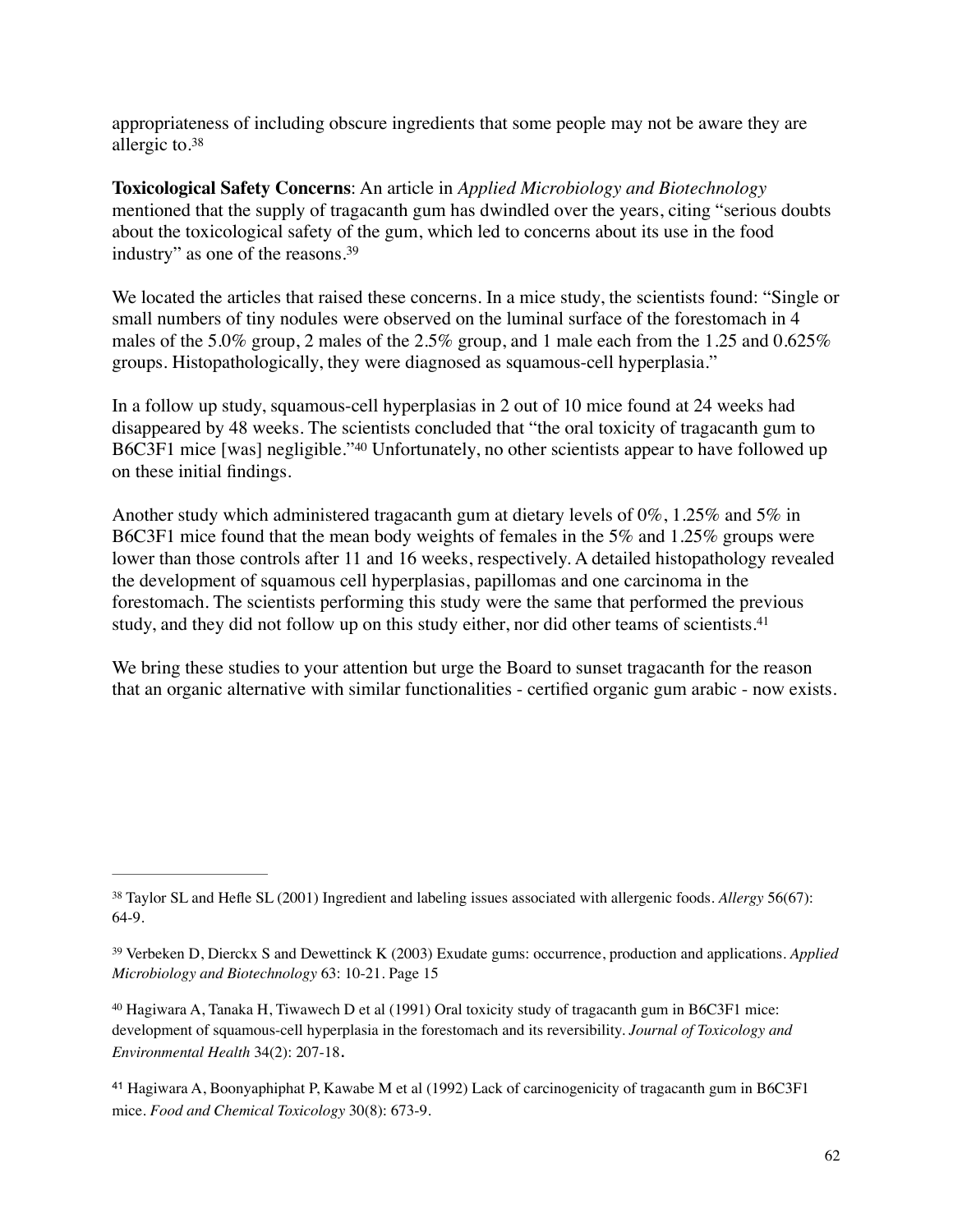appropriateness of including obscure ingredients that some people may not be aware they are allergic to.[38]

**Toxicological Safety Concerns**: An article in *Applied Microbiology and Biotechnology* mentioned that the supply of tragacanth gum has dwindled over the years, citing "serious doubts about the toxicological safety of the gum, which led to concerns about its use in the food industry" as one of the reasons.[39]

We located the articles that raised these concerns. In a mice study, the scientists found: "Single or small numbers of tiny nodules were observed on the luminal surface of the forestomach in 4 males of the 5.0% group, 2 males of the 2.5% group, and 1 male each from the 1.25 and 0.625% groups. Histopathologically, they were diagnosed as squamous-cell hyperplasia."

In a follow up study, squamous-cell hyperplasias in 2 out of 10 mice found at 24 weeks had disappeared by 48 weeks. The scientists concluded that "the oral toxicity of tragacanth gum to B6C3F1 mice [was] negligible."[40] Unfortunately, no other scientists appear to have followed up on these initial findings.

Another study which administered tragacanth gum at dietary levels of 0%, 1.25% and 5% in B6C3F1 mice found that the mean body weights of females in the 5% and 1.25% groups were lower than those controls after 11 and 16 weeks, respectively. A detailed histopathology revealed the development of squamous cell hyperplasias, papillomas and one carcinoma in the forestomach. The scientists performing this study were the same that performed the previous study, and they did not follow up on this study either, nor did other teams of scientists.[41]

We bring these studies to your attention but urge the Board to sunset tragacanth for the reason that an organic alternative with similar functionalities - certified organic gum arabic - now exists.

---

[38] Taylor SL and Hefle SL (2001) Ingredient and labeling issues associated with allergenic foods. *Allergy* 56(67): 64-9.

[39] Verbeken D, Dierckx S and Dewettinck K (2003) Exudate gums: occurrence, production and applications. *Applied Microbiology and Biotechnology* 63: 10-21. Page 15

[40] Hagiwara A, Tanaka H, Tiwawech D et al (1991) Oral toxicity study of tragacanth gum in B6C3F1 mice: development of squamous-cell hyperplasia in the forestomach and its reversibility. *Journal of Toxicology and Environmental Health* 34(2): 207-18.

[41] Hagiwara A, Boonyaphiphat P, Kawabe M et al (1992) Lack of carcinogenicity of tragacanth gum in B6C3F1 mice. *Food and Chemical Toxicology* 30(8): 673-9.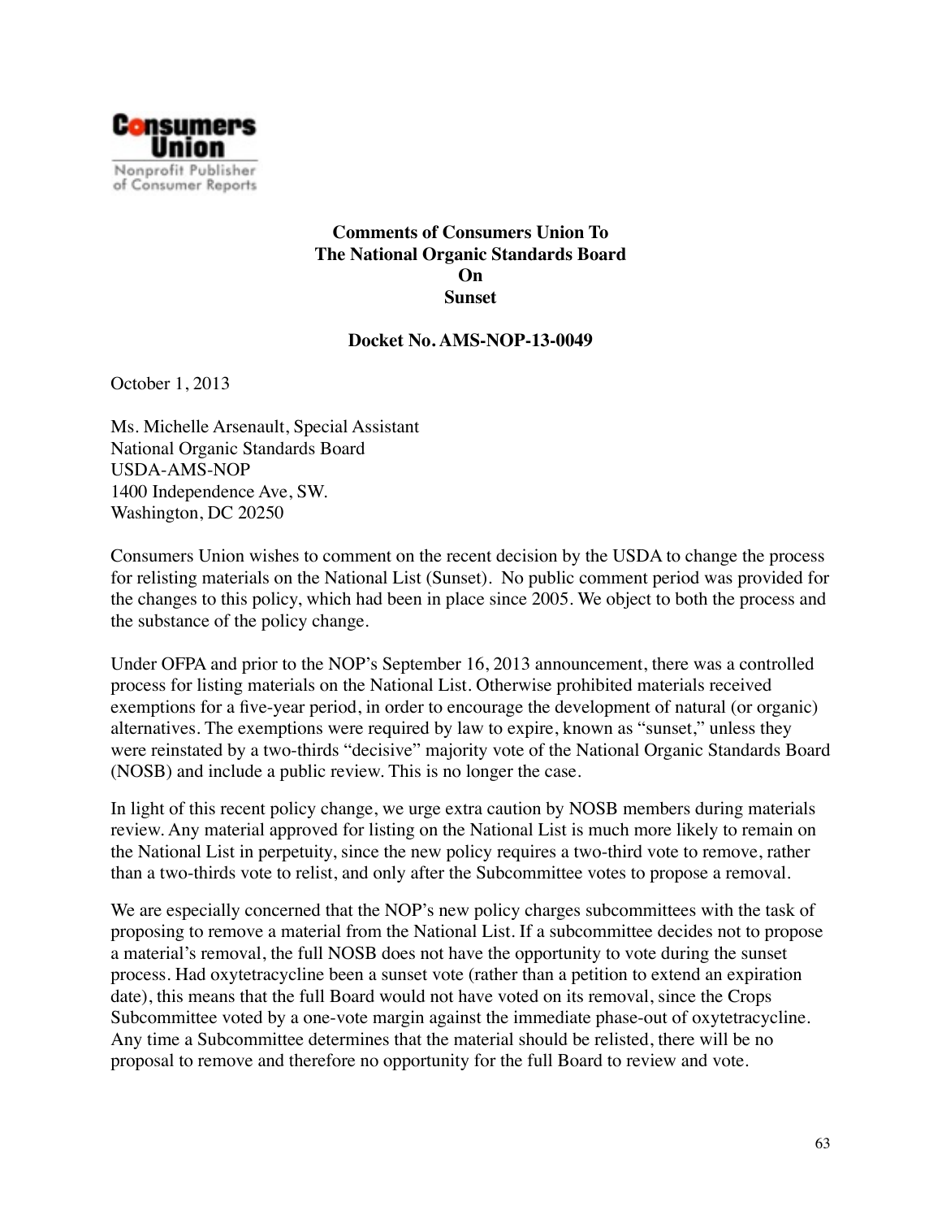**Consumers Union**

Nonprofit Publisher of Consumer Reports

**Comments of Consumers Union To The National Organic Standards Board On Sunset**

**Docket No. AMS-NOP-13-0049**

October 1, 2013

Ms. Michelle Arsenault, Special Assistant
National Organic Standards Board
USDA-AMS-NOP
1400 Independence Ave, SW.
Washington, DC 20250

Consumers Union wishes to comment on the recent decision by the USDA to change the process for relisting materials on the National List (Sunset). No public comment period was provided for the changes to this policy, which had been in place since 2005. We object to both the process and the substance of the policy change.

Under OFPA and prior to the NOP's September 16, 2013 announcement, there was a controlled process for listing materials on the National List. Otherwise prohibited materials received exemptions for a five-year period, in order to encourage the development of natural (or organic) alternatives. The exemptions were required by law to expire, known as "sunset," unless they were reinstated by a two-thirds "decisive" majority vote of the National Organic Standards Board (NOSB) and include a public review. This is no longer the case.

In light of this recent policy change, we urge extra caution by NOSB members during materials review. Any material approved for listing on the National List is much more likely to remain on the National List in perpetuity, since the new policy requires a two-third vote to remove, rather than a two-thirds vote to relist, and only after the Subcommittee votes to propose a removal.

We are especially concerned that the NOP's new policy charges subcommittees with the task of proposing to remove a material from the National List. If a subcommittee decides not to propose a material's removal, the full NOSB does not have the opportunity to vote during the sunset process. Had oxytetracycline been a sunset vote (rather than a petition to extend an expiration date), this means that the full Board would not have voted on its removal, since the Crops Subcommittee voted by a one-vote margin against the immediate phase-out of oxytetracycline. Any time a Subcommittee determines that the material should be relisted, there will be no proposal to remove and therefore no opportunity for the full Board to review and vote.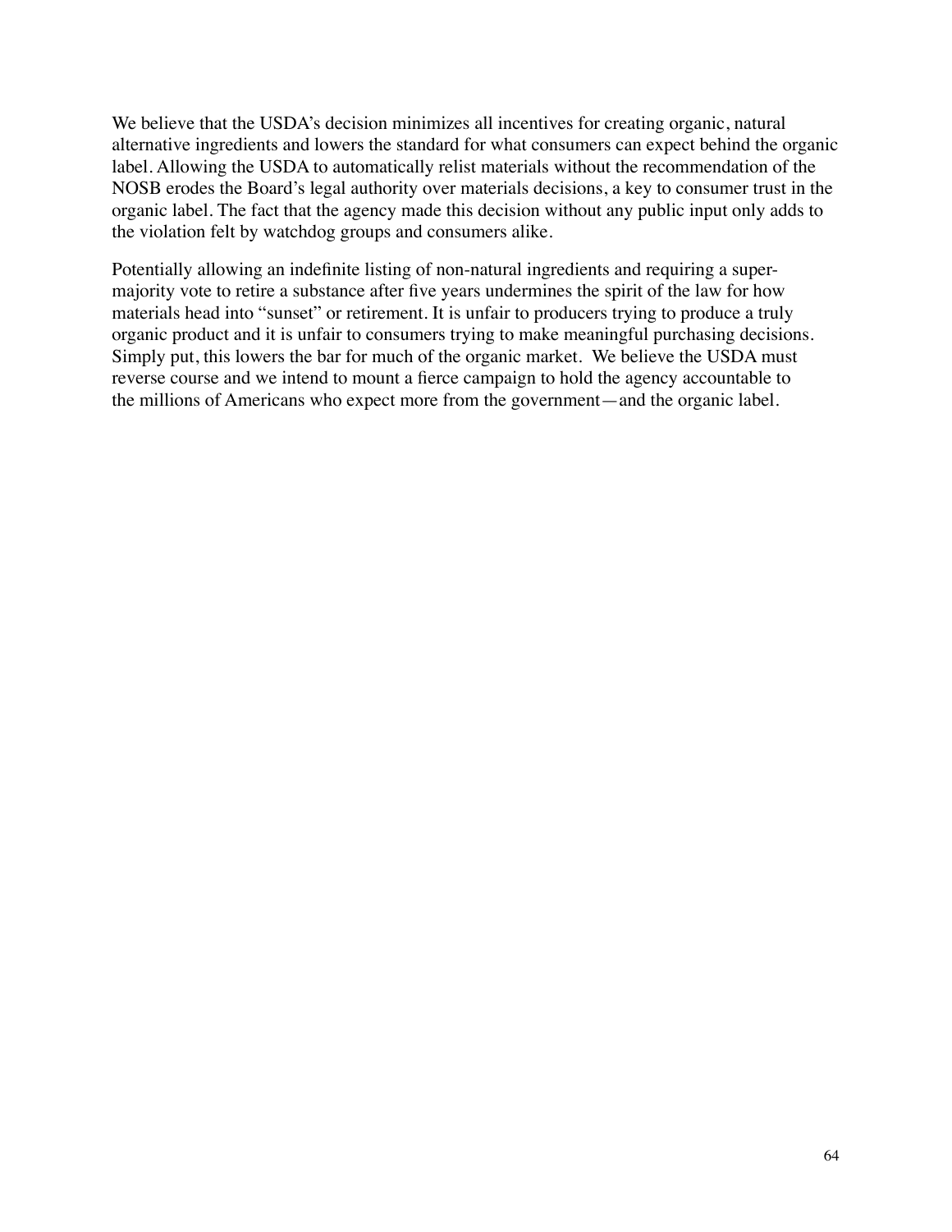We believe that the USDA's decision minimizes all incentives for creating organic, natural alternative ingredients and lowers the standard for what consumers can expect behind the organic label. Allowing the USDA to automatically relist materials without the recommendation of the NOSB erodes the Board's legal authority over materials decisions, a key to consumer trust in the organic label. The fact that the agency made this decision without any public input only adds to the violation felt by watchdog groups and consumers alike.

Potentially allowing an indefinite listing of non-natural ingredients and requiring a super-majority vote to retire a substance after five years undermines the spirit of the law for how materials head into "sunset" or retirement. It is unfair to producers trying to produce a truly organic product and it is unfair to consumers trying to make meaningful purchasing decisions. Simply put, this lowers the bar for much of the organic market. We believe the USDA must reverse course and we intend to mount a fierce campaign to hold the agency accountable to the millions of Americans who expect more from the government—and the organic label.